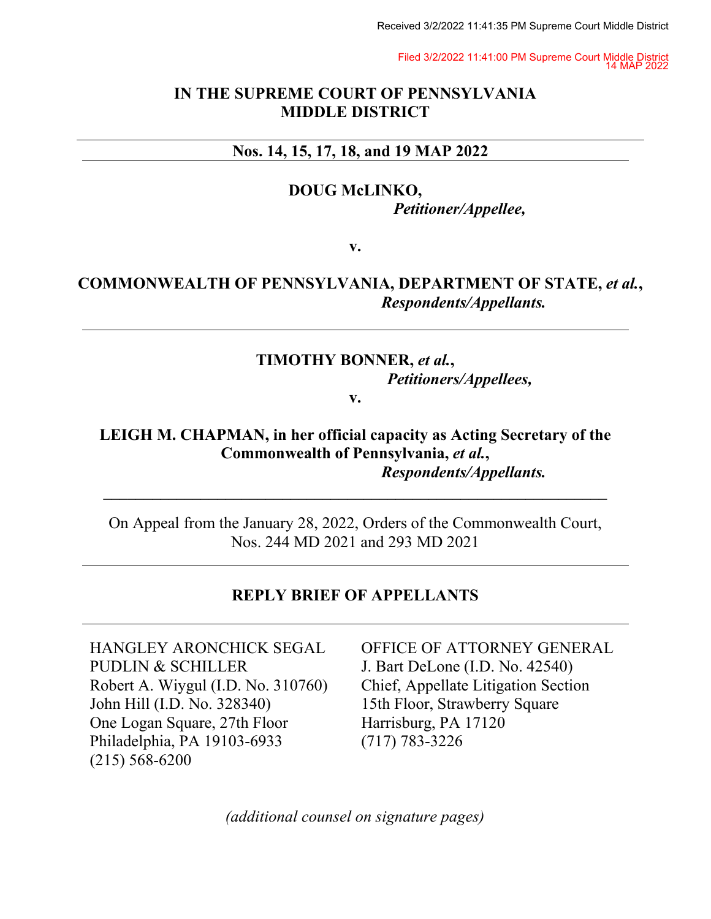Received 3/2/2022 11:41:35 PM Supreme Court Middle District

Filed 3/2/2022 11:41:00 PM Supreme Court Middle District
14 MAP 2022

**IN THE SUPREME COURT OF PENNSYLVANIA**
**MIDDLE DISTRICT**

---

**Nos. 14, 15, 17, 18, and 19 MAP 2022**

---

**DOUG McLINKO,**
***Petitioner/Appellee,***

**v.**

**COMMONWEALTH OF PENNSYLVANIA, DEPARTMENT OF STATE, *et al.*,**
***Respondents/Appellants.***

---

**TIMOTHY BONNER, *et al.*,**
***Petitioners/Appellees,***

**v.**

**LEIGH M. CHAPMAN, in her official capacity as Acting Secretary of the Commonwealth of Pennsylvania, *et al.*,**
***Respondents/Appellants.***

---

On Appeal from the January 28, 2022, Orders of the Commonwealth Court, Nos. 244 MD 2021 and 293 MD 2021

---

**REPLY BRIEF OF APPELLANTS**

---

HANGLEY ARONCHICK SEGAL PUDLIN & SCHILLER
Robert A. Wiygul (I.D. No. 310760)
John Hill (I.D. No. 328340)
One Logan Square, 27th Floor
Philadelphia, PA 19103-6933
(215) 568-6200

OFFICE OF ATTORNEY GENERAL
J. Bart DeLone (I.D. No. 42540)
Chief, Appellate Litigation Section
15th Floor, Strawberry Square
Harrisburg, PA 17120
(717) 783-3226

*(additional counsel on signature pages)*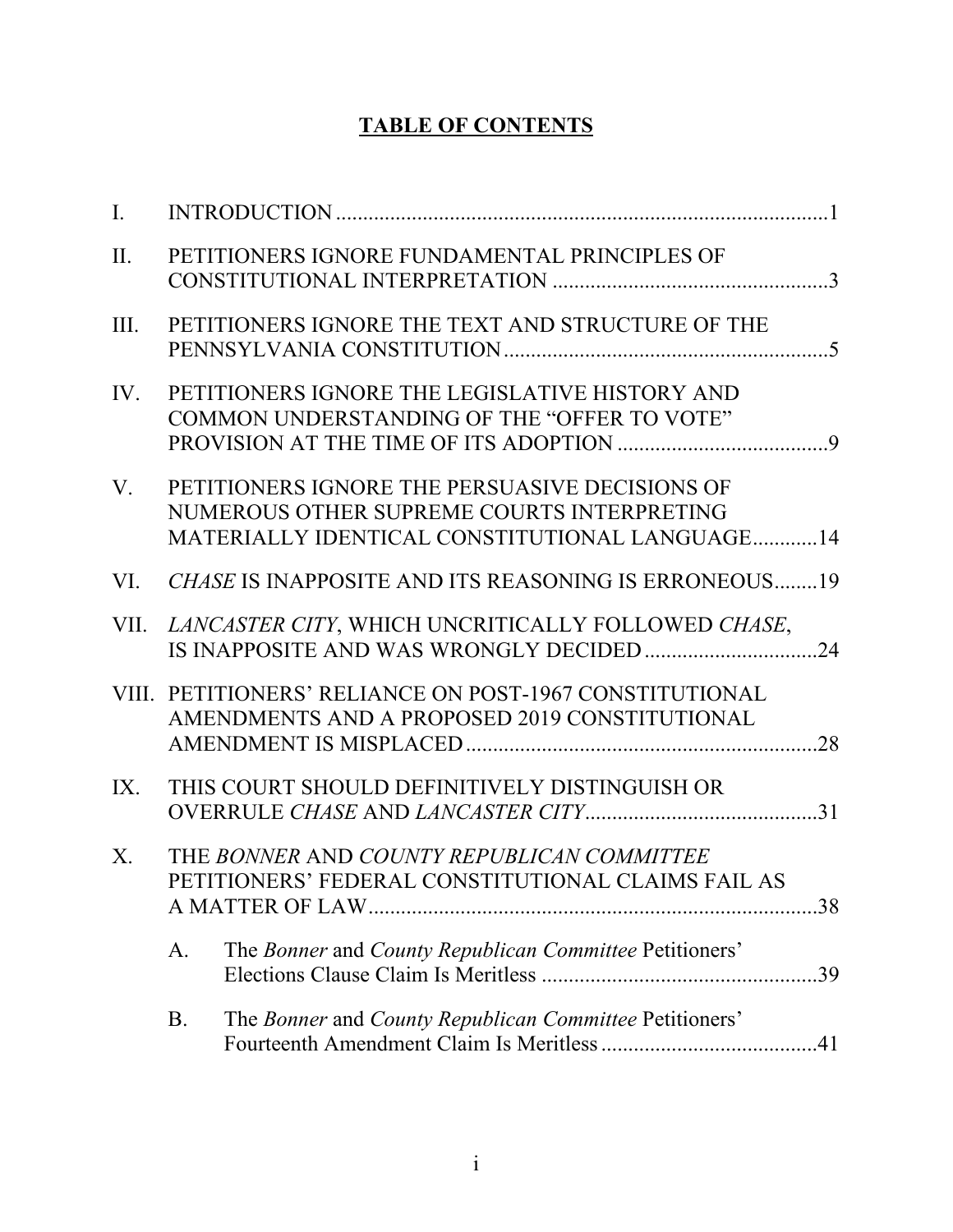# TABLE OF CONTENTS

I. INTRODUCTION ........................................................................................... 1

II. PETITIONERS IGNORE FUNDAMENTAL PRINCIPLES OF CONSTITUTIONAL INTERPRETATION ................................................... 3

III. PETITIONERS IGNORE THE TEXT AND STRUCTURE OF THE PENNSYLVANIA CONSTITUTION ............................................................ 5

IV. PETITIONERS IGNORE THE LEGISLATIVE HISTORY AND COMMON UNDERSTANDING OF THE "OFFER TO VOTE" PROVISION AT THE TIME OF ITS ADOPTION ....................................... 9

V. PETITIONERS IGNORE THE PERSUASIVE DECISIONS OF NUMEROUS OTHER SUPREME COURTS INTERPRETING MATERIALLY IDENTICAL CONSTITUTIONAL LANGUAGE ............ 14

VI. *CHASE* IS INAPPOSITE AND ITS REASONING IS ERRONEOUS ........ 19

VII. *LANCASTER CITY*, WHICH UNCRITICALLY FOLLOWED *CHASE*, IS INAPPOSITE AND WAS WRONGLY DECIDED ................................ 24

VIII. PETITIONERS' RELIANCE ON POST-1967 CONSTITUTIONAL AMENDMENTS AND A PROPOSED 2019 CONSTITUTIONAL AMENDMENT IS MISPLACED ................................................................. 28

IX. THIS COURT SHOULD DEFINITIVELY DISTINGUISH OR OVERRULE *CHASE* AND *LANCASTER CITY* ........................................... 31

X. THE *BONNER* AND *COUNTY REPUBLICAN COMMITTEE* PETITIONERS' FEDERAL CONSTITUTIONAL CLAIMS FAIL AS A MATTER OF LAW ................................................................................... 38

- A. The *Bonner* and *County Republican Committee* Petitioners' Elections Clause Claim Is Meritless ................................................... 39
- B. The *Bonner* and *County Republican Committee* Petitioners' Fourteenth Amendment Claim Is Meritless ........................................ 41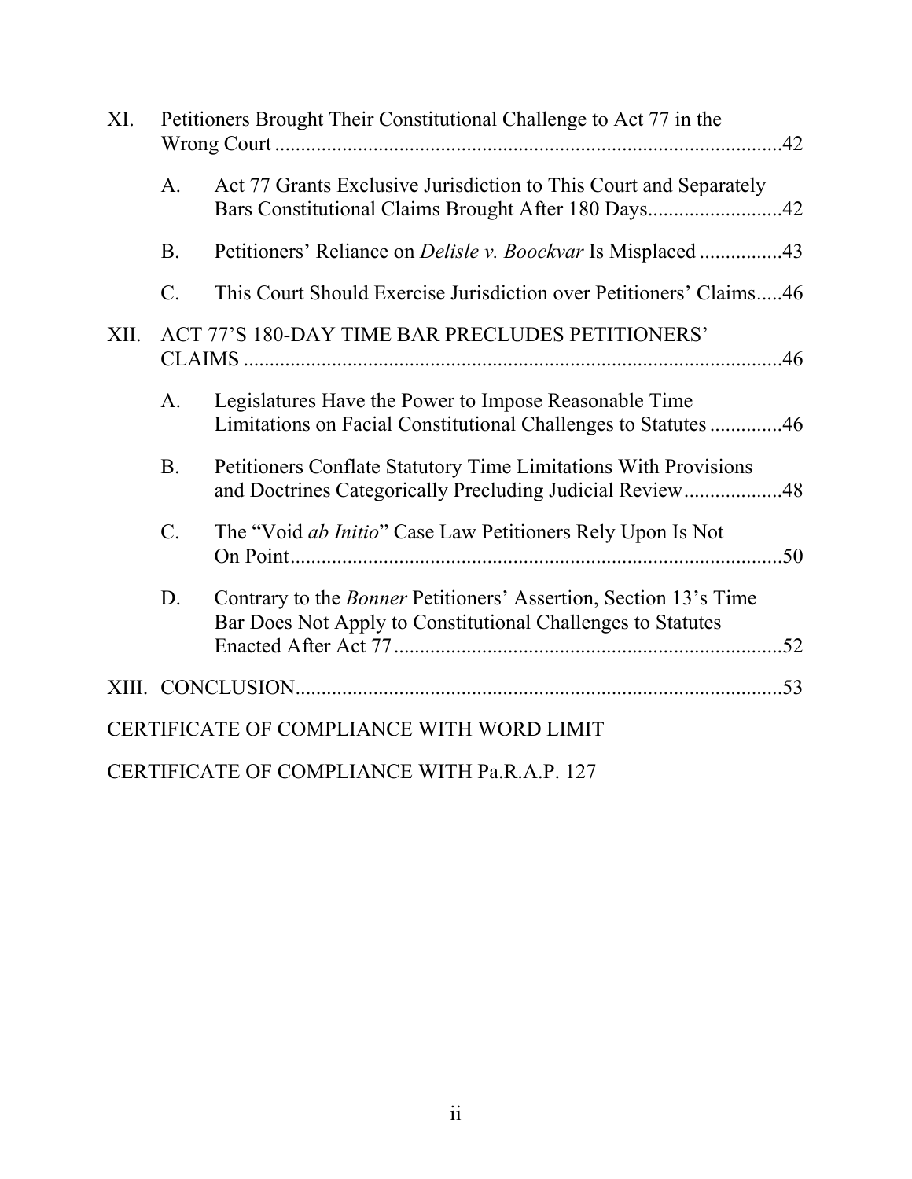XI. Petitioners Brought Their Constitutional Challenge to Act 77 in the Wrong Court ....................................................................................42

- A. Act 77 Grants Exclusive Jurisdiction to This Court and Separately Bars Constitutional Claims Brought After 180 Days..........................42
- B. Petitioners' Reliance on *Delisle v. Boockvar* Is Misplaced ................43
- C. This Court Should Exercise Jurisdiction over Petitioners' Claims.....46

XII. ACT 77'S 180-DAY TIME BAR PRECLUDES PETITIONERS' CLAIMS ......................................................................................................46

- A. Legislatures Have the Power to Impose Reasonable Time Limitations on Facial Constitutional Challenges to Statutes ..............46
- B. Petitioners Conflate Statutory Time Limitations With Provisions and Doctrines Categorically Precluding Judicial Review...................48
- C. The "Void *ab Initio*" Case Law Petitioners Rely Upon Is Not On Point...............................................................................................50
- D. Contrary to the *Bonner* Petitioners' Assertion, Section 13's Time Bar Does Not Apply to Constitutional Challenges to Statutes Enacted After Act 77...........................................................................52

XIII. CONCLUSION..............................................................................................53

CERTIFICATE OF COMPLIANCE WITH WORD LIMIT

CERTIFICATE OF COMPLIANCE WITH Pa.R.A.P. 127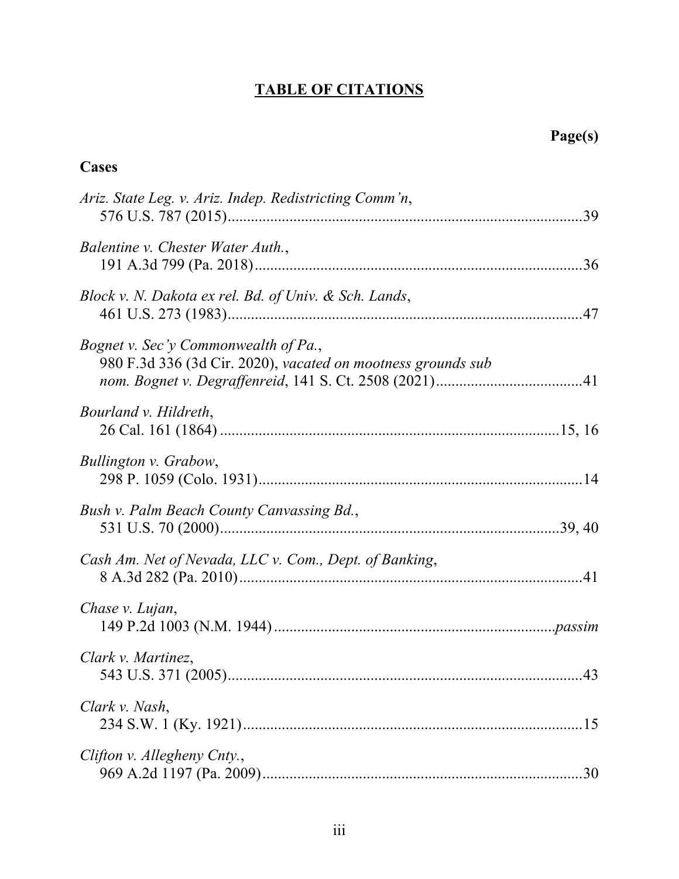# TABLE OF CITATIONS

**Page(s)**

**Cases**

*Ariz. State Leg. v. Ariz. Indep. Redistricting Comm'n*,
576 U.S. 787 (2015) .......... 39

*Balentine v. Chester Water Auth.*,
191 A.3d 799 (Pa. 2018) .......... 36

*Block v. N. Dakota ex rel. Bd. of Univ. & Sch. Lands*,
461 U.S. 273 (1983) .......... 47

*Bognet v. Sec'y Commonwealth of Pa.*,
980 F.3d 336 (3d Cir. 2020), *vacated on mootness grounds sub nom. Bognet v. Degraffenreid*, 141 S. Ct. 2508 (2021) .......... 41

*Bourland v. Hildreth*,
26 Cal. 161 (1864) .......... 15, 16

*Bullington v. Grabow*,
298 P. 1059 (Colo. 1931) .......... 14

*Bush v. Palm Beach County Canvassing Bd.*,
531 U.S. 70 (2000) .......... 39, 40

*Cash Am. Net of Nevada, LLC v. Com., Dept. of Banking*,
8 A.3d 282 (Pa. 2010) .......... 41

*Chase v. Lujan*,
149 P.2d 1003 (N.M. 1944) .......... *passim*

*Clark v. Martinez*,
543 U.S. 371 (2005) .......... 43

*Clark v. Nash*,
234 S.W. 1 (Ky. 1921) .......... 15

*Clifton v. Allegheny Cnty.*,
969 A.2d 1197 (Pa. 2009) .......... 30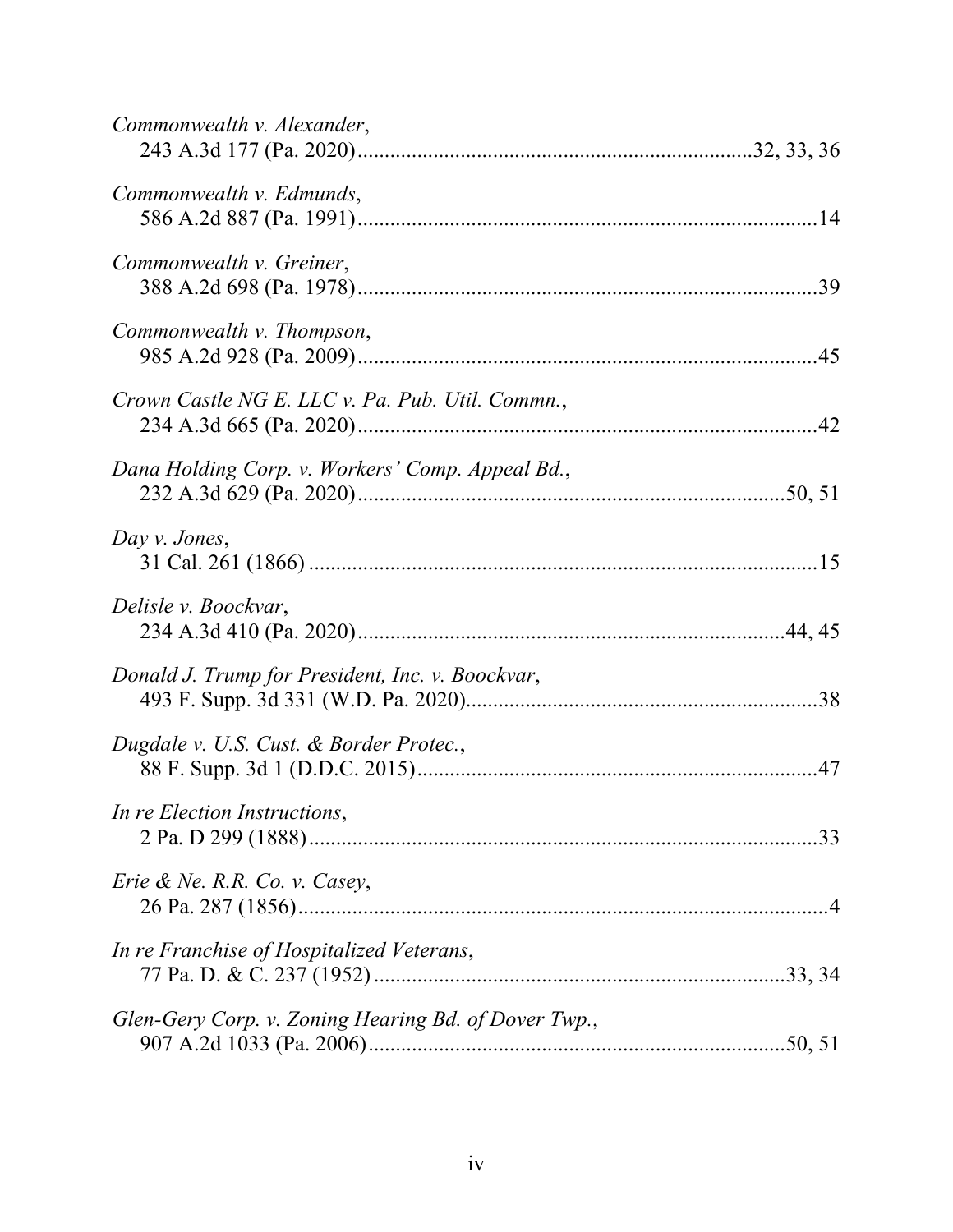*Commonwealth v. Alexander*,
243 A.3d 177 (Pa. 2020).......................................................................32, 33, 36

*Commonwealth v. Edmunds*,
586 A.2d 887 (Pa. 1991)..................................................................................14

*Commonwealth v. Greiner*,
388 A.2d 698 (Pa. 1978)..................................................................................39

*Commonwealth v. Thompson*,
985 A.2d 928 (Pa. 2009)..................................................................................45

*Crown Castle NG E. LLC v. Pa. Pub. Util. Commn.*,
234 A.3d 665 (Pa. 2020)..................................................................................42

*Dana Holding Corp. v. Workers' Comp. Appeal Bd.*,
232 A.3d 629 (Pa. 2020).............................................................................50, 51

*Day v. Jones*,
31 Cal. 261 (1866) ..........................................................................................15

*Delisle v. Boockvar*,
234 A.3d 410 (Pa. 2020).............................................................................44, 45

*Donald J. Trump for President, Inc. v. Boockvar*,
493 F. Supp. 3d 331 (W.D. Pa. 2020)..............................................................38

*Dugdale v. U.S. Cust. & Border Protec.*,
88 F. Supp. 3d 1 (D.D.C. 2015)........................................................................47

*In re Election Instructions*,
2 Pa. D 299 (1888)...........................................................................................33

*Erie & Ne. R.R. Co. v. Casey*,
26 Pa. 287 (1856)...............................................................................................4

*In re Franchise of Hospitalized Veterans*,
77 Pa. D. & C. 237 (1952) ..........................................................................33, 34

*Glen-Gery Corp. v. Zoning Hearing Bd. of Dover Twp.*,
907 A.2d 1033 (Pa. 2006)...........................................................................50, 51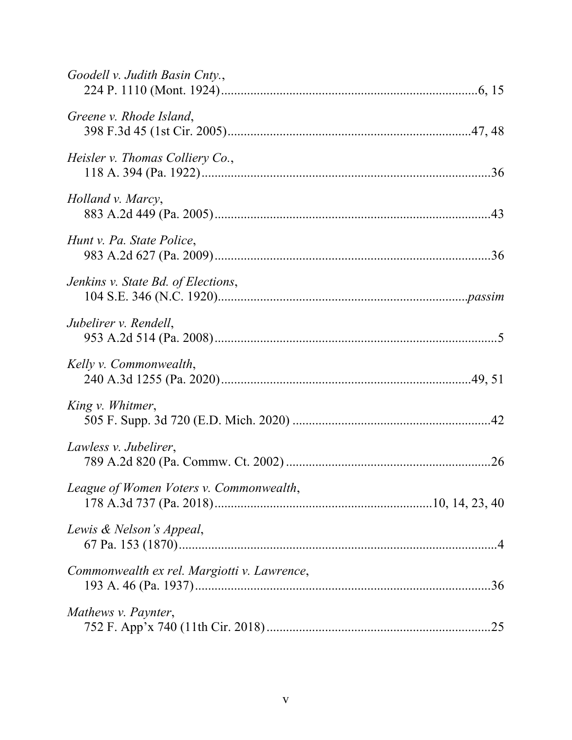*Goodell v. Judith Basin Cnty.*,
224 P. 1110 (Mont. 1924)................................................................................6, 15

*Greene v. Rhode Island*,
398 F.3d 45 (1st Cir. 2005)...........................................................................47, 48

*Heisler v. Thomas Colliery Co.*,
118 A. 394 (Pa. 1922)........................................................................................36

*Holland v. Marcy*,
883 A.2d 449 (Pa. 2005)....................................................................................43

*Hunt v. Pa. State Police*,
983 A.2d 627 (Pa. 2009)....................................................................................36

*Jenkins v. State Bd. of Elections*,
104 S.E. 346 (N.C. 1920)...................................................................*passim*

*Jubelirer v. Rendell*,
953 A.2d 514 (Pa. 2008)......................................................................................5

*Kelly v. Commonwealth*,
240 A.3d 1255 (Pa. 2020)...........................................................................49, 51

*King v. Whitmer*,
505 F. Supp. 3d 720 (E.D. Mich. 2020) ............................................................42

*Lawless v. Jubelirer*,
789 A.2d 820 (Pa. Commw. Ct. 2002) ..............................................................26

*League of Women Voters v. Commonwealth*,
178 A.3d 737 (Pa. 2018)...................................................................10, 14, 23, 40

*Lewis & Nelson's Appeal*,
67 Pa. 153 (1870)..................................................................................................4

*Commonwealth ex rel. Margiotti v. Lawrence*,
193 A. 46 (Pa. 1937)..........................................................................................36

*Mathews v. Paynter*,
752 F. App'x 740 (11th Cir. 2018) ....................................................................25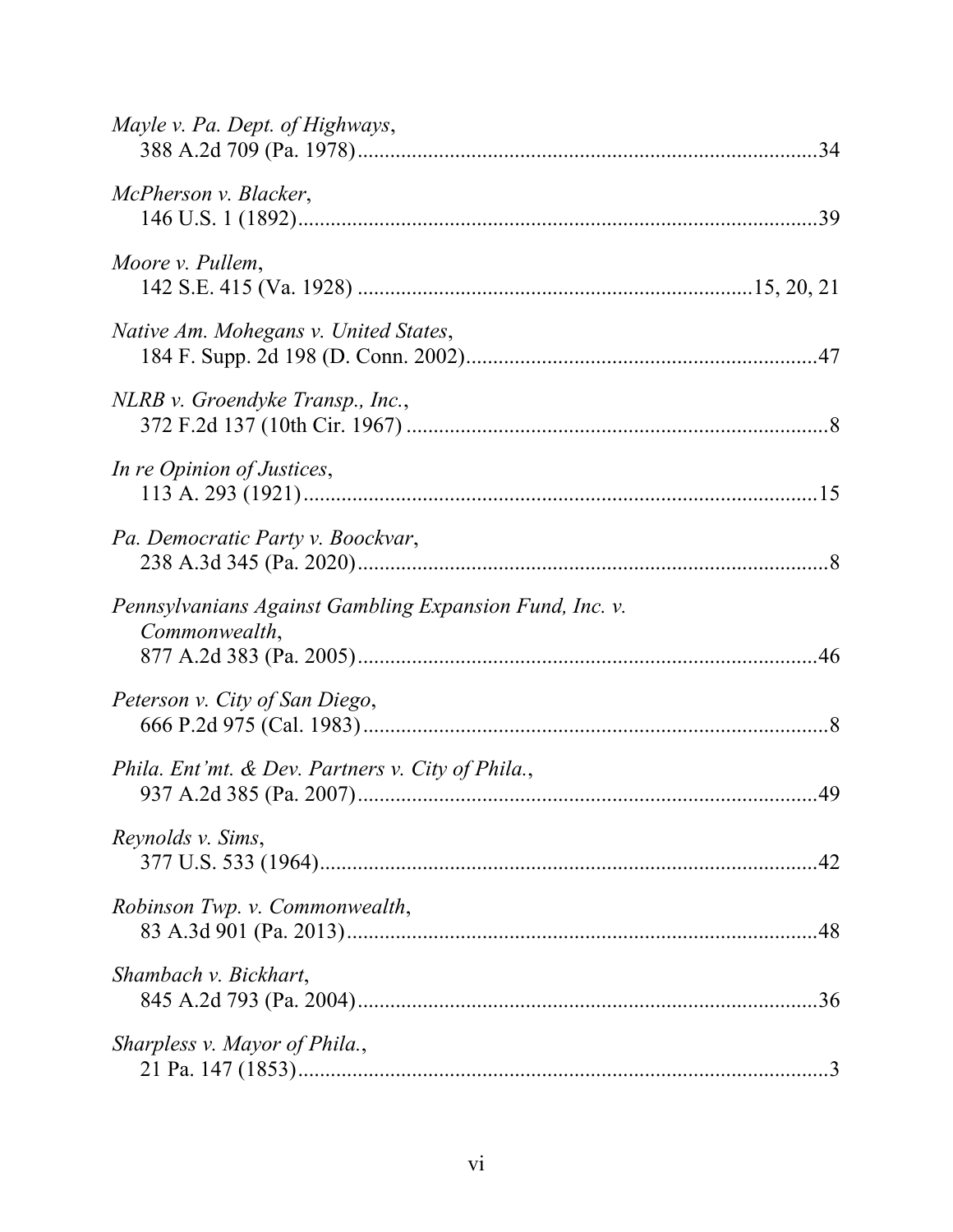*Mayle v. Pa. Dept. of Highways*,
388 A.2d 709 (Pa. 1978) .......................................................................................34

*McPherson v. Blacker*,
146 U.S. 1 (1892) .................................................................................................39

*Moore v. Pullem*,
142 S.E. 415 (Va. 1928) ...................................................................... 15, 20, 21

*Native Am. Mohegans v. United States*,
184 F. Supp. 2d 198 (D. Conn. 2002) ..................................................................47

*NLRB v. Groendyke Transp., Inc.*,
372 F.2d 137 (10th Cir. 1967) ................................................................................8

*In re Opinion of Justices*,
113 A. 293 (1921) .................................................................................................15

*Pa. Democratic Party v. Boockvar*,
238 A.3d 345 (Pa. 2020) .........................................................................................8

*Pennsylvanians Against Gambling Expansion Fund, Inc. v. Commonwealth*,
877 A.2d 383 (Pa. 2005) .......................................................................................46

*Peterson v. City of San Diego*,
666 P.2d 975 (Cal. 1983) ........................................................................................8

*Phila. Ent'mt. & Dev. Partners v. City of Phila.*,
937 A.2d 385 (Pa. 2007) .......................................................................................49

*Reynolds v. Sims*,
377 U.S. 533 (1964) ..............................................................................................42

*Robinson Twp. v. Commonwealth*,
83 A.3d 901 (Pa. 2013) .........................................................................................48

*Shambach v. Bickhart*,
845 A.2d 793 (Pa. 2004) .......................................................................................36

*Sharpless v. Mayor of Phila.*,
21 Pa. 147 (1853) ....................................................................................................3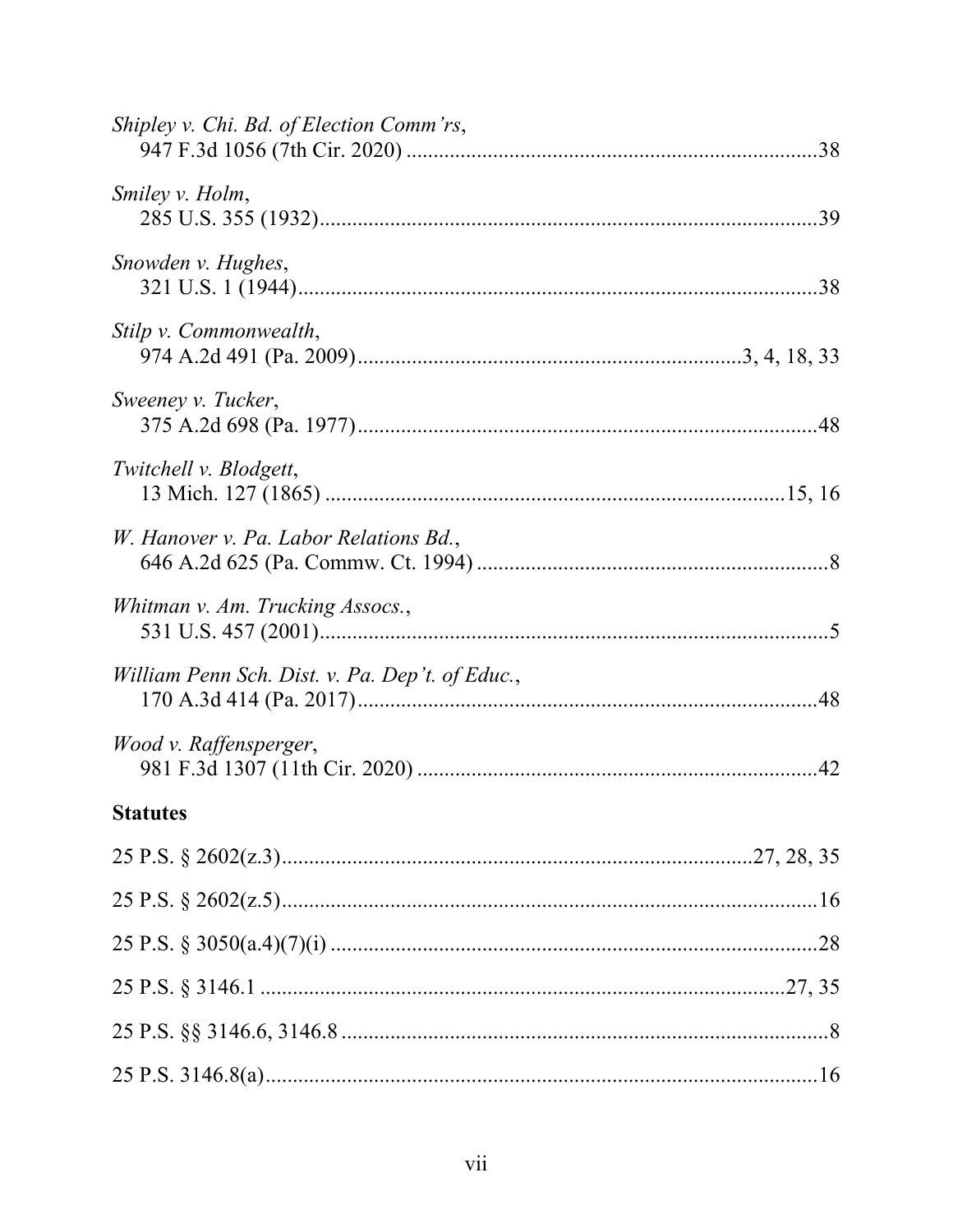*Shipley v. Chi. Bd. of Election Comm'rs*,
947 F.3d 1056 (7th Cir. 2020) ....................................................................38

*Smiley v. Holm*,
285 U.S. 355 (1932)....................................................................................39

*Snowden v. Hughes*,
321 U.S. 1 (1944)........................................................................................38

*Stilp v. Commonwealth*,
974 A.2d 491 (Pa. 2009)....................................................................3, 4, 18, 33

*Sweeney v. Tucker*,
375 A.2d 698 (Pa. 1977)..............................................................................48

*Twitchell v. Blodgett*,
13 Mich. 127 (1865) ..................................................................................15, 16

*W. Hanover v. Pa. Labor Relations Bd.*,
646 A.2d 625 (Pa. Commw. Ct. 1994) ..........................................................8

*Whitman v. Am. Trucking Assocs.*,
531 U.S. 457 (2001)......................................................................................5

*William Penn Sch. Dist. v. Pa. Dep't. of Educ.*,
170 A.3d 414 (Pa. 2017)..............................................................................48

*Wood v. Raffensperger*,
981 F.3d 1307 (11th Cir. 2020) ...................................................................42

**Statutes**

25 P.S. § 2602(z.3)..........................................................................27, 28, 35

25 P.S. § 2602(z.5)..........................................................................................16

25 P.S. § 3050(a.4)(7)(i) ..................................................................................28

25 P.S. § 3146.1 ...........................................................................................27, 35

25 P.S. §§ 3146.6, 3146.8 ....................................................................................8

25 P.S. 3146.8(a)...............................................................................................16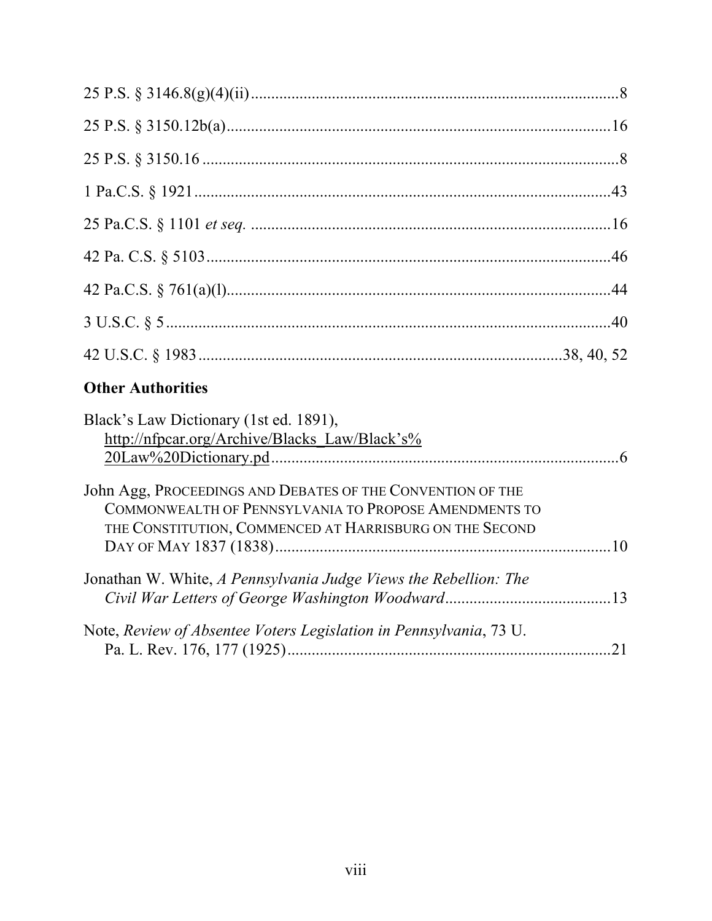25 P.S. § 3146.8(g)(4)(ii) .......................................................................................... 8

25 P.S. § 3150.12b(a) ................................................................................................ 16

25 P.S. § 3150.16 ........................................................................................................ 8

1 Pa.C.S. § 1921 ......................................................................................................... 43

25 Pa.C.S. § 1101 *et seq.* ......................................................................................... 16

42 Pa. C.S. § 5103 ..................................................................................................... 46

42 Pa.C.S. § 761(a)(l) ................................................................................................ 44

3 U.S.C. § 5 ................................................................................................................ 40

42 U.S.C. § 1983 ............................................................................................ 38, 40, 52

## Other Authorities

Black's Law Dictionary (1st ed. 1891), http://nfpcar.org/Archive/Blacks_Law/Black's%20Law%20Dictionary.pd ...................................................................................... 6

John Agg, PROCEEDINGS AND DEBATES OF THE CONVENTION OF THE COMMONWEALTH OF PENNSYLVANIA TO PROPOSE AMENDMENTS TO THE CONSTITUTION, COMMENCED AT HARRISBURG ON THE SECOND DAY OF MAY 1837 (1838) .................................................................................... 10

Jonathan W. White, *A Pennsylvania Judge Views the Rebellion: The Civil War Letters of George Washington Woodward* .......................................... 13

Note, *Review of Absentee Voters Legislation in Pennsylvania*, 73 U. Pa. L. Rev. 176, 177 (1925) ................................................................................. 21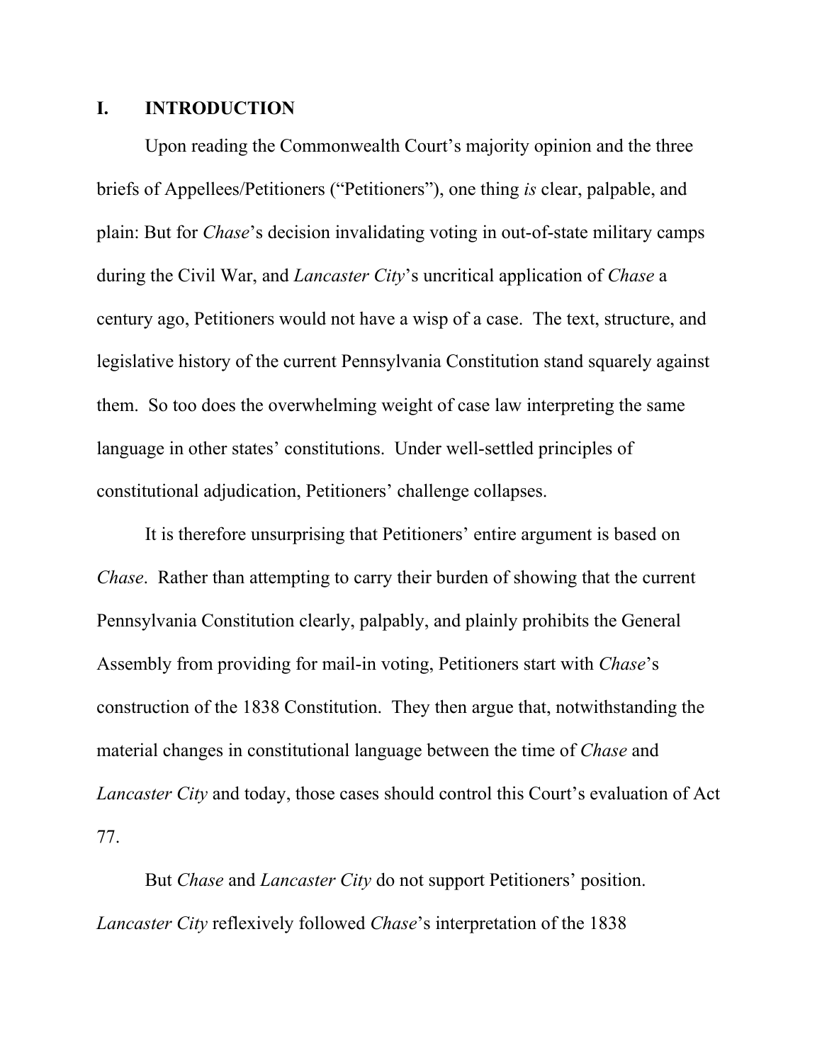## I. INTRODUCTION

Upon reading the Commonwealth Court's majority opinion and the three briefs of Appellees/Petitioners ("Petitioners"), one thing *is* clear, palpable, and plain: But for *Chase*'s decision invalidating voting in out-of-state military camps during the Civil War, and *Lancaster City*'s uncritical application of *Chase* a century ago, Petitioners would not have a wisp of a case. The text, structure, and legislative history of the current Pennsylvania Constitution stand squarely against them. So too does the overwhelming weight of case law interpreting the same language in other states' constitutions. Under well-settled principles of constitutional adjudication, Petitioners' challenge collapses.

It is therefore unsurprising that Petitioners' entire argument is based on *Chase*. Rather than attempting to carry their burden of showing that the current Pennsylvania Constitution clearly, palpably, and plainly prohibits the General Assembly from providing for mail-in voting, Petitioners start with *Chase*'s construction of the 1838 Constitution. They then argue that, notwithstanding the material changes in constitutional language between the time of *Chase* and *Lancaster City* and today, those cases should control this Court's evaluation of Act 77.

But *Chase* and *Lancaster City* do not support Petitioners' position. *Lancaster City* reflexively followed *Chase*'s interpretation of the 1838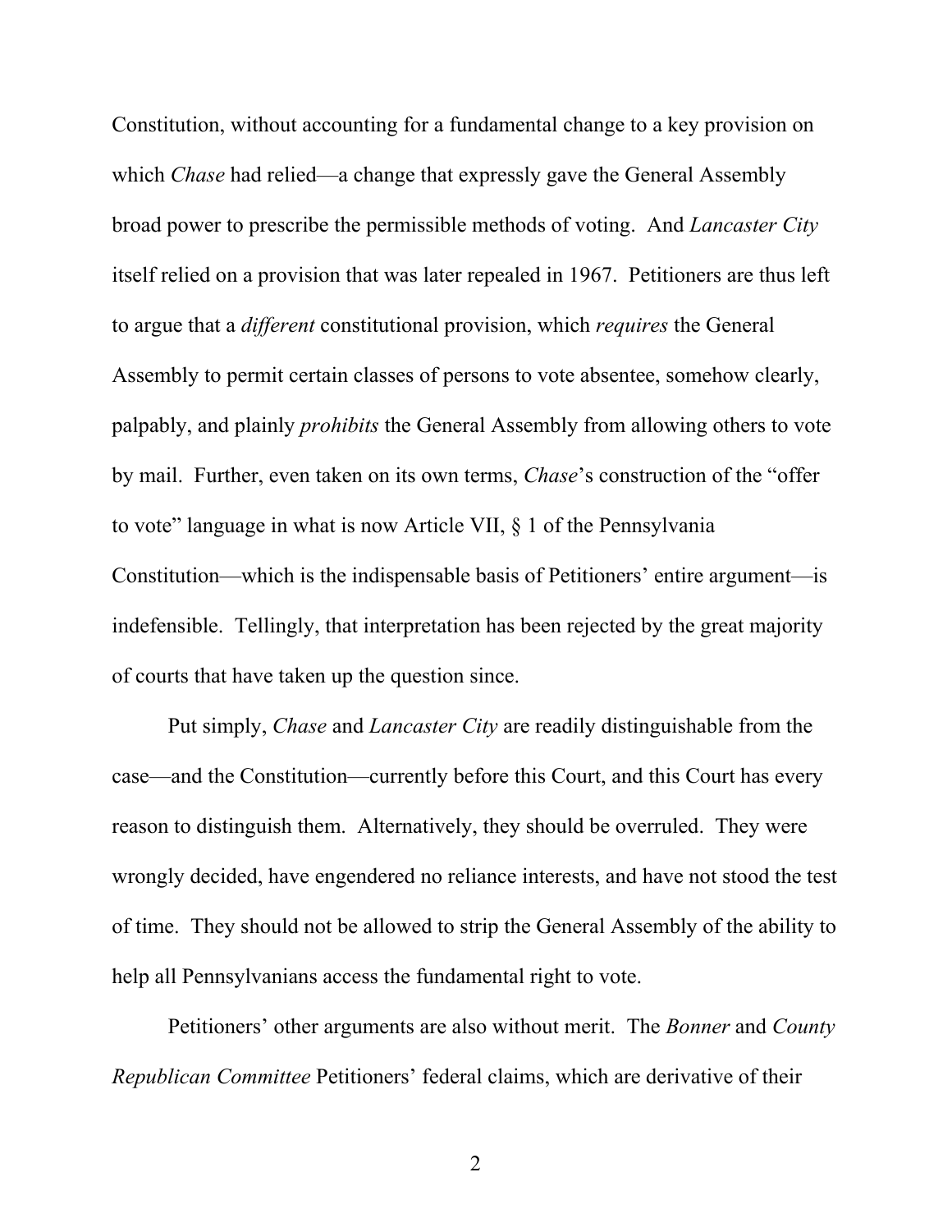Constitution, without accounting for a fundamental change to a key provision on which *Chase* had relied—a change that expressly gave the General Assembly broad power to prescribe the permissible methods of voting. And *Lancaster City* itself relied on a provision that was later repealed in 1967. Petitioners are thus left to argue that a *different* constitutional provision, which *requires* the General Assembly to permit certain classes of persons to vote absentee, somehow clearly, palpably, and plainly *prohibits* the General Assembly from allowing others to vote by mail. Further, even taken on its own terms, *Chase*'s construction of the "offer to vote" language in what is now Article VII, § 1 of the Pennsylvania Constitution—which is the indispensable basis of Petitioners' entire argument—is indefensible. Tellingly, that interpretation has been rejected by the great majority of courts that have taken up the question since.

Put simply, *Chase* and *Lancaster City* are readily distinguishable from the case—and the Constitution—currently before this Court, and this Court has every reason to distinguish them. Alternatively, they should be overruled. They were wrongly decided, have engendered no reliance interests, and have not stood the test of time. They should not be allowed to strip the General Assembly of the ability to help all Pennsylvanians access the fundamental right to vote.

Petitioners' other arguments are also without merit. The *Bonner* and *County Republican Committee* Petitioners' federal claims, which are derivative of their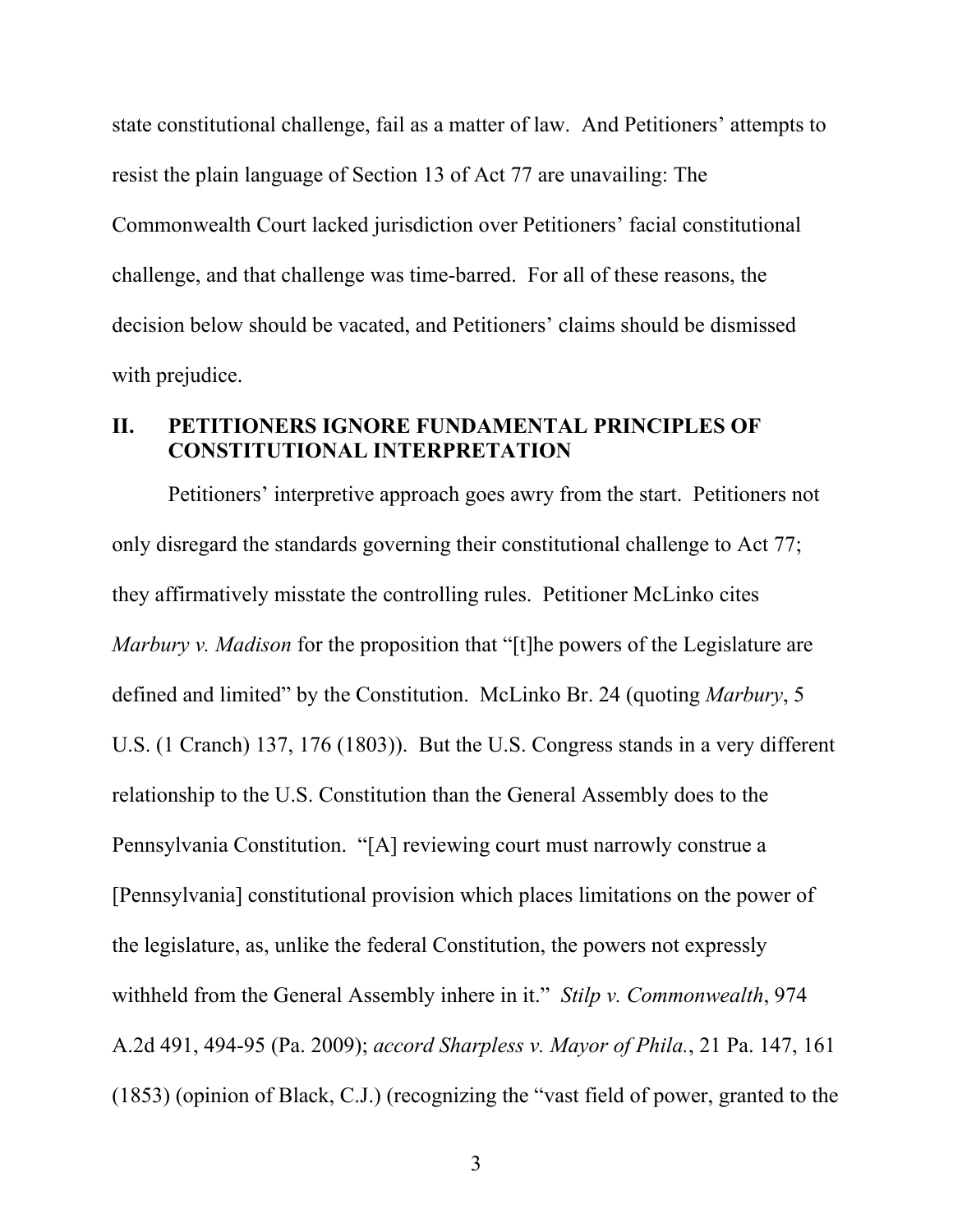state constitutional challenge, fail as a matter of law. And Petitioners' attempts to resist the plain language of Section 13 of Act 77 are unavailing: The Commonwealth Court lacked jurisdiction over Petitioners' facial constitutional challenge, and that challenge was time-barred. For all of these reasons, the decision below should be vacated, and Petitioners' claims should be dismissed with prejudice.

## II. PETITIONERS IGNORE FUNDAMENTAL PRINCIPLES OF CONSTITUTIONAL INTERPRETATION

Petitioners' interpretive approach goes awry from the start. Petitioners not only disregard the standards governing their constitutional challenge to Act 77; they affirmatively misstate the controlling rules. Petitioner McLinko cites *Marbury v. Madison* for the proposition that "[t]he powers of the Legislature are defined and limited" by the Constitution. McLinko Br. 24 (quoting *Marbury*, 5 U.S. (1 Cranch) 137, 176 (1803)). But the U.S. Congress stands in a very different relationship to the U.S. Constitution than the General Assembly does to the Pennsylvania Constitution. "[A] reviewing court must narrowly construe a [Pennsylvania] constitutional provision which places limitations on the power of the legislature, as, unlike the federal Constitution, the powers not expressly withheld from the General Assembly inhere in it." *Stilp v. Commonwealth*, 974 A.2d 491, 494-95 (Pa. 2009); *accord Sharpless v. Mayor of Phila.*, 21 Pa. 147, 161 (1853) (opinion of Black, C.J.) (recognizing the "vast field of power, granted to the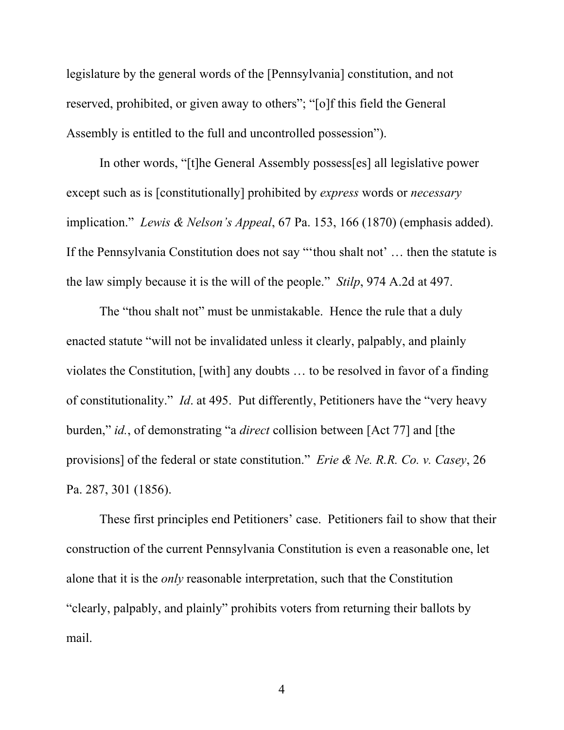legislature by the general words of the [Pennsylvania] constitution, and not reserved, prohibited, or given away to others"; "[o]f this field the General Assembly is entitled to the full and uncontrolled possession").

In other words, "[t]he General Assembly possess[es] all legislative power except such as is [constitutionally] prohibited by *express* words or *necessary* implication." *Lewis & Nelson's Appeal*, 67 Pa. 153, 166 (1870) (emphasis added). If the Pennsylvania Constitution does not say "'thou shalt not' … then the statute is the law simply because it is the will of the people." *Stilp*, 974 A.2d at 497.

The "thou shalt not" must be unmistakable. Hence the rule that a duly enacted statute "will not be invalidated unless it clearly, palpably, and plainly violates the Constitution, [with] any doubts … to be resolved in favor of a finding of constitutionality." *Id*. at 495. Put differently, Petitioners have the "very heavy burden," *id.*, of demonstrating "a *direct* collision between [Act 77] and [the provisions] of the federal or state constitution." *Erie & Ne. R.R. Co. v. Casey*, 26 Pa. 287, 301 (1856).

These first principles end Petitioners' case. Petitioners fail to show that their construction of the current Pennsylvania Constitution is even a reasonable one, let alone that it is the *only* reasonable interpretation, such that the Constitution "clearly, palpably, and plainly" prohibits voters from returning their ballots by mail.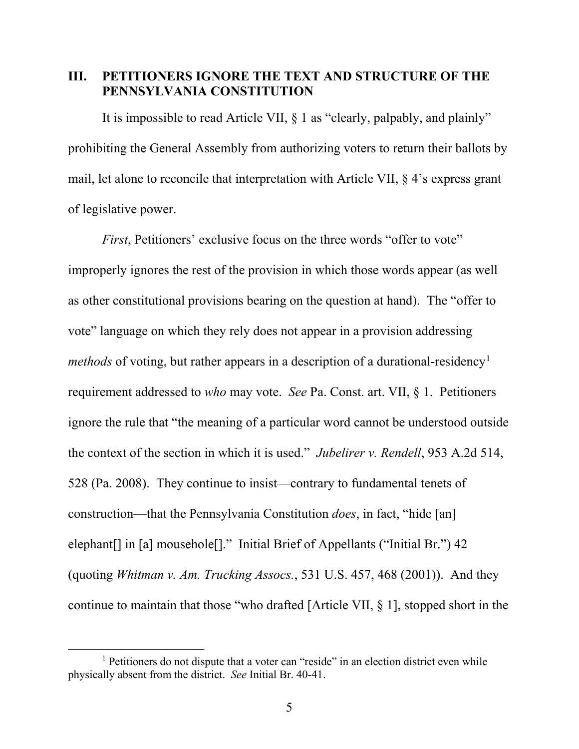## III. PETITIONERS IGNORE THE TEXT AND STRUCTURE OF THE PENNSYLVANIA CONSTITUTION

It is impossible to read Article VII, § 1 as "clearly, palpably, and plainly" prohibiting the General Assembly from authorizing voters to return their ballots by mail, let alone to reconcile that interpretation with Article VII, § 4's express grant of legislative power.

*First*, Petitioners' exclusive focus on the three words "offer to vote" improperly ignores the rest of the provision in which those words appear (as well as other constitutional provisions bearing on the question at hand). The "offer to vote" language on which they rely does not appear in a provision addressing *methods* of voting, but rather appears in a description of a durational-residency[1] requirement addressed to *who* may vote. *See* Pa. Const. art. VII, § 1. Petitioners ignore the rule that "the meaning of a particular word cannot be understood outside the context of the section in which it is used." *Jubelirer v. Rendell*, 953 A.2d 514, 528 (Pa. 2008). They continue to insist—contrary to fundamental tenets of construction—that the Pennsylvania Constitution *does*, in fact, "hide [an] elephant[] in [a] mousehole[]." Initial Brief of Appellants ("Initial Br.") 42 (quoting *Whitman v. Am. Trucking Assocs.*, 531 U.S. 457, 468 (2001)). And they continue to maintain that those "who drafted [Article VII, § 1], stopped short in the

[1] Petitioners do not dispute that a voter can "reside" in an election district even while physically absent from the district. *See* Initial Br. 40-41.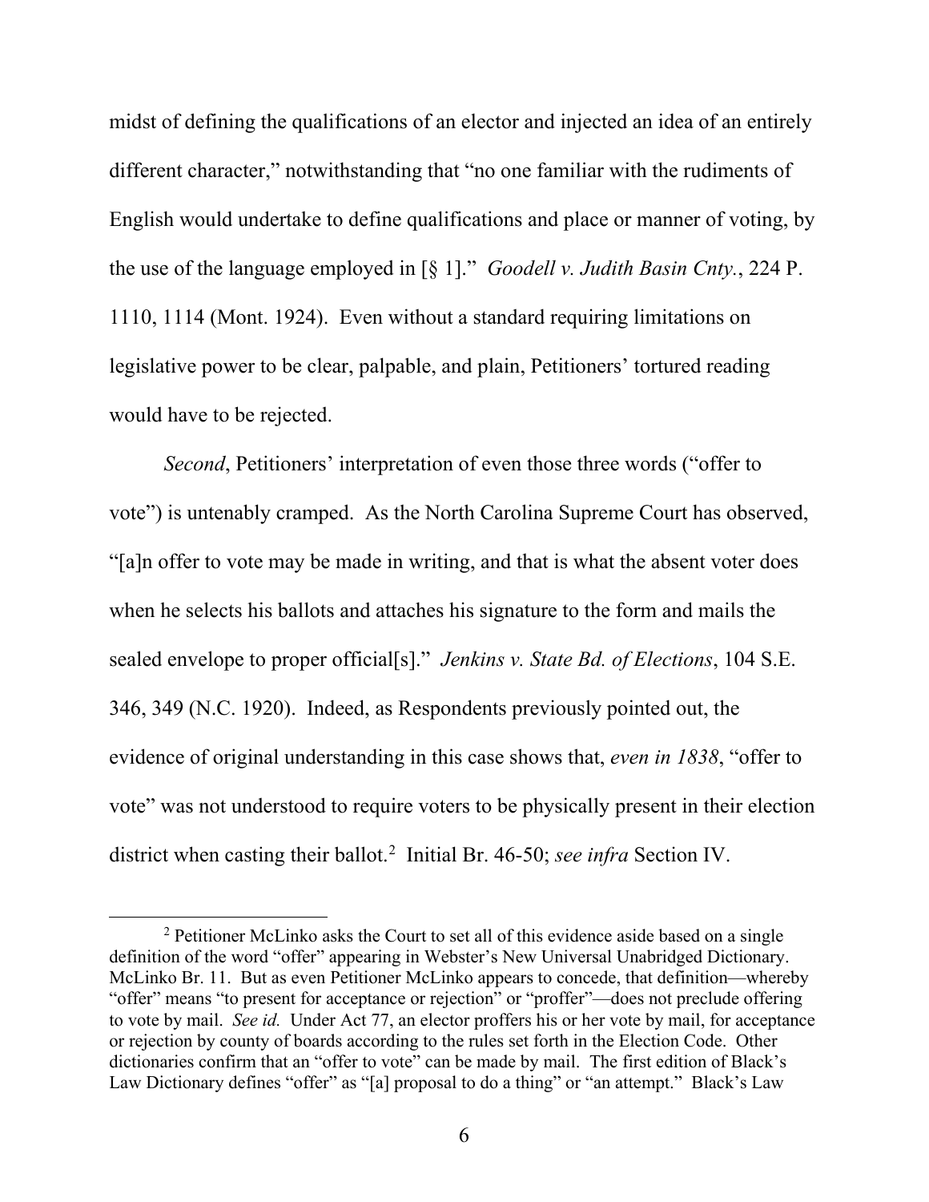midst of defining the qualifications of an elector and injected an idea of an entirely different character," notwithstanding that "no one familiar with the rudiments of English would undertake to define qualifications and place or manner of voting, by the use of the language employed in [§ 1]." *Goodell v. Judith Basin Cnty.*, 224 P. 1110, 1114 (Mont. 1924). Even without a standard requiring limitations on legislative power to be clear, palpable, and plain, Petitioners' tortured reading would have to be rejected.

*Second*, Petitioners' interpretation of even those three words ("offer to vote") is untenably cramped. As the North Carolina Supreme Court has observed, "[a]n offer to vote may be made in writing, and that is what the absent voter does when he selects his ballots and attaches his signature to the form and mails the sealed envelope to proper official[s]." *Jenkins v. State Bd. of Elections*, 104 S.E. 346, 349 (N.C. 1920). Indeed, as Respondents previously pointed out, the evidence of original understanding in this case shows that, *even in 1838*, "offer to vote" was not understood to require voters to be physically present in their election district when casting their ballot.[2] Initial Br. 46-50; *see infra* Section IV.

---

[2] Petitioner McLinko asks the Court to set all of this evidence aside based on a single definition of the word "offer" appearing in Webster's New Universal Unabridged Dictionary. McLinko Br. 11. But as even Petitioner McLinko appears to concede, that definition—whereby "offer" means "to present for acceptance or rejection" or "proffer"—does not preclude offering to vote by mail. *See id.* Under Act 77, an elector proffers his or her vote by mail, for acceptance or rejection by county of boards according to the rules set forth in the Election Code. Other dictionaries confirm that an "offer to vote" can be made by mail. The first edition of Black's Law Dictionary defines "offer" as "[a] proposal to do a thing" or "an attempt." Black's Law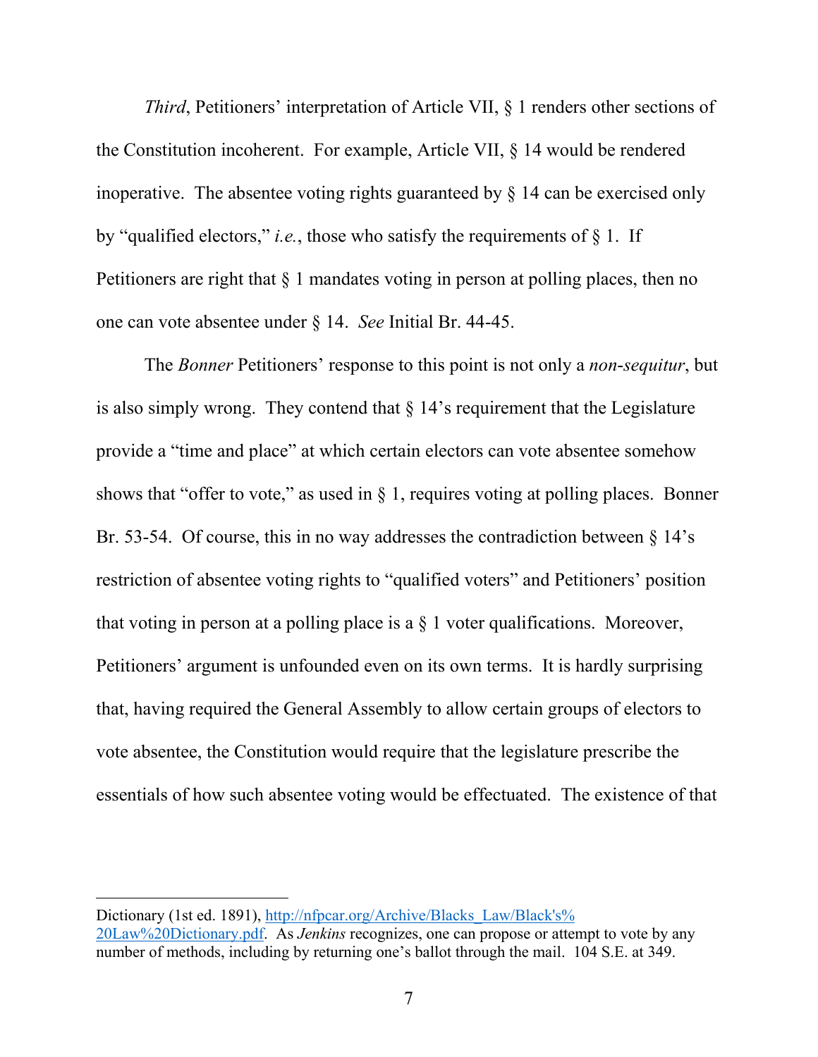*Third*, Petitioners' interpretation of Article VII, § 1 renders other sections of the Constitution incoherent. For example, Article VII, § 14 would be rendered inoperative. The absentee voting rights guaranteed by § 14 can be exercised only by "qualified electors," *i.e.*, those who satisfy the requirements of § 1. If Petitioners are right that § 1 mandates voting in person at polling places, then no one can vote absentee under § 14. *See* Initial Br. 44-45.

The *Bonner* Petitioners' response to this point is not only a *non-sequitur*, but is also simply wrong. They contend that § 14's requirement that the Legislature provide a "time and place" at which certain electors can vote absentee somehow shows that "offer to vote," as used in § 1, requires voting at polling places. Bonner Br. 53-54. Of course, this in no way addresses the contradiction between § 14's restriction of absentee voting rights to "qualified voters" and Petitioners' position that voting in person at a polling place is a § 1 voter qualifications. Moreover, Petitioners' argument is unfounded even on its own terms. It is hardly surprising that, having required the General Assembly to allow certain groups of electors to vote absentee, the Constitution would require that the legislature prescribe the essentials of how such absentee voting would be effectuated. The existence of that

---

Dictionary (1st ed. 1891), http://nfpcar.org/Archive/Blacks_Law/Black's%20Law%20Dictionary.pdf. As *Jenkins* recognizes, one can propose or attempt to vote by any number of methods, including by returning one's ballot through the mail. 104 S.E. at 349.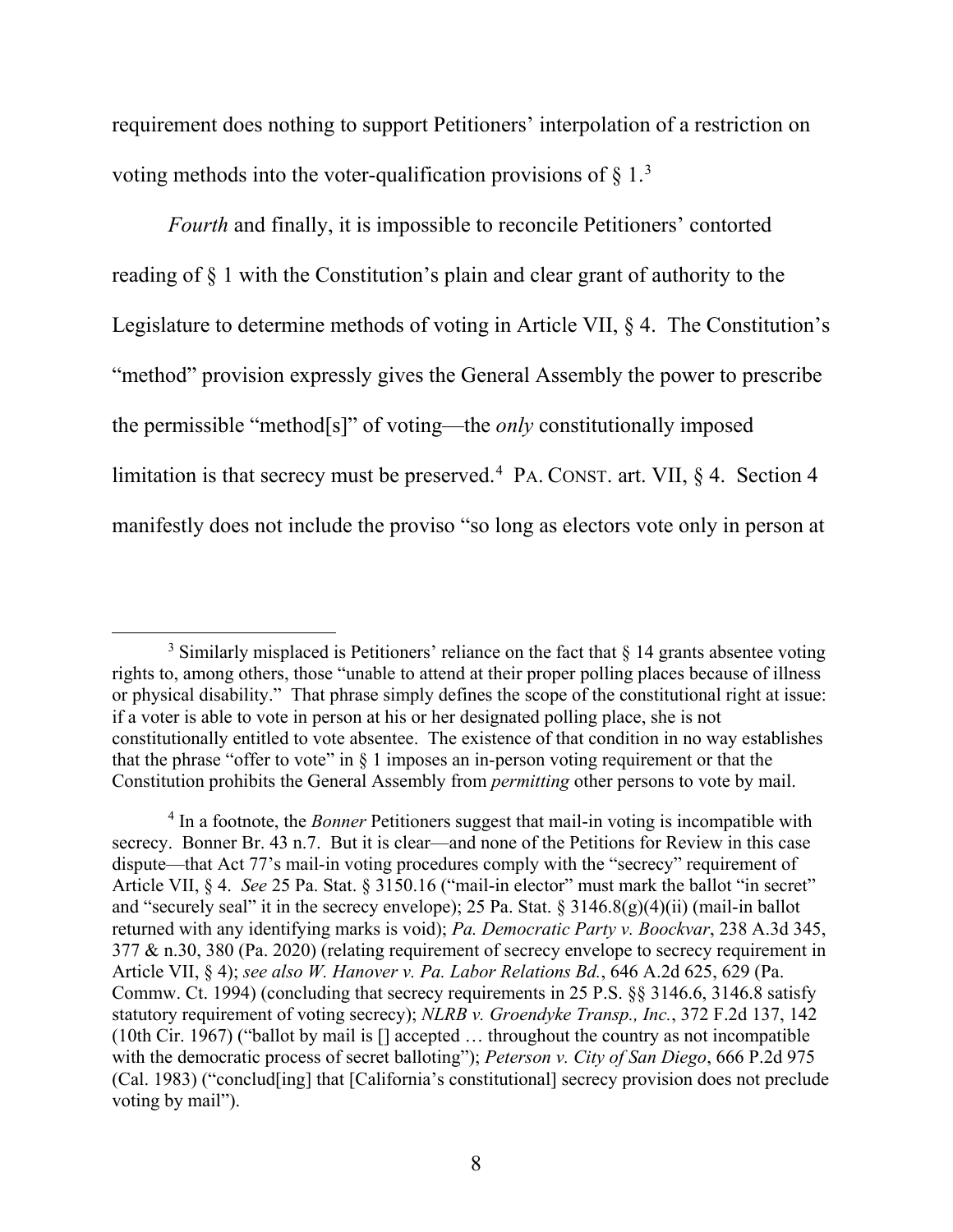requirement does nothing to support Petitioners' interpolation of a restriction on voting methods into the voter-qualification provisions of § 1.[3]

*Fourth* and finally, it is impossible to reconcile Petitioners' contorted reading of § 1 with the Constitution's plain and clear grant of authority to the Legislature to determine methods of voting in Article VII, § 4. The Constitution's "method" provision expressly gives the General Assembly the power to prescribe the permissible "method[s]" of voting—the *only* constitutionally imposed limitation is that secrecy must be preserved.[4] PA. CONST. art. VII, § 4. Section 4 manifestly does not include the proviso "so long as electors vote only in person at

---

[3] Similarly misplaced is Petitioners' reliance on the fact that § 14 grants absentee voting rights to, among others, those "unable to attend at their proper polling places because of illness or physical disability." That phrase simply defines the scope of the constitutional right at issue: if a voter is able to vote in person at his or her designated polling place, she is not constitutionally entitled to vote absentee. The existence of that condition in no way establishes that the phrase "offer to vote" in § 1 imposes an in-person voting requirement or that the Constitution prohibits the General Assembly from *permitting* other persons to vote by mail.

[4] In a footnote, the *Bonner* Petitioners suggest that mail-in voting is incompatible with secrecy. Bonner Br. 43 n.7. But it is clear—and none of the Petitions for Review in this case dispute—that Act 77's mail-in voting procedures comply with the "secrecy" requirement of Article VII, § 4. *See* 25 Pa. Stat. § 3150.16 ("mail-in elector" must mark the ballot "in secret" and "securely seal" it in the secrecy envelope); 25 Pa. Stat. § 3146.8(g)(4)(ii) (mail-in ballot returned with any identifying marks is void); *Pa. Democratic Party v. Boockvar*, 238 A.3d 345, 377 & n.30, 380 (Pa. 2020) (relating requirement of secrecy envelope to secrecy requirement in Article VII, § 4); *see also W. Hanover v. Pa. Labor Relations Bd.*, 646 A.2d 625, 629 (Pa. Commw. Ct. 1994) (concluding that secrecy requirements in 25 P.S. §§ 3146.6, 3146.8 satisfy statutory requirement of voting secrecy); *NLRB v. Groendyke Transp., Inc.*, 372 F.2d 137, 142 (10th Cir. 1967) ("ballot by mail is [] accepted … throughout the country as not incompatible with the democratic process of secret balloting"); *Peterson v. City of San Diego*, 666 P.2d 975 (Cal. 1983) ("conclud[ing] that [California's constitutional] secrecy provision does not preclude voting by mail").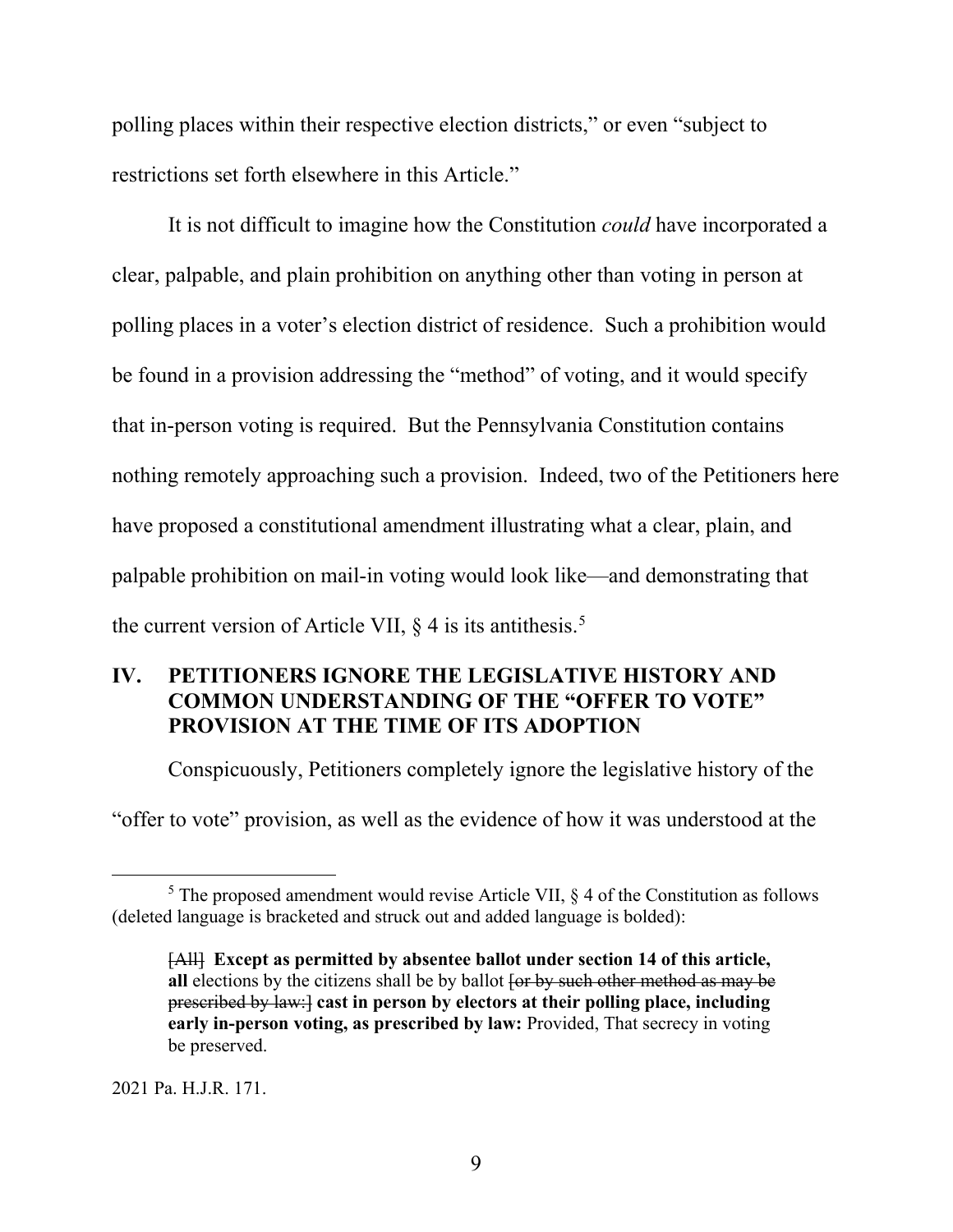polling places within their respective election districts," or even "subject to restrictions set forth elsewhere in this Article."

It is not difficult to imagine how the Constitution *could* have incorporated a clear, palpable, and plain prohibition on anything other than voting in person at polling places in a voter's election district of residence. Such a prohibition would be found in a provision addressing the "method" of voting, and it would specify that in-person voting is required. But the Pennsylvania Constitution contains nothing remotely approaching such a provision. Indeed, two of the Petitioners here have proposed a constitutional amendment illustrating what a clear, plain, and palpable prohibition on mail-in voting would look like—and demonstrating that the current version of Article VII, § 4 is its antithesis.[5]

## IV. PETITIONERS IGNORE THE LEGISLATIVE HISTORY AND COMMON UNDERSTANDING OF THE "OFFER TO VOTE" PROVISION AT THE TIME OF ITS ADOPTION

Conspicuously, Petitioners completely ignore the legislative history of the "offer to vote" provision, as well as the evidence of how it was understood at the

---

[5] The proposed amendment would revise Article VII, § 4 of the Constitution as follows (deleted language is bracketed and struck out and added language is bolded):

> ~~[All]~~ **Except as permitted by absentee ballot under section 14 of this article, all** elections by the citizens shall be by ballot ~~[or by such other method as may be prescribed by law:]~~ **cast in person by electors at their polling place, including early in-person voting, as prescribed by law:** Provided, That secrecy in voting be preserved.

2021 Pa. H.J.R. 171.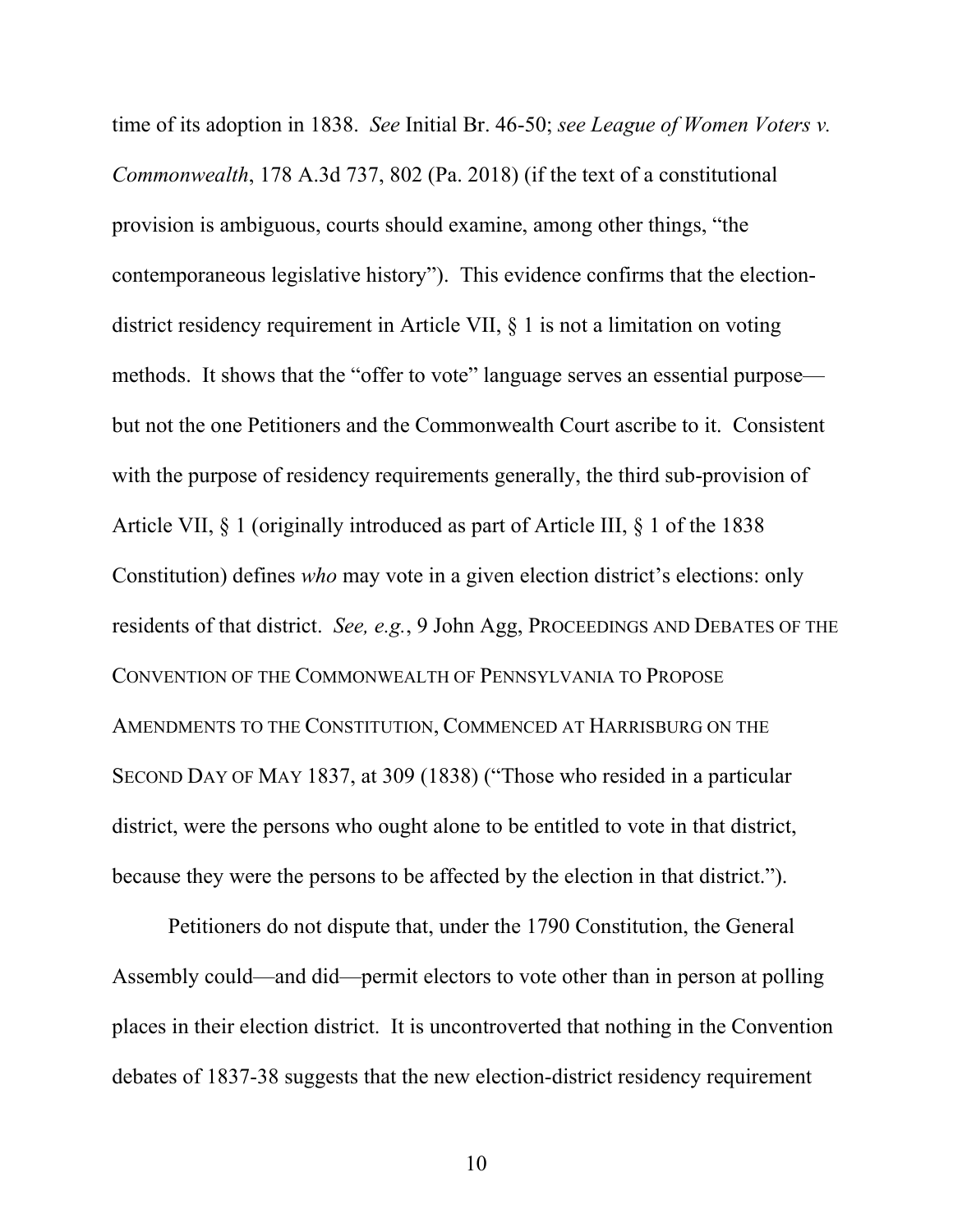time of its adoption in 1838. *See* Initial Br. 46-50; *see League of Women Voters v. Commonwealth*, 178 A.3d 737, 802 (Pa. 2018) (if the text of a constitutional provision is ambiguous, courts should examine, among other things, "the contemporaneous legislative history"). This evidence confirms that the election-district residency requirement in Article VII, § 1 is not a limitation on voting methods. It shows that the "offer to vote" language serves an essential purpose—but not the one Petitioners and the Commonwealth Court ascribe to it. Consistent with the purpose of residency requirements generally, the third sub-provision of Article VII, § 1 (originally introduced as part of Article III, § 1 of the 1838 Constitution) defines *who* may vote in a given election district's elections: only residents of that district. *See, e.g.*, 9 John Agg, PROCEEDINGS AND DEBATES OF THE CONVENTION OF THE COMMONWEALTH OF PENNSYLVANIA TO PROPOSE AMENDMENTS TO THE CONSTITUTION, COMMENCED AT HARRISBURG ON THE SECOND DAY OF MAY 1837, at 309 (1838) ("Those who resided in a particular district, were the persons who ought alone to be entitled to vote in that district, because they were the persons to be affected by the election in that district.").

Petitioners do not dispute that, under the 1790 Constitution, the General Assembly could—and did—permit electors to vote other than in person at polling places in their election district. It is uncontroverted that nothing in the Convention debates of 1837-38 suggests that the new election-district residency requirement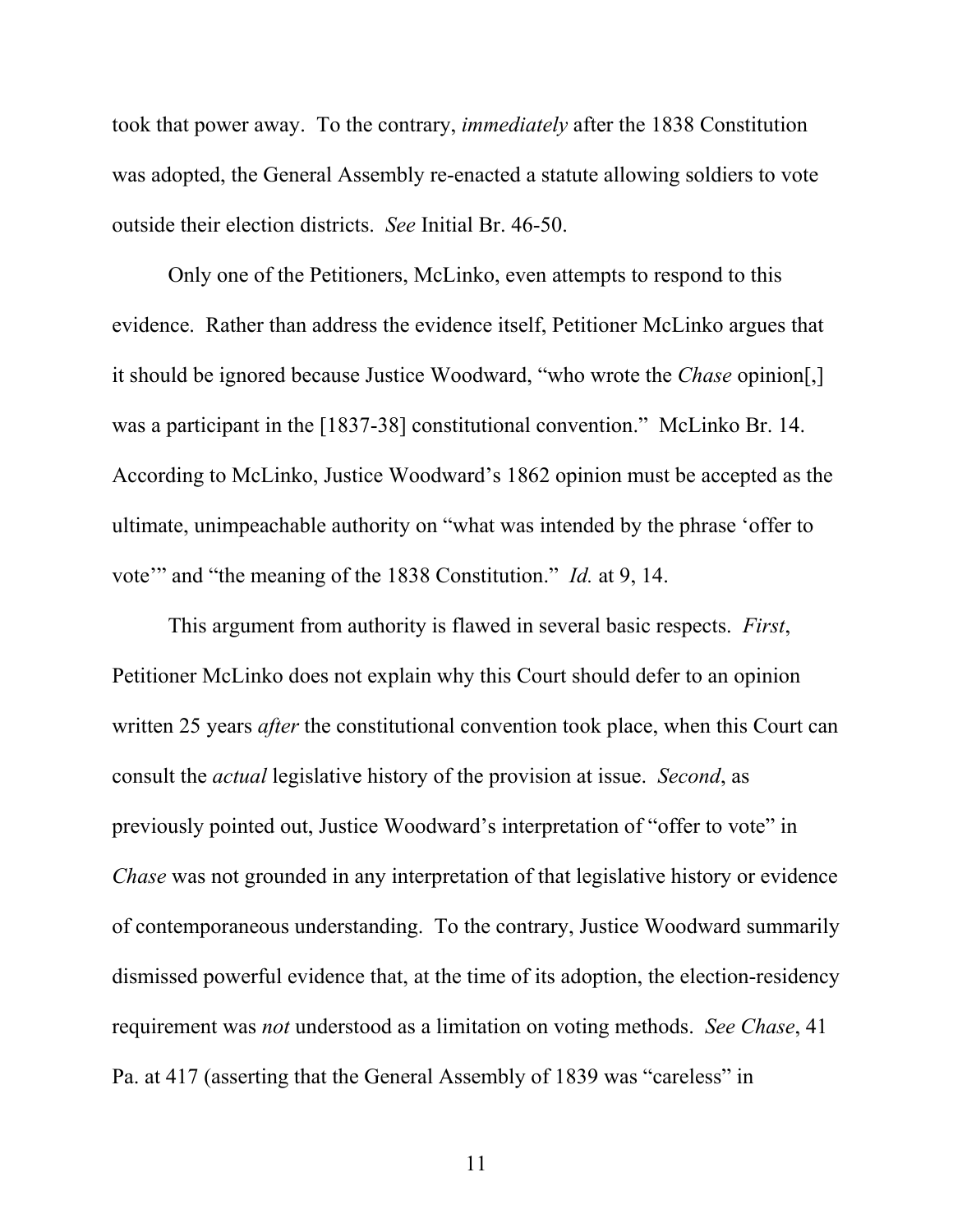took that power away. To the contrary, *immediately* after the 1838 Constitution was adopted, the General Assembly re-enacted a statute allowing soldiers to vote outside their election districts. *See* Initial Br. 46-50.

Only one of the Petitioners, McLinko, even attempts to respond to this evidence. Rather than address the evidence itself, Petitioner McLinko argues that it should be ignored because Justice Woodward, "who wrote the *Chase* opinion[,] was a participant in the [1837-38] constitutional convention." McLinko Br. 14. According to McLinko, Justice Woodward's 1862 opinion must be accepted as the ultimate, unimpeachable authority on "what was intended by the phrase 'offer to vote'" and "the meaning of the 1838 Constitution." *Id.* at 9, 14.

This argument from authority is flawed in several basic respects. *First*, Petitioner McLinko does not explain why this Court should defer to an opinion written 25 years *after* the constitutional convention took place, when this Court can consult the *actual* legislative history of the provision at issue. *Second*, as previously pointed out, Justice Woodward's interpretation of "offer to vote" in *Chase* was not grounded in any interpretation of that legislative history or evidence of contemporaneous understanding. To the contrary, Justice Woodward summarily dismissed powerful evidence that, at the time of its adoption, the election-residency requirement was *not* understood as a limitation on voting methods. *See Chase*, 41 Pa. at 417 (asserting that the General Assembly of 1839 was "careless" in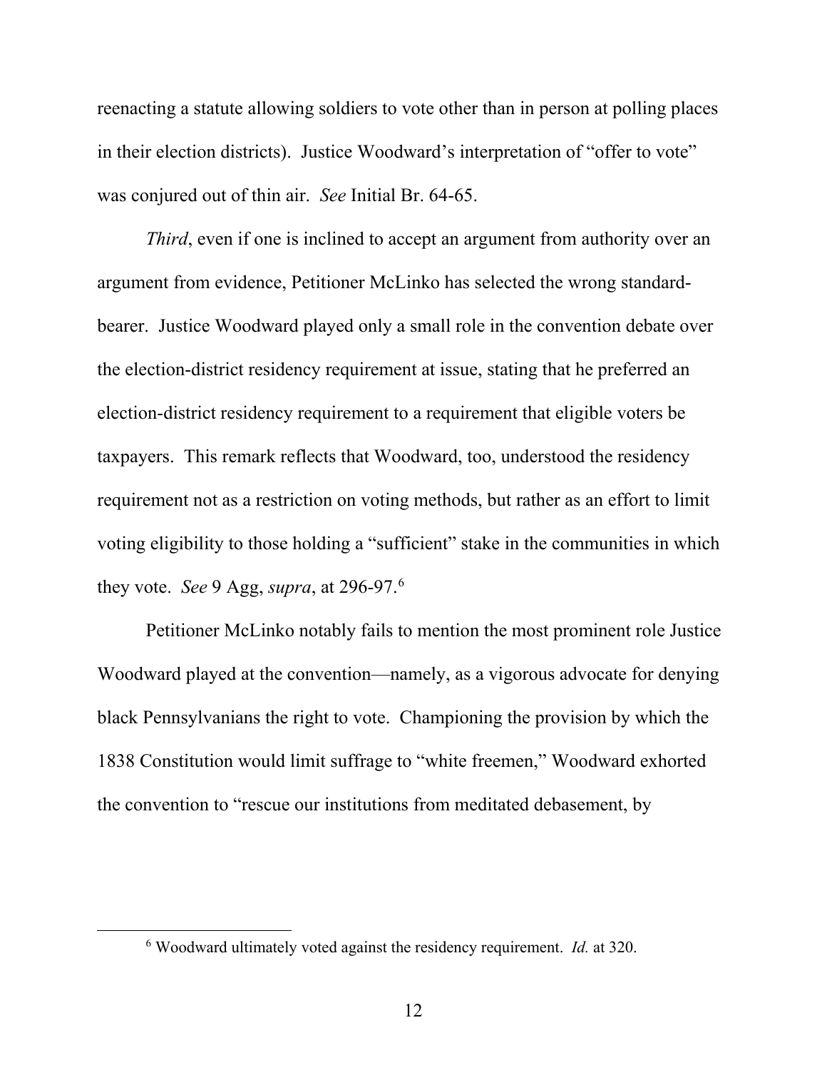reenacting a statute allowing soldiers to vote other than in person at polling places in their election districts). Justice Woodward's interpretation of "offer to vote" was conjured out of thin air. *See* Initial Br. 64-65.

*Third*, even if one is inclined to accept an argument from authority over an argument from evidence, Petitioner McLinko has selected the wrong standard-bearer. Justice Woodward played only a small role in the convention debate over the election-district residency requirement at issue, stating that he preferred an election-district residency requirement to a requirement that eligible voters be taxpayers. This remark reflects that Woodward, too, understood the residency requirement not as a restriction on voting methods, but rather as an effort to limit voting eligibility to those holding a "sufficient" stake in the communities in which they vote. *See* 9 Agg, *supra*, at 296-97.[6]

Petitioner McLinko notably fails to mention the most prominent role Justice Woodward played at the convention—namely, as a vigorous advocate for denying black Pennsylvanians the right to vote. Championing the provision by which the 1838 Constitution would limit suffrage to "white freemen," Woodward exhorted the convention to "rescue our institutions from meditated debasement, by

---

[6] Woodward ultimately voted against the residency requirement. *Id.* at 320.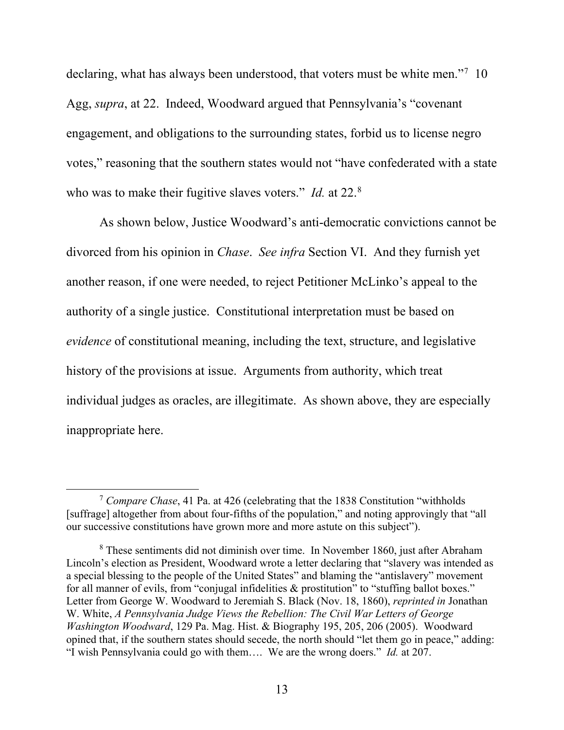declaring, what has always been understood, that voters must be white men."[7] 10 Agg, *supra*, at 22. Indeed, Woodward argued that Pennsylvania's "covenant engagement, and obligations to the surrounding states, forbid us to license negro votes," reasoning that the southern states would not "have confederated with a state who was to make their fugitive slaves voters." *Id.* at 22.[8]

As shown below, Justice Woodward's anti-democratic convictions cannot be divorced from his opinion in *Chase*. *See infra* Section VI. And they furnish yet another reason, if one were needed, to reject Petitioner McLinko's appeal to the authority of a single justice. Constitutional interpretation must be based on *evidence* of constitutional meaning, including the text, structure, and legislative history of the provisions at issue. Arguments from authority, which treat individual judges as oracles, are illegitimate. As shown above, they are especially inappropriate here.

---

[7] *Compare Chase*, 41 Pa. at 426 (celebrating that the 1838 Constitution "withholds [suffrage] altogether from about four-fifths of the population," and noting approvingly that "all our successive constitutions have grown more and more astute on this subject").

[8] These sentiments did not diminish over time. In November 1860, just after Abraham Lincoln's election as President, Woodward wrote a letter declaring that "slavery was intended as a special blessing to the people of the United States" and blaming the "antislavery" movement for all manner of evils, from "conjugal infidelities & prostitution" to "stuffing ballot boxes." Letter from George W. Woodward to Jeremiah S. Black (Nov. 18, 1860), *reprinted in* Jonathan W. White, *A Pennsylvania Judge Views the Rebellion: The Civil War Letters of George Washington Woodward*, 129 Pa. Mag. Hist. & Biography 195, 205, 206 (2005). Woodward opined that, if the southern states should secede, the north should "let them go in peace," adding: "I wish Pennsylvania could go with them…. We are the wrong doers." *Id.* at 207.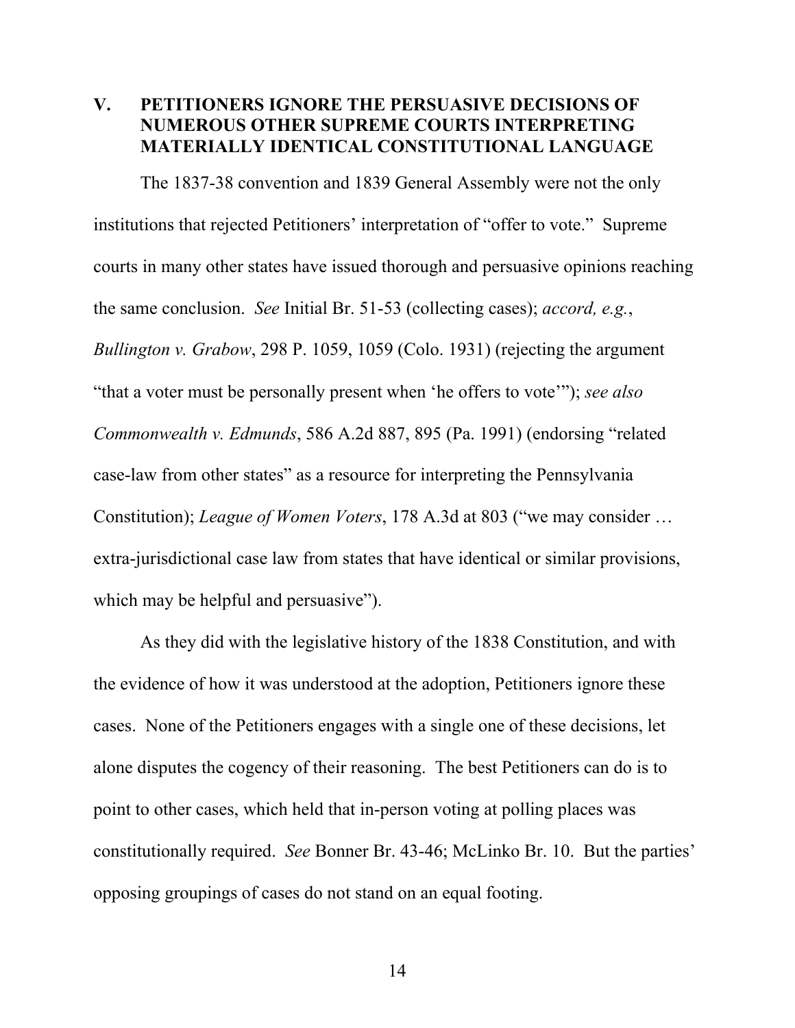## V. PETITIONERS IGNORE THE PERSUASIVE DECISIONS OF NUMEROUS OTHER SUPREME COURTS INTERPRETING MATERIALLY IDENTICAL CONSTITUTIONAL LANGUAGE

The 1837-38 convention and 1839 General Assembly were not the only institutions that rejected Petitioners' interpretation of "offer to vote." Supreme courts in many other states have issued thorough and persuasive opinions reaching the same conclusion. *See* Initial Br. 51-53 (collecting cases); *accord, e.g.*, *Bullington v. Grabow*, 298 P. 1059, 1059 (Colo. 1931) (rejecting the argument "that a voter must be personally present when 'he offers to vote'"); *see also Commonwealth v. Edmunds*, 586 A.2d 887, 895 (Pa. 1991) (endorsing "related case-law from other states" as a resource for interpreting the Pennsylvania Constitution); *League of Women Voters*, 178 A.3d at 803 ("we may consider … extra-jurisdictional case law from states that have identical or similar provisions, which may be helpful and persuasive").

As they did with the legislative history of the 1838 Constitution, and with the evidence of how it was understood at the adoption, Petitioners ignore these cases. None of the Petitioners engages with a single one of these decisions, let alone disputes the cogency of their reasoning. The best Petitioners can do is to point to other cases, which held that in-person voting at polling places was constitutionally required. *See* Bonner Br. 43-46; McLinko Br. 10. But the parties' opposing groupings of cases do not stand on an equal footing.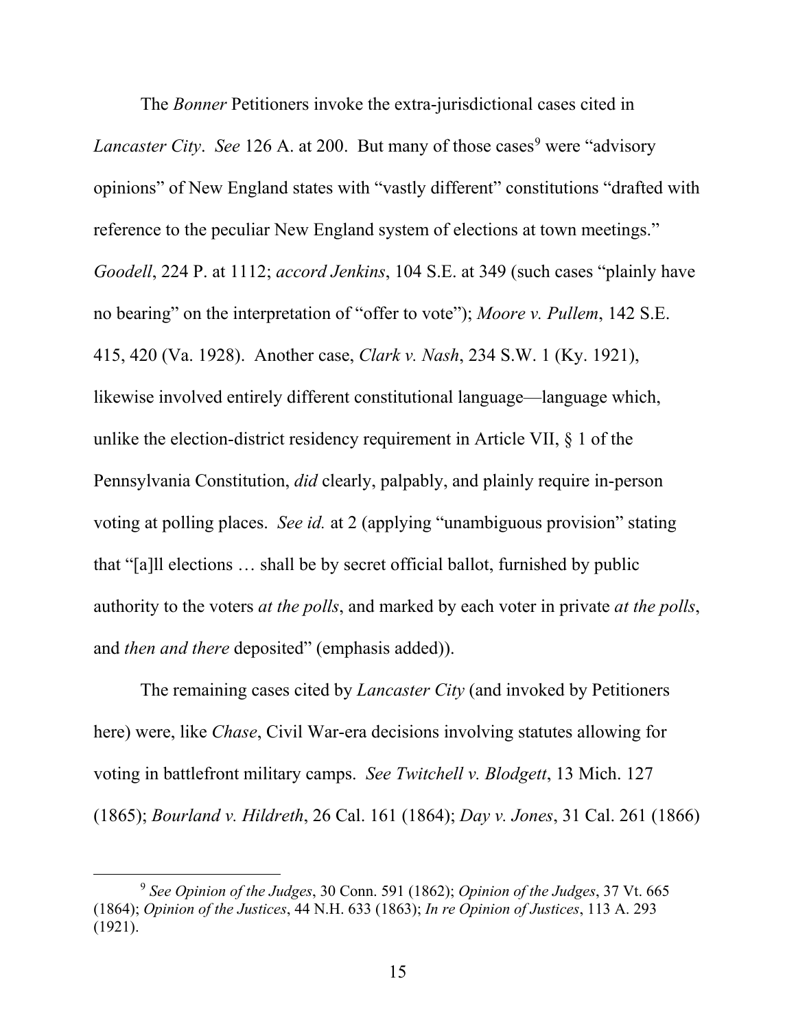The *Bonner* Petitioners invoke the extra-jurisdictional cases cited in *Lancaster City*. *See* 126 A. at 200. But many of those cases[9] were "advisory opinions" of New England states with "vastly different" constitutions "drafted with reference to the peculiar New England system of elections at town meetings." *Goodell*, 224 P. at 1112; *accord Jenkins*, 104 S.E. at 349 (such cases "plainly have no bearing" on the interpretation of "offer to vote"); *Moore v. Pullem*, 142 S.E. 415, 420 (Va. 1928). Another case, *Clark v. Nash*, 234 S.W. 1 (Ky. 1921), likewise involved entirely different constitutional language—language which, unlike the election-district residency requirement in Article VII, § 1 of the Pennsylvania Constitution, *did* clearly, palpably, and plainly require in-person voting at polling places. *See id.* at 2 (applying "unambiguous provision" stating that "[a]ll elections … shall be by secret official ballot, furnished by public authority to the voters *at the polls*, and marked by each voter in private *at the polls*, and *then and there* deposited" (emphasis added)).

The remaining cases cited by *Lancaster City* (and invoked by Petitioners here) were, like *Chase*, Civil War-era decisions involving statutes allowing for voting in battlefront military camps. *See Twitchell v. Blodgett*, 13 Mich. 127 (1865); *Bourland v. Hildreth*, 26 Cal. 161 (1864); *Day v. Jones*, 31 Cal. 261 (1866)

[9] *See Opinion of the Judges*, 30 Conn. 591 (1862); *Opinion of the Judges*, 37 Vt. 665 (1864); *Opinion of the Justices*, 44 N.H. 633 (1863); *In re Opinion of Justices*, 113 A. 293 (1921).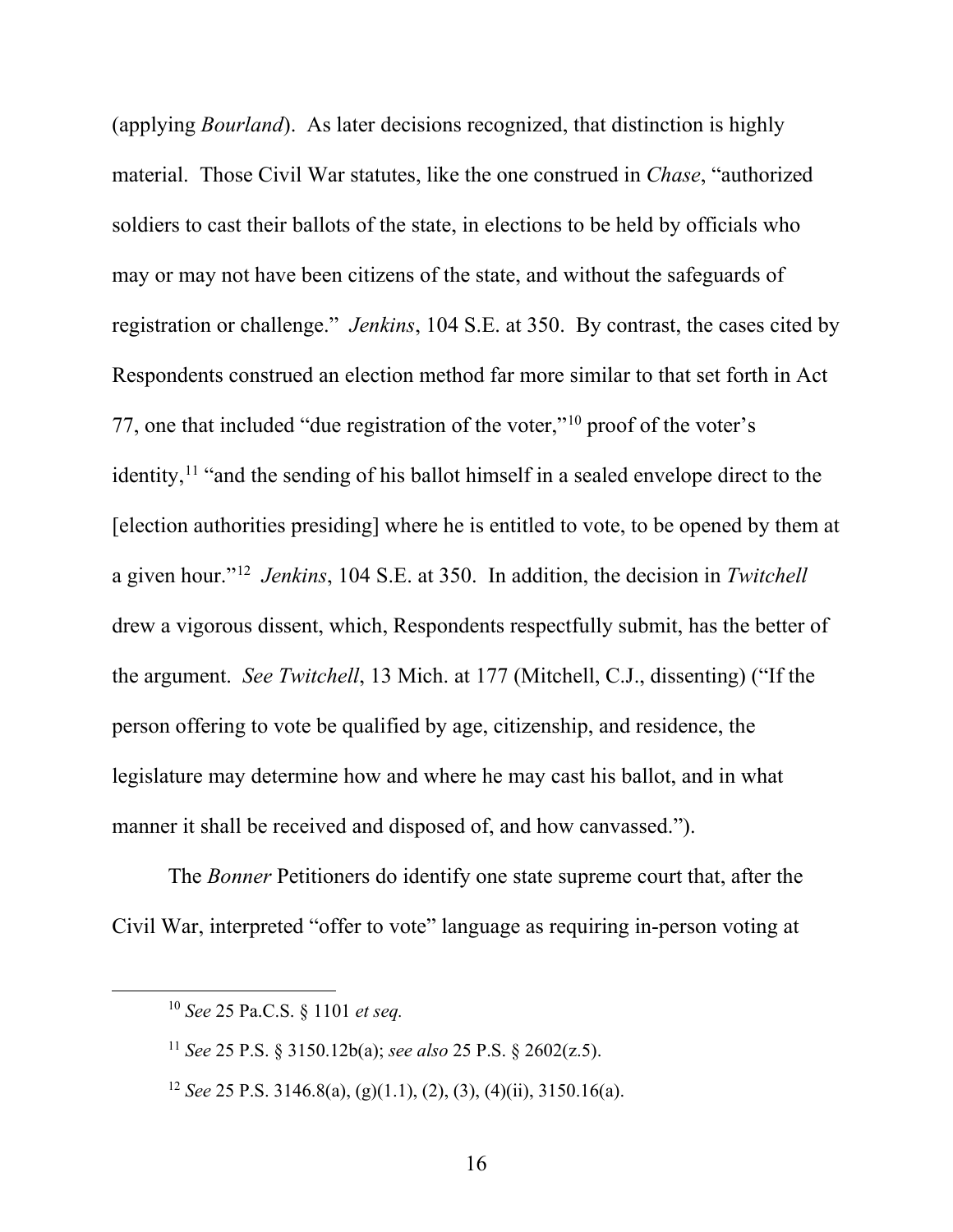(applying *Bourland*). As later decisions recognized, that distinction is highly material. Those Civil War statutes, like the one construed in *Chase*, "authorized soldiers to cast their ballots of the state, in elections to be held by officials who may or may not have been citizens of the state, and without the safeguards of registration or challenge." *Jenkins*, 104 S.E. at 350. By contrast, the cases cited by Respondents construed an election method far more similar to that set forth in Act 77, one that included "due registration of the voter,"[10] proof of the voter's identity,[11] "and the sending of his ballot himself in a sealed envelope direct to the [election authorities presiding] where he is entitled to vote, to be opened by them at a given hour."[12] *Jenkins*, 104 S.E. at 350. In addition, the decision in *Twitchell* drew a vigorous dissent, which, Respondents respectfully submit, has the better of the argument. *See Twitchell*, 13 Mich. at 177 (Mitchell, C.J., dissenting) ("If the person offering to vote be qualified by age, citizenship, and residence, the legislature may determine how and where he may cast his ballot, and in what manner it shall be received and disposed of, and how canvassed.").

The *Bonner* Petitioners do identify one state supreme court that, after the Civil War, interpreted "offer to vote" language as requiring in-person voting at

---

[10] *See* 25 Pa.C.S. § 1101 *et seq.*

[11] *See* 25 P.S. § 3150.12b(a); *see also* 25 P.S. § 2602(z.5).

[12] *See* 25 P.S. 3146.8(a), (g)(1.1), (2), (3), (4)(ii), 3150.16(a).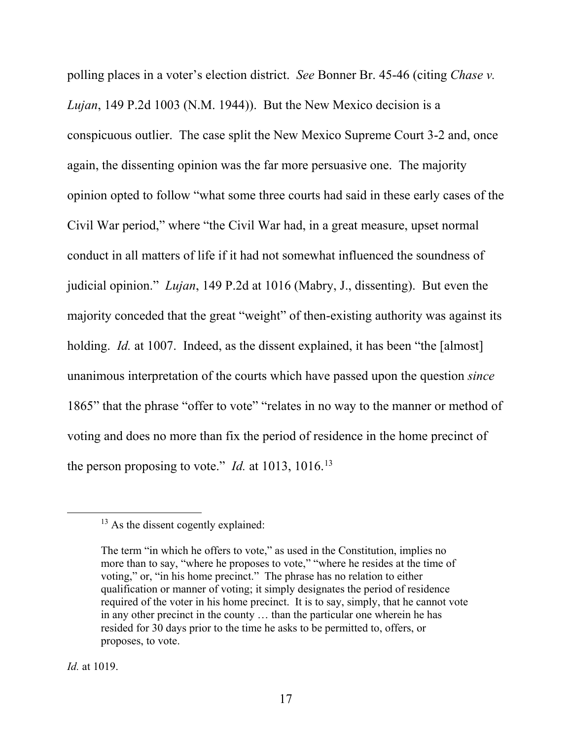polling places in a voter's election district. *See* Bonner Br. 45-46 (citing *Chase v. Lujan*, 149 P.2d 1003 (N.M. 1944)). But the New Mexico decision is a conspicuous outlier. The case split the New Mexico Supreme Court 3-2 and, once again, the dissenting opinion was the far more persuasive one. The majority opinion opted to follow "what some three courts had said in these early cases of the Civil War period," where "the Civil War had, in a great measure, upset normal conduct in all matters of life if it had not somewhat influenced the soundness of judicial opinion." *Lujan*, 149 P.2d at 1016 (Mabry, J., dissenting). But even the majority conceded that the great "weight" of then-existing authority was against its holding. *Id.* at 1007. Indeed, as the dissent explained, it has been "the [almost] unanimous interpretation of the courts which have passed upon the question *since* 1865" that the phrase "offer to vote" "relates in no way to the manner or method of voting and does no more than fix the period of residence in the home precinct of the person proposing to vote." *Id.* at 1013, 1016.[13]

---

[13] As the dissent cogently explained:

> The term "in which he offers to vote," as used in the Constitution, implies no more than to say, "where he proposes to vote," "where he resides at the time of voting," or, "in his home precinct." The phrase has no relation to either qualification or manner of voting; it simply designates the period of residence required of the voter in his home precinct. It is to say, simply, that he cannot vote in any other precinct in the county … than the particular one wherein he has resided for 30 days prior to the time he asks to be permitted to, offers, or proposes, to vote.

*Id.* at 1019.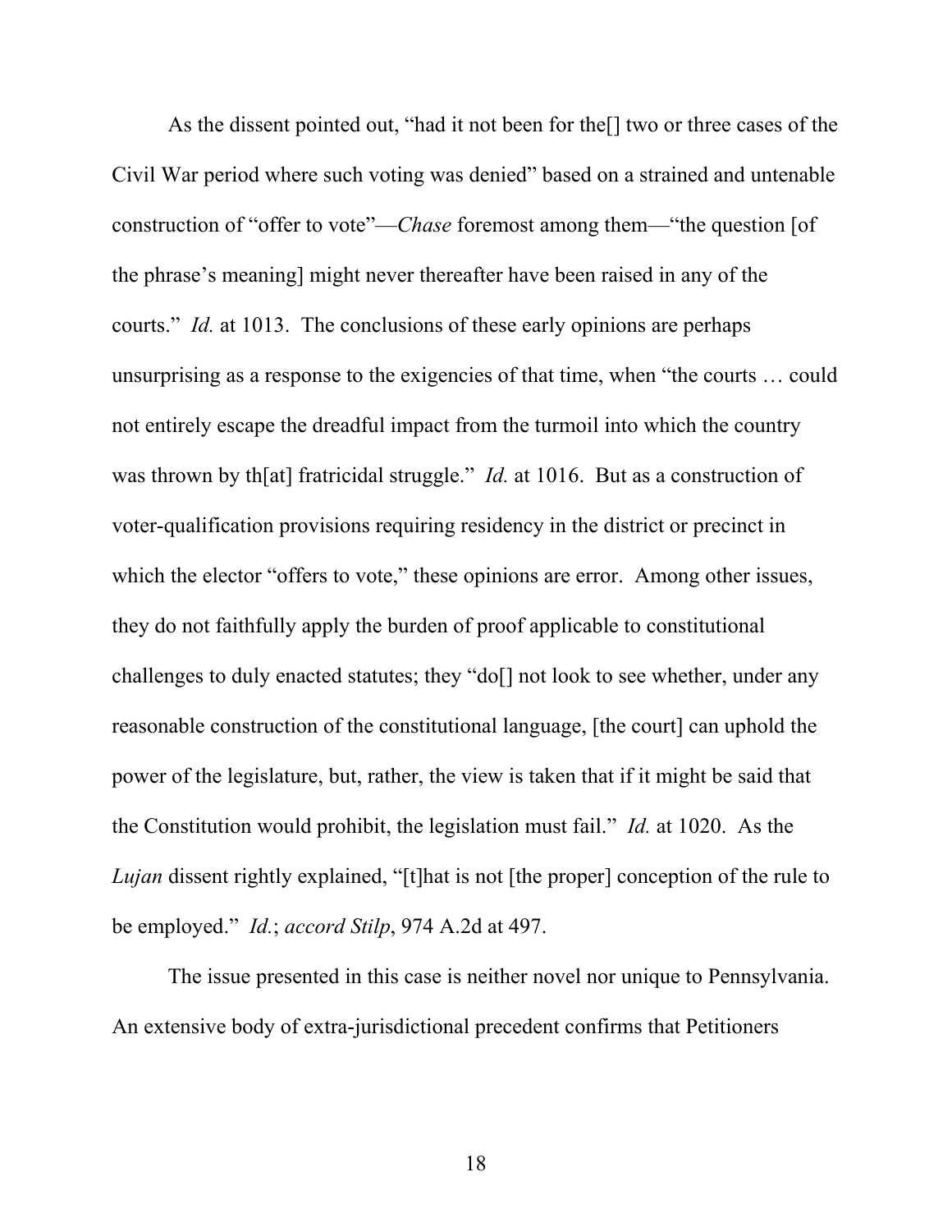As the dissent pointed out, "had it not been for the[] two or three cases of the Civil War period where such voting was denied" based on a strained and untenable construction of "offer to vote"—*Chase* foremost among them—"the question [of the phrase's meaning] might never thereafter have been raised in any of the courts." *Id.* at 1013. The conclusions of these early opinions are perhaps unsurprising as a response to the exigencies of that time, when "the courts … could not entirely escape the dreadful impact from the turmoil into which the country was thrown by th[at] fratricidal struggle." *Id.* at 1016. But as a construction of voter-qualification provisions requiring residency in the district or precinct in which the elector "offers to vote," these opinions are error. Among other issues, they do not faithfully apply the burden of proof applicable to constitutional challenges to duly enacted statutes; they "do[] not look to see whether, under any reasonable construction of the constitutional language, [the court] can uphold the power of the legislature, but, rather, the view is taken that if it might be said that the Constitution would prohibit, the legislation must fail." *Id.* at 1020. As the *Lujan* dissent rightly explained, "[t]hat is not [the proper] conception of the rule to be employed." *Id.*; *accord Stilp*, 974 A.2d at 497.

The issue presented in this case is neither novel nor unique to Pennsylvania. An extensive body of extra-jurisdictional precedent confirms that Petitioners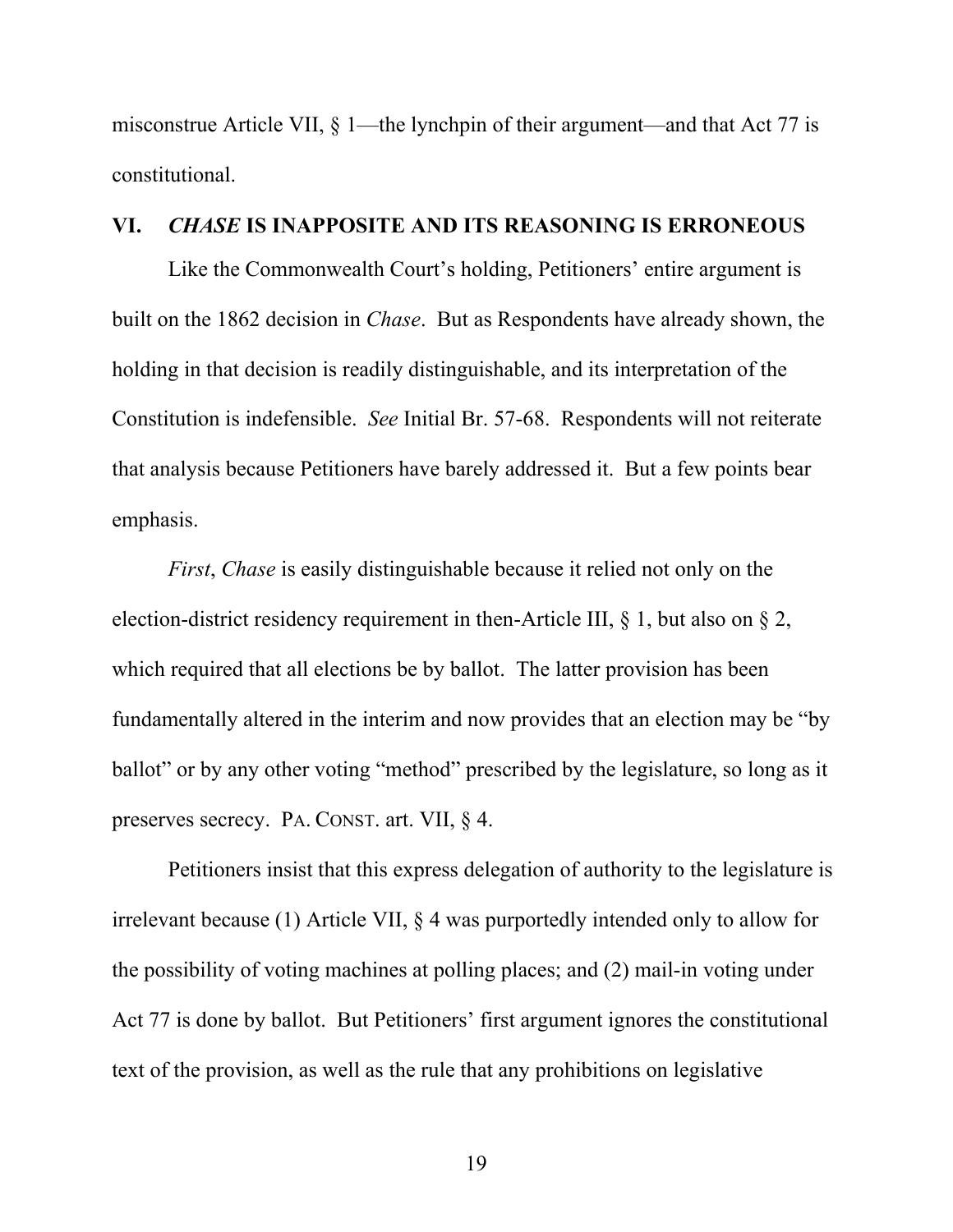misconstrue Article VII, § 1—the lynchpin of their argument—and that Act 77 is constitutional.

## VI. *CHASE* IS INAPPOSITE AND ITS REASONING IS ERRONEOUS

Like the Commonwealth Court's holding, Petitioners' entire argument is built on the 1862 decision in *Chase*. But as Respondents have already shown, the holding in that decision is readily distinguishable, and its interpretation of the Constitution is indefensible. *See* Initial Br. 57-68. Respondents will not reiterate that analysis because Petitioners have barely addressed it. But a few points bear emphasis.

*First*, *Chase* is easily distinguishable because it relied not only on the election-district residency requirement in then-Article III, § 1, but also on § 2, which required that all elections be by ballot. The latter provision has been fundamentally altered in the interim and now provides that an election may be "by ballot" or by any other voting "method" prescribed by the legislature, so long as it preserves secrecy. PA. CONST. art. VII, § 4.

Petitioners insist that this express delegation of authority to the legislature is irrelevant because (1) Article VII, § 4 was purportedly intended only to allow for the possibility of voting machines at polling places; and (2) mail-in voting under Act 77 is done by ballot. But Petitioners' first argument ignores the constitutional text of the provision, as well as the rule that any prohibitions on legislative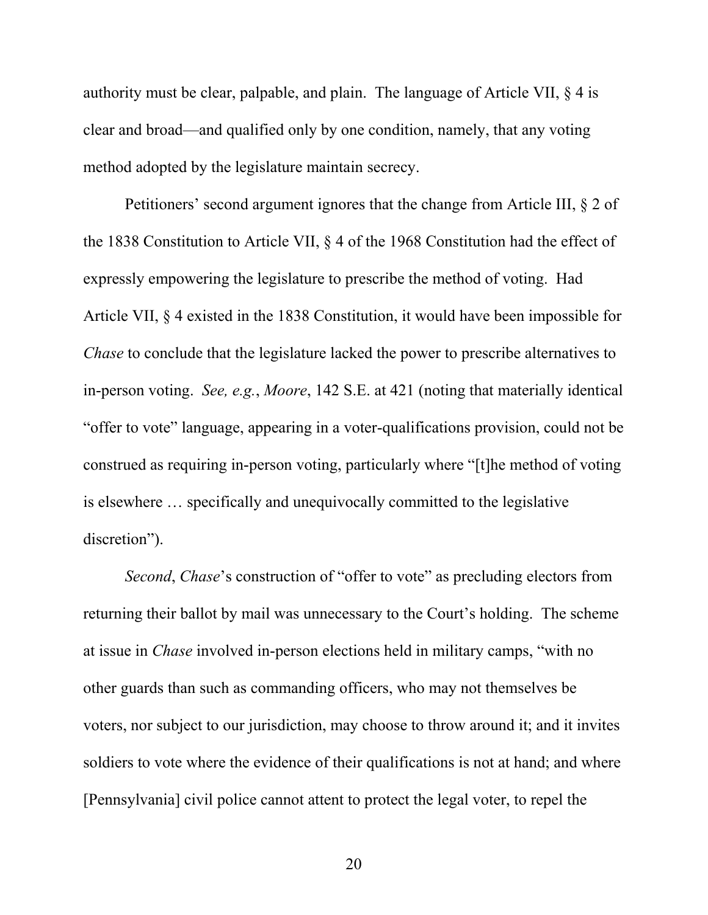authority must be clear, palpable, and plain. The language of Article VII, § 4 is clear and broad—and qualified only by one condition, namely, that any voting method adopted by the legislature maintain secrecy.

Petitioners' second argument ignores that the change from Article III, § 2 of the 1838 Constitution to Article VII, § 4 of the 1968 Constitution had the effect of expressly empowering the legislature to prescribe the method of voting. Had Article VII, § 4 existed in the 1838 Constitution, it would have been impossible for *Chase* to conclude that the legislature lacked the power to prescribe alternatives to in-person voting. *See, e.g.*, *Moore*, 142 S.E. at 421 (noting that materially identical "offer to vote" language, appearing in a voter-qualifications provision, could not be construed as requiring in-person voting, particularly where "[t]he method of voting is elsewhere … specifically and unequivocally committed to the legislative discretion").

*Second*, *Chase*'s construction of "offer to vote" as precluding electors from returning their ballot by mail was unnecessary to the Court's holding. The scheme at issue in *Chase* involved in-person elections held in military camps, "with no other guards than such as commanding officers, who may not themselves be voters, nor subject to our jurisdiction, may choose to throw around it; and it invites soldiers to vote where the evidence of their qualifications is not at hand; and where [Pennsylvania] civil police cannot attent to protect the legal voter, to repel the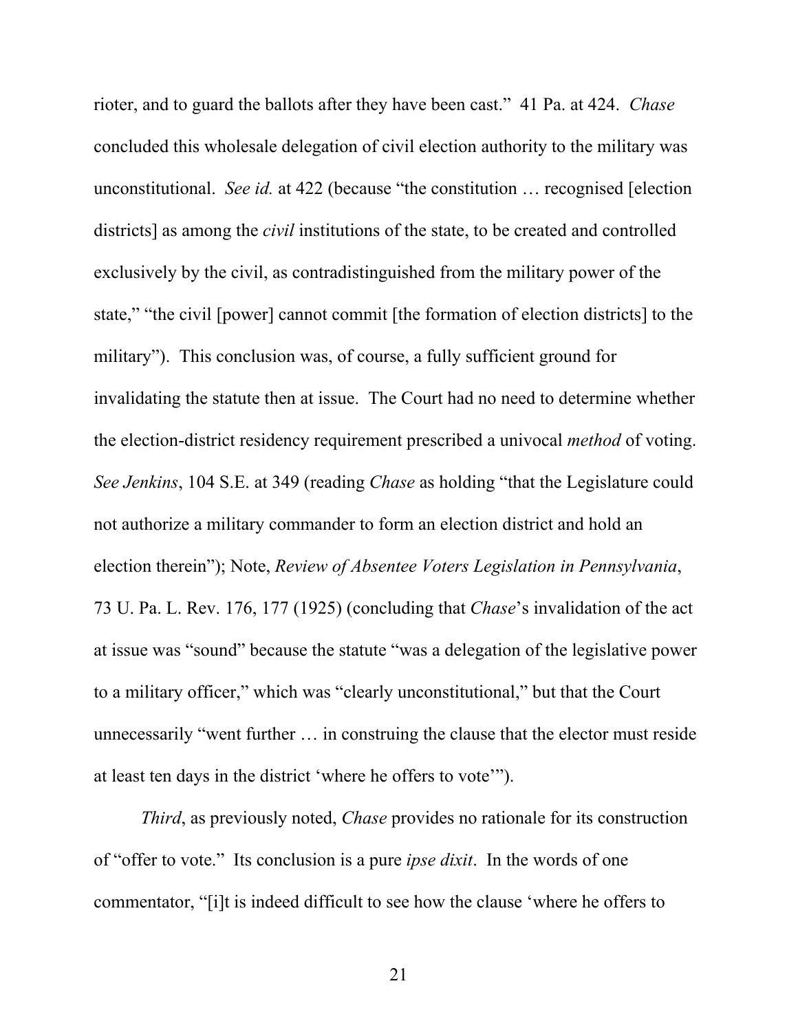rioter, and to guard the ballots after they have been cast." 41 Pa. at 424. *Chase* concluded this wholesale delegation of civil election authority to the military was unconstitutional. *See id.* at 422 (because "the constitution … recognised [election districts] as among the *civil* institutions of the state, to be created and controlled exclusively by the civil, as contradistinguished from the military power of the state," "the civil [power] cannot commit [the formation of election districts] to the military"). This conclusion was, of course, a fully sufficient ground for invalidating the statute then at issue. The Court had no need to determine whether the election-district residency requirement prescribed a univocal *method* of voting. *See Jenkins*, 104 S.E. at 349 (reading *Chase* as holding "that the Legislature could not authorize a military commander to form an election district and hold an election therein"); Note, *Review of Absentee Voters Legislation in Pennsylvania*, 73 U. Pa. L. Rev. 176, 177 (1925) (concluding that *Chase*'s invalidation of the act at issue was "sound" because the statute "was a delegation of the legislative power to a military officer," which was "clearly unconstitutional," but that the Court unnecessarily "went further … in construing the clause that the elector must reside at least ten days in the district 'where he offers to vote'").

*Third*, as previously noted, *Chase* provides no rationale for its construction of "offer to vote." Its conclusion is a pure *ipse dixit*. In the words of one commentator, "[i]t is indeed difficult to see how the clause 'where he offers to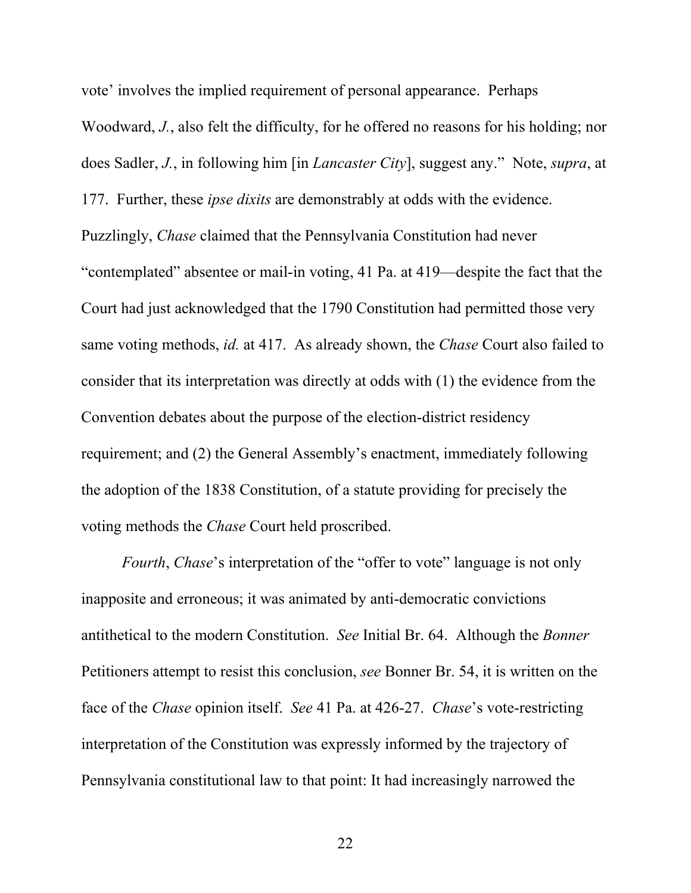vote' involves the implied requirement of personal appearance. Perhaps Woodward, *J.*, also felt the difficulty, for he offered no reasons for his holding; nor does Sadler, *J.*, in following him [in *Lancaster City*], suggest any." Note, *supra*, at 177. Further, these *ipse dixits* are demonstrably at odds with the evidence. Puzzlingly, *Chase* claimed that the Pennsylvania Constitution had never "contemplated" absentee or mail-in voting, 41 Pa. at 419—despite the fact that the Court had just acknowledged that the 1790 Constitution had permitted those very same voting methods, *id.* at 417. As already shown, the *Chase* Court also failed to consider that its interpretation was directly at odds with (1) the evidence from the Convention debates about the purpose of the election-district residency requirement; and (2) the General Assembly's enactment, immediately following the adoption of the 1838 Constitution, of a statute providing for precisely the voting methods the *Chase* Court held proscribed.

*Fourth*, *Chase*'s interpretation of the "offer to vote" language is not only inapposite and erroneous; it was animated by anti-democratic convictions antithetical to the modern Constitution. *See* Initial Br. 64. Although the *Bonner* Petitioners attempt to resist this conclusion, *see* Bonner Br. 54, it is written on the face of the *Chase* opinion itself. *See* 41 Pa. at 426-27. *Chase*'s vote-restricting interpretation of the Constitution was expressly informed by the trajectory of Pennsylvania constitutional law to that point: It had increasingly narrowed the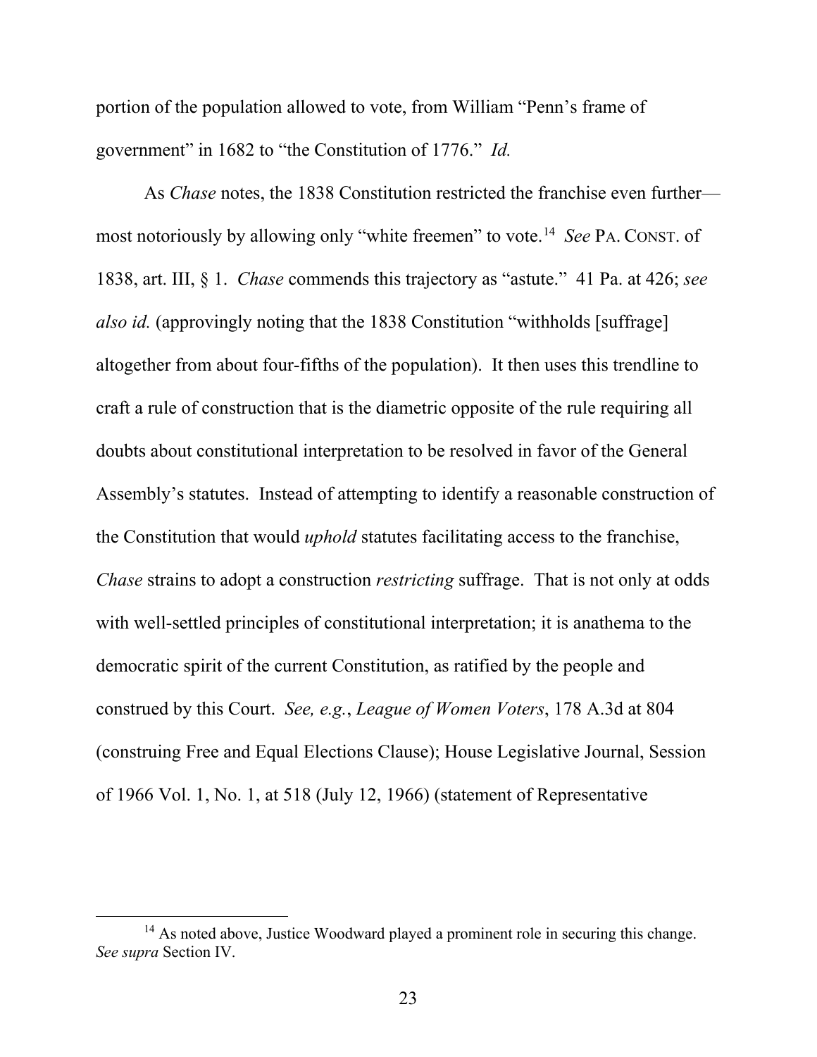portion of the population allowed to vote, from William "Penn's frame of government" in 1682 to "the Constitution of 1776." *Id.*

As *Chase* notes, the 1838 Constitution restricted the franchise even further—most notoriously by allowing only "white freemen" to vote.[14] *See* PA. CONST. of 1838, art. III, § 1. *Chase* commends this trajectory as "astute." 41 Pa. at 426; *see also id.* (approvingly noting that the 1838 Constitution "withholds [suffrage] altogether from about four-fifths of the population). It then uses this trendline to craft a rule of construction that is the diametric opposite of the rule requiring all doubts about constitutional interpretation to be resolved in favor of the General Assembly's statutes. Instead of attempting to identify a reasonable construction of the Constitution that would *uphold* statutes facilitating access to the franchise, *Chase* strains to adopt a construction *restricting* suffrage. That is not only at odds with well-settled principles of constitutional interpretation; it is anathema to the democratic spirit of the current Constitution, as ratified by the people and construed by this Court. *See, e.g.*, *League of Women Voters*, 178 A.3d at 804 (construing Free and Equal Elections Clause); House Legislative Journal, Session of 1966 Vol. 1, No. 1, at 518 (July 12, 1966) (statement of Representative

[14] As noted above, Justice Woodward played a prominent role in securing this change. *See supra* Section IV.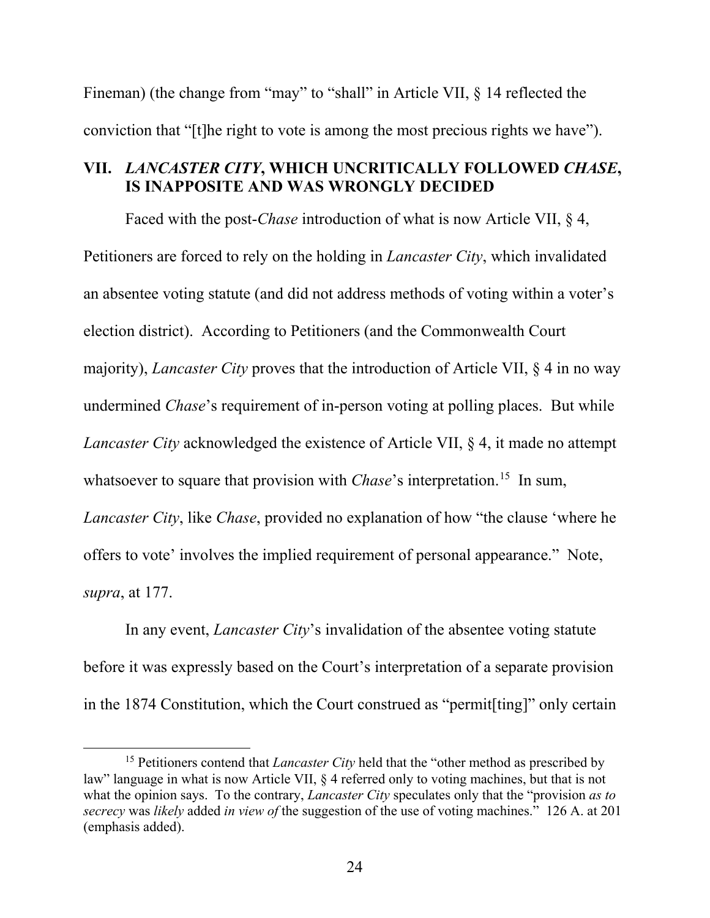Fineman) (the change from "may" to "shall" in Article VII, § 14 reflected the conviction that "[t]he right to vote is among the most precious rights we have").

## VII. *LANCASTER CITY*, WHICH UNCRITICALLY FOLLOWED *CHASE*, IS INAPPOSITE AND WAS WRONGLY DECIDED

Faced with the post-*Chase* introduction of what is now Article VII, § 4, Petitioners are forced to rely on the holding in *Lancaster City*, which invalidated an absentee voting statute (and did not address methods of voting within a voter's election district). According to Petitioners (and the Commonwealth Court majority), *Lancaster City* proves that the introduction of Article VII, § 4 in no way undermined *Chase*'s requirement of in-person voting at polling places. But while *Lancaster City* acknowledged the existence of Article VII, § 4, it made no attempt whatsoever to square that provision with *Chase*'s interpretation.[15] In sum, *Lancaster City*, like *Chase*, provided no explanation of how "the clause 'where he offers to vote' involves the implied requirement of personal appearance." Note, *supra*, at 177.

In any event, *Lancaster City*'s invalidation of the absentee voting statute before it was expressly based on the Court's interpretation of a separate provision in the 1874 Constitution, which the Court construed as "permit[ting]" only certain

[15] Petitioners contend that *Lancaster City* held that the "other method as prescribed by law" language in what is now Article VII, § 4 referred only to voting machines, but that is not what the opinion says. To the contrary, *Lancaster City* speculates only that the "provision *as to secrecy* was *likely* added *in view of* the suggestion of the use of voting machines." 126 A. at 201 (emphasis added).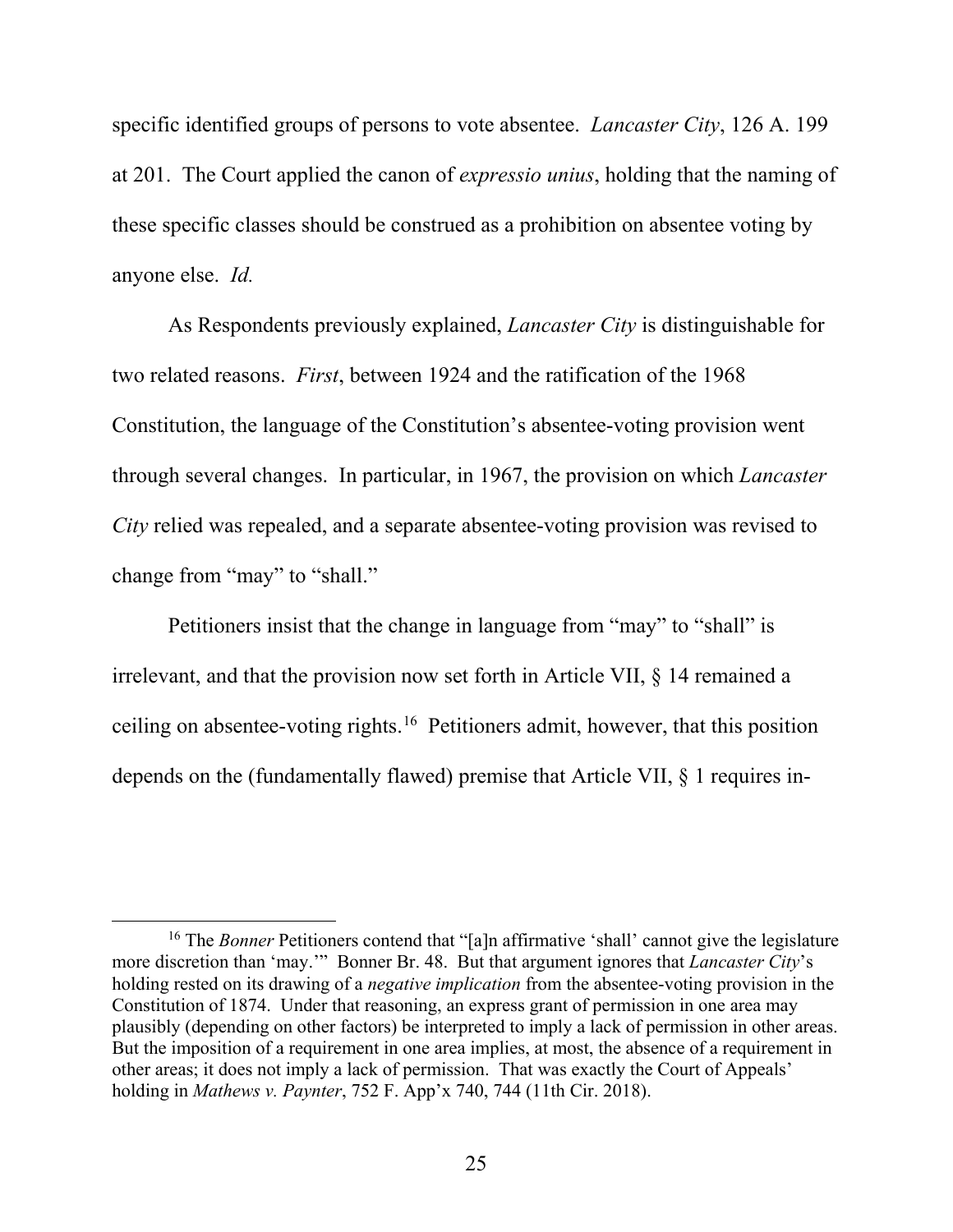specific identified groups of persons to vote absentee. *Lancaster City*, 126 A. 199 at 201. The Court applied the canon of *expressio unius*, holding that the naming of these specific classes should be construed as a prohibition on absentee voting by anyone else. *Id.*

As Respondents previously explained, *Lancaster City* is distinguishable for two related reasons. *First*, between 1924 and the ratification of the 1968 Constitution, the language of the Constitution's absentee-voting provision went through several changes. In particular, in 1967, the provision on which *Lancaster City* relied was repealed, and a separate absentee-voting provision was revised to change from "may" to "shall."

Petitioners insist that the change in language from "may" to "shall" is irrelevant, and that the provision now set forth in Article VII, § 14 remained a ceiling on absentee-voting rights.[16] Petitioners admit, however, that this position depends on the (fundamentally flawed) premise that Article VII, § 1 requires in-

---

[16] The *Bonner* Petitioners contend that "[a]n affirmative 'shall' cannot give the legislature more discretion than 'may.'" Bonner Br. 48. But that argument ignores that *Lancaster City*'s holding rested on its drawing of a *negative implication* from the absentee-voting provision in the Constitution of 1874. Under that reasoning, an express grant of permission in one area may plausibly (depending on other factors) be interpreted to imply a lack of permission in other areas. But the imposition of a requirement in one area implies, at most, the absence of a requirement in other areas; it does not imply a lack of permission. That was exactly the Court of Appeals' holding in *Mathews v. Paynter*, 752 F. App'x 740, 744 (11th Cir. 2018).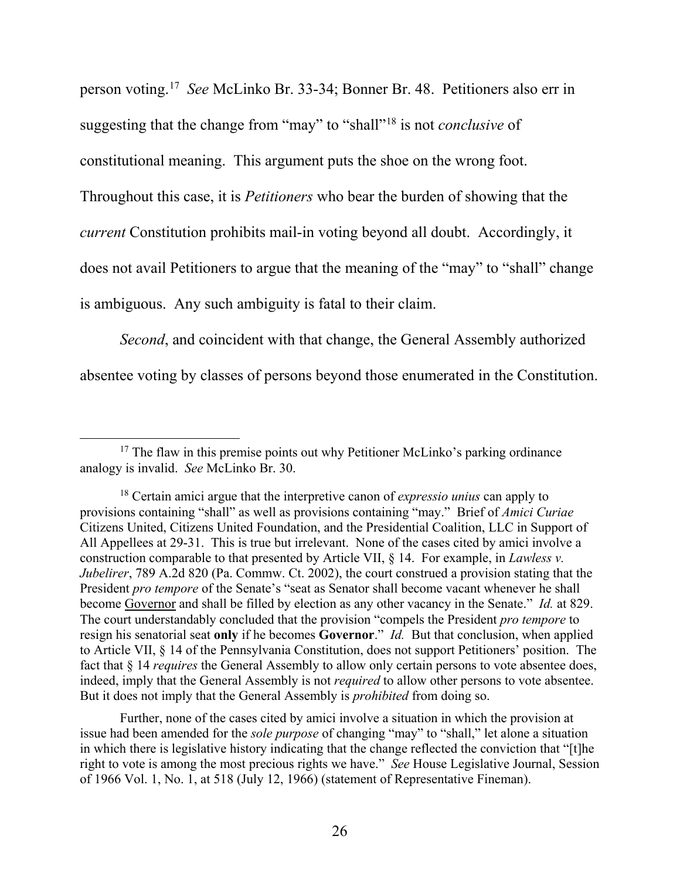person voting.[17] *See* McLinko Br. 33-34; Bonner Br. 48. Petitioners also err in suggesting that the change from "may" to "shall"[18] is not *conclusive* of constitutional meaning. This argument puts the shoe on the wrong foot. Throughout this case, it is *Petitioners* who bear the burden of showing that the *current* Constitution prohibits mail-in voting beyond all doubt. Accordingly, it does not avail Petitioners to argue that the meaning of the "may" to "shall" change is ambiguous. Any such ambiguity is fatal to their claim.

*Second*, and coincident with that change, the General Assembly authorized absentee voting by classes of persons beyond those enumerated in the Constitution.

---

[17] The flaw in this premise points out why Petitioner McLinko's parking ordinance analogy is invalid. *See* McLinko Br. 30.

[18] Certain amici argue that the interpretive canon of *expressio unius* can apply to provisions containing "shall" as well as provisions containing "may." Brief of *Amici Curiae* Citizens United, Citizens United Foundation, and the Presidential Coalition, LLC in Support of All Appellees at 29-31. This is true but irrelevant. None of the cases cited by amici involve a construction comparable to that presented by Article VII, § 14. For example, in *Lawless v. Jubelirer*, 789 A.2d 820 (Pa. Commw. Ct. 2002), the court construed a provision stating that the President *pro tempore* of the Senate's "seat as Senator shall become vacant whenever he shall become <u>Governor</u> and shall be filled by election as any other vacancy in the Senate." *Id.* at 829. The court understandably concluded that the provision "compels the President *pro tempore* to resign his senatorial seat **only** if he becomes **Governor**." *Id.* But that conclusion, when applied to Article VII, § 14 of the Pennsylvania Constitution, does not support Petitioners' position. The fact that § 14 *requires* the General Assembly to allow only certain persons to vote absentee does, indeed, imply that the General Assembly is not *required* to allow other persons to vote absentee. But it does not imply that the General Assembly is *prohibited* from doing so.

Further, none of the cases cited by amici involve a situation in which the provision at issue had been amended for the *sole purpose* of changing "may" to "shall," let alone a situation in which there is legislative history indicating that the change reflected the conviction that "[t]he right to vote is among the most precious rights we have." *See* House Legislative Journal, Session of 1966 Vol. 1, No. 1, at 518 (July 12, 1966) (statement of Representative Fineman).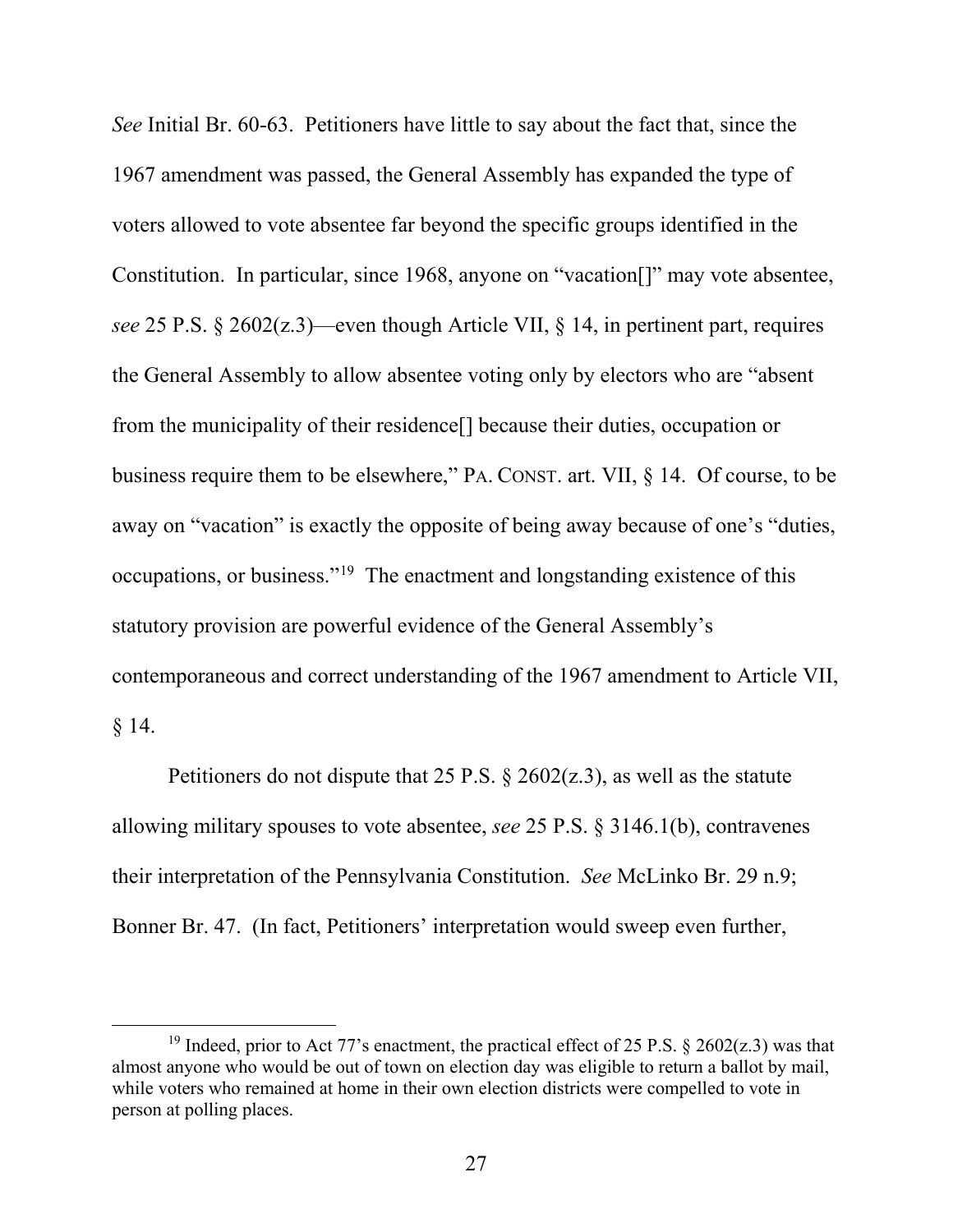*See* Initial Br. 60-63. Petitioners have little to say about the fact that, since the 1967 amendment was passed, the General Assembly has expanded the type of voters allowed to vote absentee far beyond the specific groups identified in the Constitution. In particular, since 1968, anyone on "vacation[]" may vote absentee, *see* 25 P.S. § 2602(z.3)—even though Article VII, § 14, in pertinent part, requires the General Assembly to allow absentee voting only by electors who are "absent from the municipality of their residence[] because their duties, occupation or business require them to be elsewhere," PA. CONST. art. VII, § 14. Of course, to be away on "vacation" is exactly the opposite of being away because of one's "duties, occupations, or business."[19] The enactment and longstanding existence of this statutory provision are powerful evidence of the General Assembly's contemporaneous and correct understanding of the 1967 amendment to Article VII, § 14.

Petitioners do not dispute that 25 P.S. § 2602(z.3), as well as the statute allowing military spouses to vote absentee, *see* 25 P.S. § 3146.1(b), contravenes their interpretation of the Pennsylvania Constitution. *See* McLinko Br. 29 n.9; Bonner Br. 47. (In fact, Petitioners' interpretation would sweep even further,

[19] Indeed, prior to Act 77's enactment, the practical effect of 25 P.S. § 2602(z.3) was that almost anyone who would be out of town on election day was eligible to return a ballot by mail, while voters who remained at home in their own election districts were compelled to vote in person at polling places.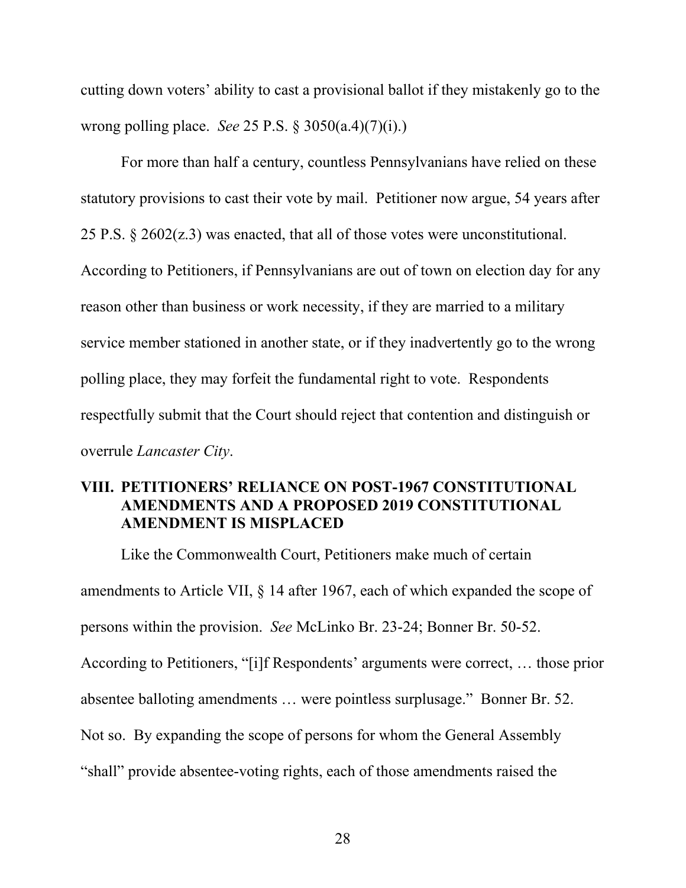cutting down voters' ability to cast a provisional ballot if they mistakenly go to the wrong polling place. *See* 25 P.S. § 3050(a.4)(7)(i).)

For more than half a century, countless Pennsylvanians have relied on these statutory provisions to cast their vote by mail. Petitioner now argue, 54 years after 25 P.S. § 2602(z.3) was enacted, that all of those votes were unconstitutional. According to Petitioners, if Pennsylvanians are out of town on election day for any reason other than business or work necessity, if they are married to a military service member stationed in another state, or if they inadvertently go to the wrong polling place, they may forfeit the fundamental right to vote. Respondents respectfully submit that the Court should reject that contention and distinguish or overrule *Lancaster City*.

## VIII. PETITIONERS' RELIANCE ON POST-1967 CONSTITUTIONAL AMENDMENTS AND A PROPOSED 2019 CONSTITUTIONAL AMENDMENT IS MISPLACED

Like the Commonwealth Court, Petitioners make much of certain amendments to Article VII, § 14 after 1967, each of which expanded the scope of persons within the provision. *See* McLinko Br. 23-24; Bonner Br. 50-52. According to Petitioners, "[i]f Respondents' arguments were correct, … those prior absentee balloting amendments … were pointless surplusage." Bonner Br. 52. Not so. By expanding the scope of persons for whom the General Assembly "shall" provide absentee-voting rights, each of those amendments raised the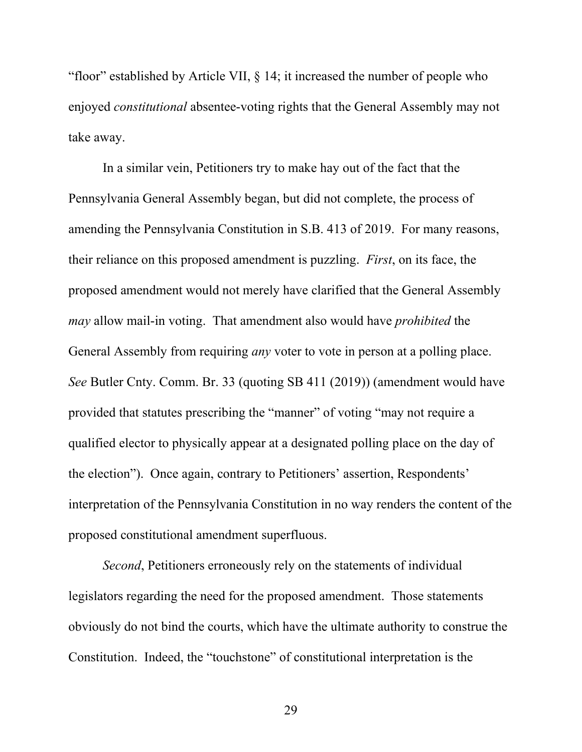"floor" established by Article VII, § 14; it increased the number of people who enjoyed *constitutional* absentee-voting rights that the General Assembly may not take away.

In a similar vein, Petitioners try to make hay out of the fact that the Pennsylvania General Assembly began, but did not complete, the process of amending the Pennsylvania Constitution in S.B. 413 of 2019. For many reasons, their reliance on this proposed amendment is puzzling. *First*, on its face, the proposed amendment would not merely have clarified that the General Assembly *may* allow mail-in voting. That amendment also would have *prohibited* the General Assembly from requiring *any* voter to vote in person at a polling place. *See* Butler Cnty. Comm. Br. 33 (quoting SB 411 (2019)) (amendment would have provided that statutes prescribing the "manner" of voting "may not require a qualified elector to physically appear at a designated polling place on the day of the election"). Once again, contrary to Petitioners' assertion, Respondents' interpretation of the Pennsylvania Constitution in no way renders the content of the proposed constitutional amendment superfluous.

*Second*, Petitioners erroneously rely on the statements of individual legislators regarding the need for the proposed amendment. Those statements obviously do not bind the courts, which have the ultimate authority to construe the Constitution. Indeed, the "touchstone" of constitutional interpretation is the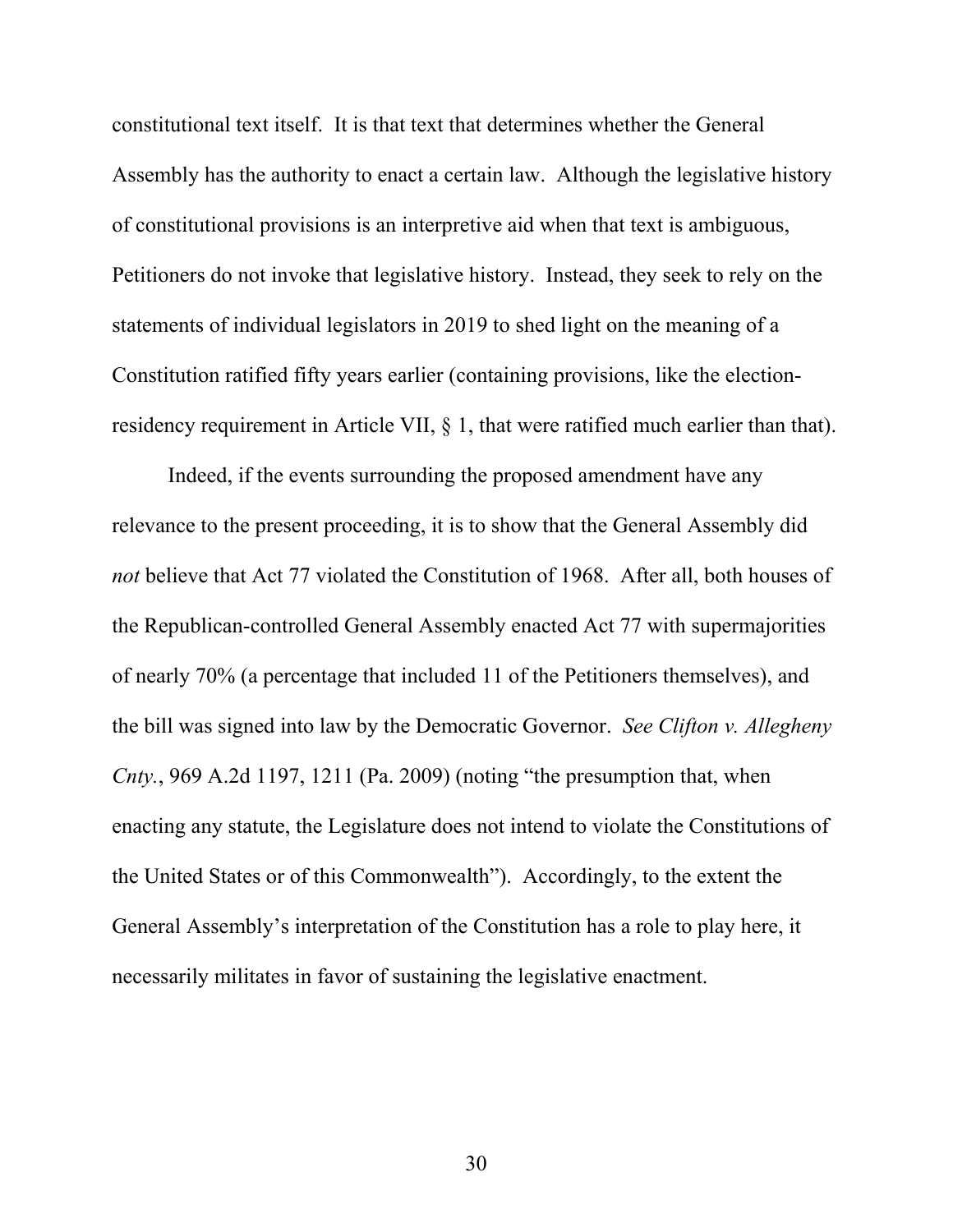constitutional text itself. It is that text that determines whether the General Assembly has the authority to enact a certain law. Although the legislative history of constitutional provisions is an interpretive aid when that text is ambiguous, Petitioners do not invoke that legislative history. Instead, they seek to rely on the statements of individual legislators in 2019 to shed light on the meaning of a Constitution ratified fifty years earlier (containing provisions, like the election-residency requirement in Article VII, § 1, that were ratified much earlier than that).

Indeed, if the events surrounding the proposed amendment have any relevance to the present proceeding, it is to show that the General Assembly did *not* believe that Act 77 violated the Constitution of 1968. After all, both houses of the Republican-controlled General Assembly enacted Act 77 with supermajorities of nearly 70% (a percentage that included 11 of the Petitioners themselves), and the bill was signed into law by the Democratic Governor. *See Clifton v. Allegheny Cnty.*, 969 A.2d 1197, 1211 (Pa. 2009) (noting "the presumption that, when enacting any statute, the Legislature does not intend to violate the Constitutions of the United States or of this Commonwealth"). Accordingly, to the extent the General Assembly's interpretation of the Constitution has a role to play here, it necessarily militates in favor of sustaining the legislative enactment.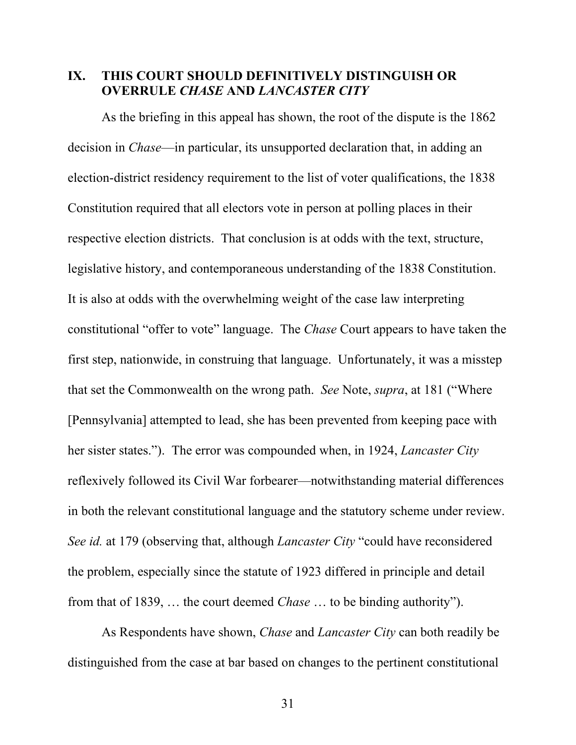## IX. THIS COURT SHOULD DEFINITIVELY DISTINGUISH OR OVERRULE *CHASE* AND *LANCASTER CITY*

As the briefing in this appeal has shown, the root of the dispute is the 1862 decision in *Chase*—in particular, its unsupported declaration that, in adding an election-district residency requirement to the list of voter qualifications, the 1838 Constitution required that all electors vote in person at polling places in their respective election districts. That conclusion is at odds with the text, structure, legislative history, and contemporaneous understanding of the 1838 Constitution. It is also at odds with the overwhelming weight of the case law interpreting constitutional "offer to vote" language. The *Chase* Court appears to have taken the first step, nationwide, in construing that language. Unfortunately, it was a misstep that set the Commonwealth on the wrong path. *See* Note, *supra*, at 181 ("Where [Pennsylvania] attempted to lead, she has been prevented from keeping pace with her sister states."). The error was compounded when, in 1924, *Lancaster City* reflexively followed its Civil War forbearer—notwithstanding material differences in both the relevant constitutional language and the statutory scheme under review. *See id.* at 179 (observing that, although *Lancaster City* "could have reconsidered the problem, especially since the statute of 1923 differed in principle and detail from that of 1839, … the court deemed *Chase* … to be binding authority").

As Respondents have shown, *Chase* and *Lancaster City* can both readily be distinguished from the case at bar based on changes to the pertinent constitutional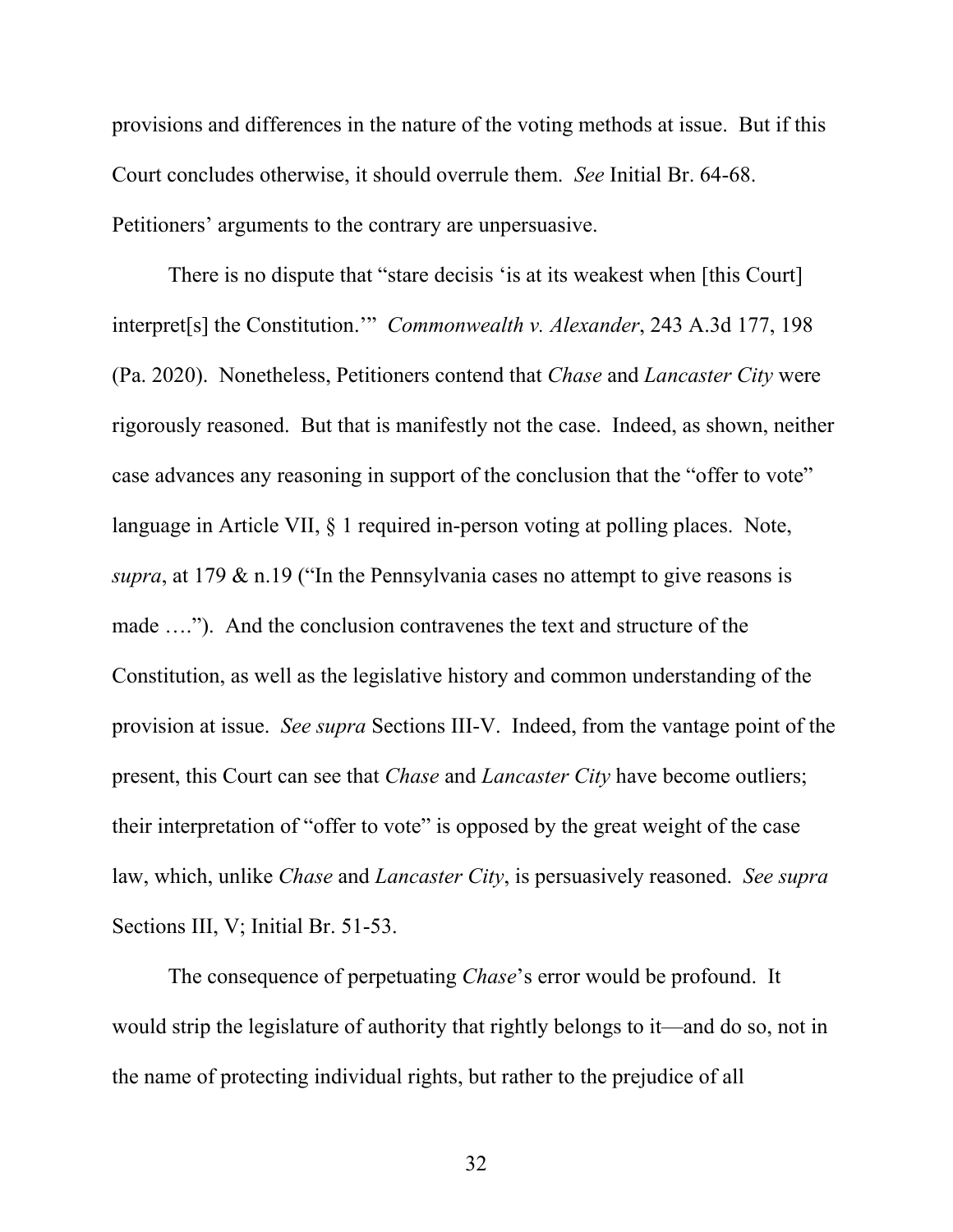provisions and differences in the nature of the voting methods at issue. But if this Court concludes otherwise, it should overrule them. *See* Initial Br. 64-68. Petitioners' arguments to the contrary are unpersuasive.

There is no dispute that "stare decisis 'is at its weakest when [this Court] interpret[s] the Constitution.'" *Commonwealth v. Alexander*, 243 A.3d 177, 198 (Pa. 2020). Nonetheless, Petitioners contend that *Chase* and *Lancaster City* were rigorously reasoned. But that is manifestly not the case. Indeed, as shown, neither case advances any reasoning in support of the conclusion that the "offer to vote" language in Article VII, § 1 required in-person voting at polling places. Note, *supra*, at 179 & n.19 ("In the Pennsylvania cases no attempt to give reasons is made …."). And the conclusion contravenes the text and structure of the Constitution, as well as the legislative history and common understanding of the provision at issue. *See supra* Sections III-V. Indeed, from the vantage point of the present, this Court can see that *Chase* and *Lancaster City* have become outliers; their interpretation of "offer to vote" is opposed by the great weight of the case law, which, unlike *Chase* and *Lancaster City*, is persuasively reasoned. *See supra* Sections III, V; Initial Br. 51-53.

The consequence of perpetuating *Chase*'s error would be profound. It would strip the legislature of authority that rightly belongs to it—and do so, not in the name of protecting individual rights, but rather to the prejudice of all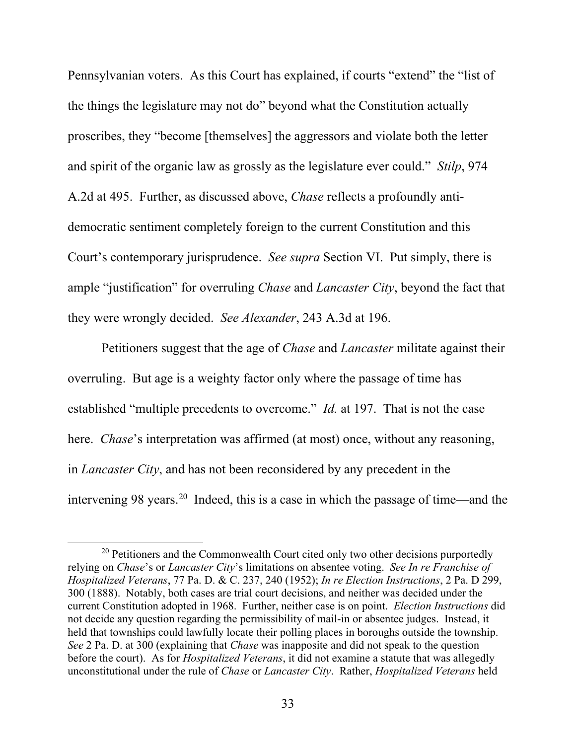Pennsylvanian voters. As this Court has explained, if courts "extend" the "list of the things the legislature may not do" beyond what the Constitution actually proscribes, they "become [themselves] the aggressors and violate both the letter and spirit of the organic law as grossly as the legislature ever could." *Stilp*, 974 A.2d at 495. Further, as discussed above, *Chase* reflects a profoundly anti-democratic sentiment completely foreign to the current Constitution and this Court's contemporary jurisprudence. *See supra* Section VI. Put simply, there is ample "justification" for overruling *Chase* and *Lancaster City*, beyond the fact that they were wrongly decided. *See Alexander*, 243 A.3d at 196.

Petitioners suggest that the age of *Chase* and *Lancaster* militate against their overruling. But age is a weighty factor only where the passage of time has established "multiple precedents to overcome." *Id.* at 197. That is not the case here. *Chase*'s interpretation was affirmed (at most) once, without any reasoning, in *Lancaster City*, and has not been reconsidered by any precedent in the intervening 98 years.[20] Indeed, this is a case in which the passage of time—and the

[20] Petitioners and the Commonwealth Court cited only two other decisions purportedly relying on *Chase*'s or *Lancaster City*'s limitations on absentee voting. *See In re Franchise of Hospitalized Veterans*, 77 Pa. D. & C. 237, 240 (1952); *In re Election Instructions*, 2 Pa. D 299, 300 (1888). Notably, both cases are trial court decisions, and neither was decided under the current Constitution adopted in 1968. Further, neither case is on point. *Election Instructions* did not decide any question regarding the permissibility of mail-in or absentee judges. Instead, it held that townships could lawfully locate their polling places in boroughs outside the township. *See* 2 Pa. D. at 300 (explaining that *Chase* was inapposite and did not speak to the question before the court). As for *Hospitalized Veterans*, it did not examine a statute that was allegedly unconstitutional under the rule of *Chase* or *Lancaster City*. Rather, *Hospitalized Veterans* held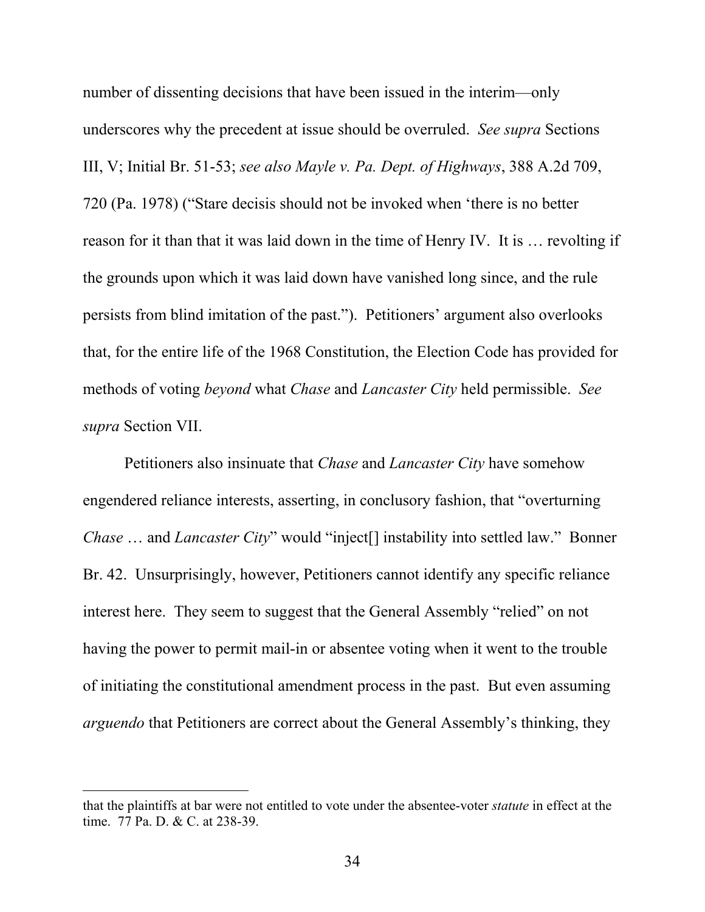number of dissenting decisions that have been issued in the interim—only underscores why the precedent at issue should be overruled. *See supra* Sections III, V; Initial Br. 51-53; *see also Mayle v. Pa. Dept. of Highways*, 388 A.2d 709, 720 (Pa. 1978) ("Stare decisis should not be invoked when 'there is no better reason for it than that it was laid down in the time of Henry IV. It is … revolting if the grounds upon which it was laid down have vanished long since, and the rule persists from blind imitation of the past."). Petitioners' argument also overlooks that, for the entire life of the 1968 Constitution, the Election Code has provided for methods of voting *beyond* what *Chase* and *Lancaster City* held permissible. *See supra* Section VII.

Petitioners also insinuate that *Chase* and *Lancaster City* have somehow engendered reliance interests, asserting, in conclusory fashion, that "overturning *Chase* … and *Lancaster City*" would "inject[] instability into settled law." Bonner Br. 42. Unsurprisingly, however, Petitioners cannot identify any specific reliance interest here. They seem to suggest that the General Assembly "relied" on not having the power to permit mail-in or absentee voting when it went to the trouble of initiating the constitutional amendment process in the past. But even assuming *arguendo* that Petitioners are correct about the General Assembly's thinking, they

---

that the plaintiffs at bar were not entitled to vote under the absentee-voter *statute* in effect at the time. 77 Pa. D. & C. at 238-39.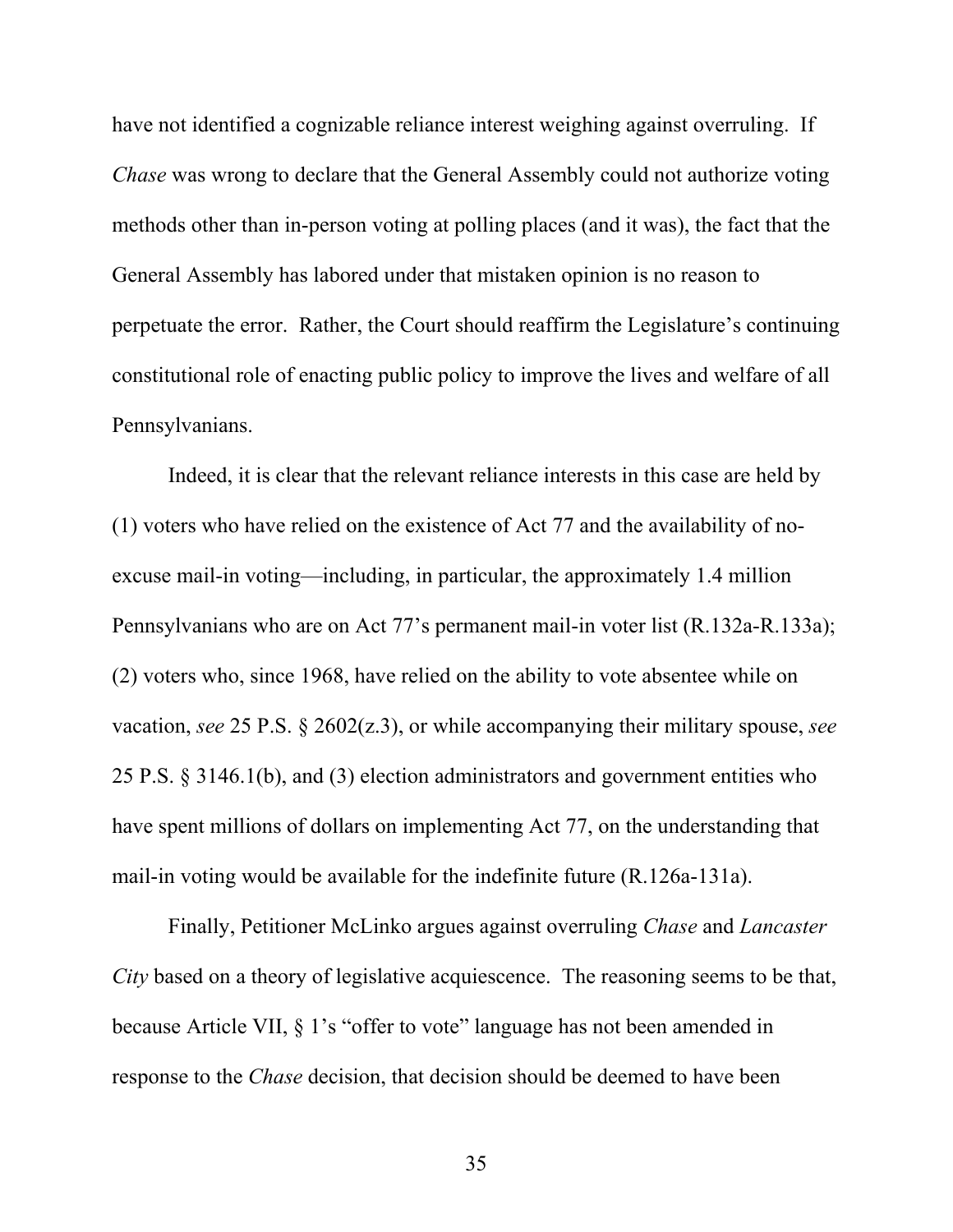have not identified a cognizable reliance interest weighing against overruling. If *Chase* was wrong to declare that the General Assembly could not authorize voting methods other than in-person voting at polling places (and it was), the fact that the General Assembly has labored under that mistaken opinion is no reason to perpetuate the error. Rather, the Court should reaffirm the Legislature's continuing constitutional role of enacting public policy to improve the lives and welfare of all Pennsylvanians.

Indeed, it is clear that the relevant reliance interests in this case are held by (1) voters who have relied on the existence of Act 77 and the availability of no-excuse mail-in voting—including, in particular, the approximately 1.4 million Pennsylvanians who are on Act 77's permanent mail-in voter list (R.132a-R.133a); (2) voters who, since 1968, have relied on the ability to vote absentee while on vacation, *see* 25 P.S. § 2602(z.3), or while accompanying their military spouse, *see* 25 P.S. § 3146.1(b), and (3) election administrators and government entities who have spent millions of dollars on implementing Act 77, on the understanding that mail-in voting would be available for the indefinite future (R.126a-131a).

Finally, Petitioner McLinko argues against overruling *Chase* and *Lancaster City* based on a theory of legislative acquiescence. The reasoning seems to be that, because Article VII, § 1's "offer to vote" language has not been amended in response to the *Chase* decision, that decision should be deemed to have been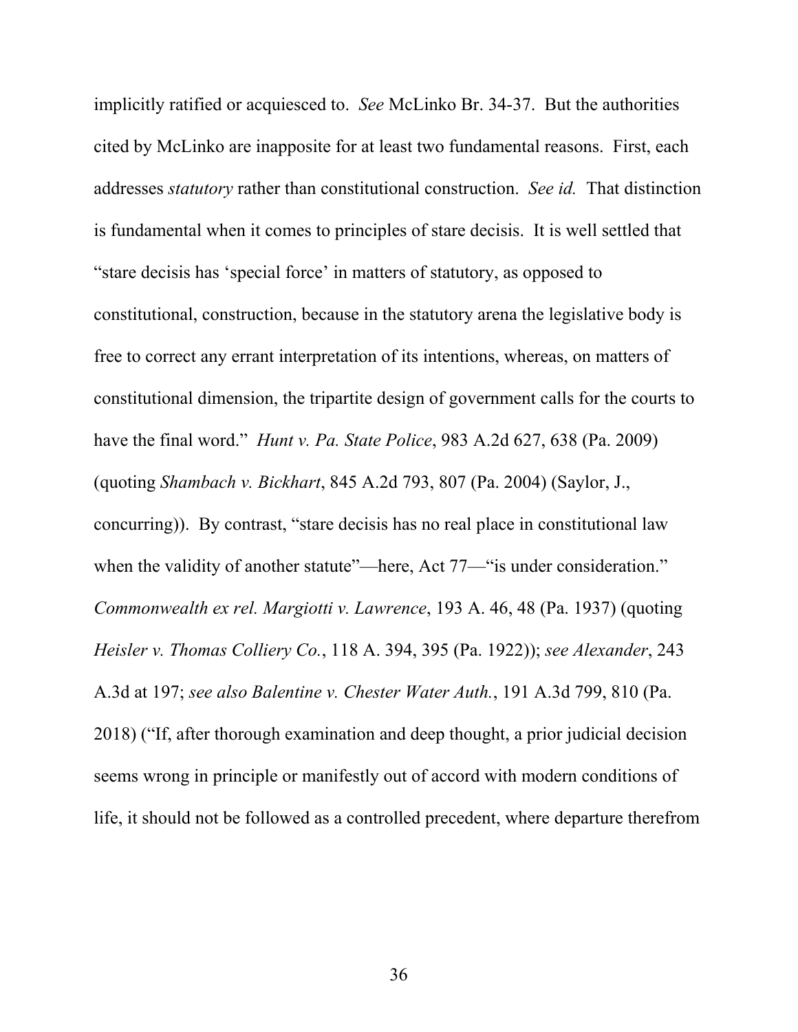implicitly ratified or acquiesced to. *See* McLinko Br. 34-37. But the authorities cited by McLinko are inapposite for at least two fundamental reasons. First, each addresses *statutory* rather than constitutional construction. *See id.* That distinction is fundamental when it comes to principles of stare decisis. It is well settled that "stare decisis has 'special force' in matters of statutory, as opposed to constitutional, construction, because in the statutory arena the legislative body is free to correct any errant interpretation of its intentions, whereas, on matters of constitutional dimension, the tripartite design of government calls for the courts to have the final word." *Hunt v. Pa. State Police*, 983 A.2d 627, 638 (Pa. 2009) (quoting *Shambach v. Bickhart*, 845 A.2d 793, 807 (Pa. 2004) (Saylor, J., concurring)). By contrast, "stare decisis has no real place in constitutional law when the validity of another statute"—here, Act 77—"is under consideration." *Commonwealth ex rel. Margiotti v. Lawrence*, 193 A. 46, 48 (Pa. 1937) (quoting *Heisler v. Thomas Colliery Co.*, 118 A. 394, 395 (Pa. 1922)); *see Alexander*, 243 A.3d at 197; *see also Balentine v. Chester Water Auth.*, 191 A.3d 799, 810 (Pa. 2018) ("If, after thorough examination and deep thought, a prior judicial decision seems wrong in principle or manifestly out of accord with modern conditions of life, it should not be followed as a controlled precedent, where departure therefrom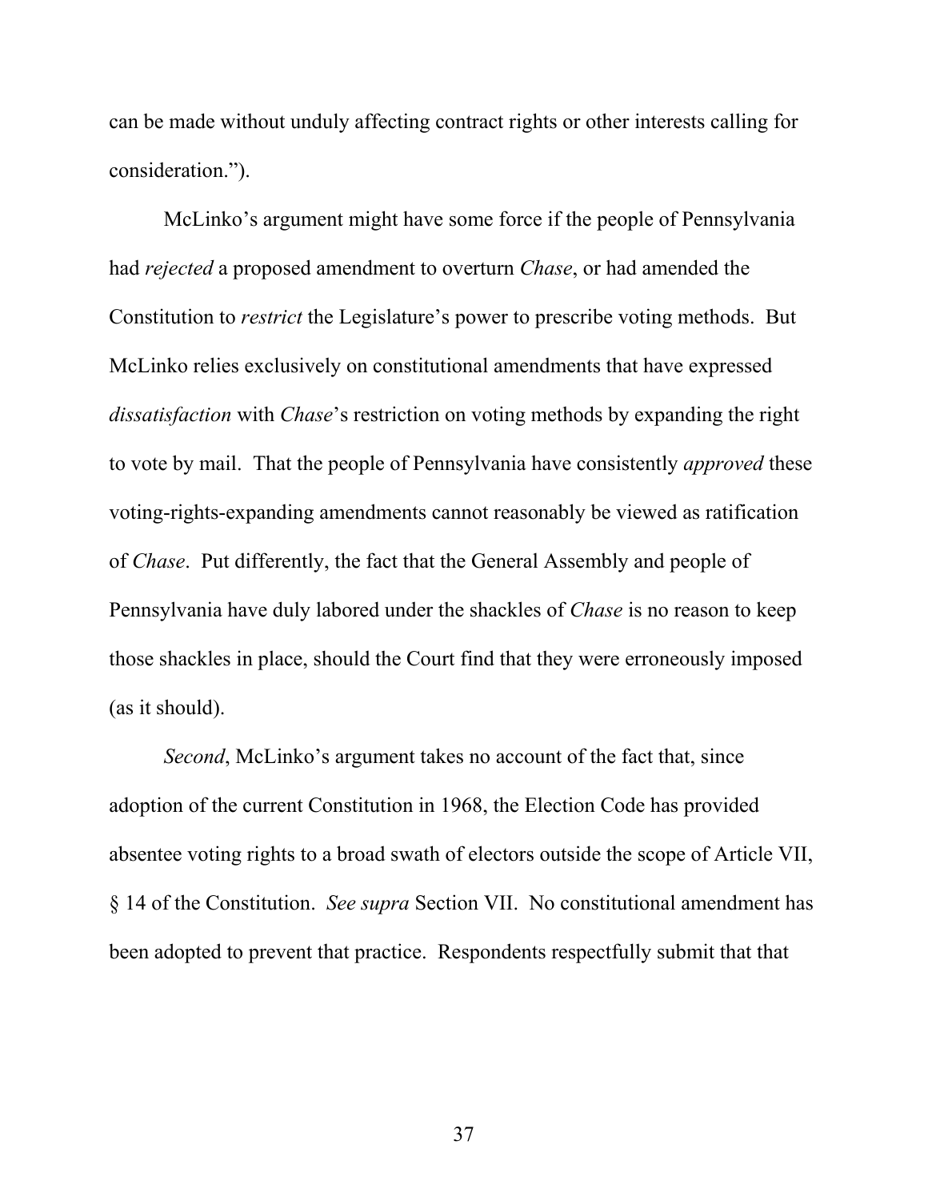can be made without unduly affecting contract rights or other interests calling for consideration.”).

McLinko’s argument might have some force if the people of Pennsylvania had *rejected* a proposed amendment to overturn *Chase*, or had amended the Constitution to *restrict* the Legislature’s power to prescribe voting methods. But McLinko relies exclusively on constitutional amendments that have expressed *dissatisfaction* with *Chase*’s restriction on voting methods by expanding the right to vote by mail. That the people of Pennsylvania have consistently *approved* these voting-rights-expanding amendments cannot reasonably be viewed as ratification of *Chase*. Put differently, the fact that the General Assembly and people of Pennsylvania have duly labored under the shackles of *Chase* is no reason to keep those shackles in place, should the Court find that they were erroneously imposed (as it should).

*Second*, McLinko’s argument takes no account of the fact that, since adoption of the current Constitution in 1968, the Election Code has provided absentee voting rights to a broad swath of electors outside the scope of Article VII, § 14 of the Constitution. *See supra* Section VII. No constitutional amendment has been adopted to prevent that practice. Respondents respectfully submit that that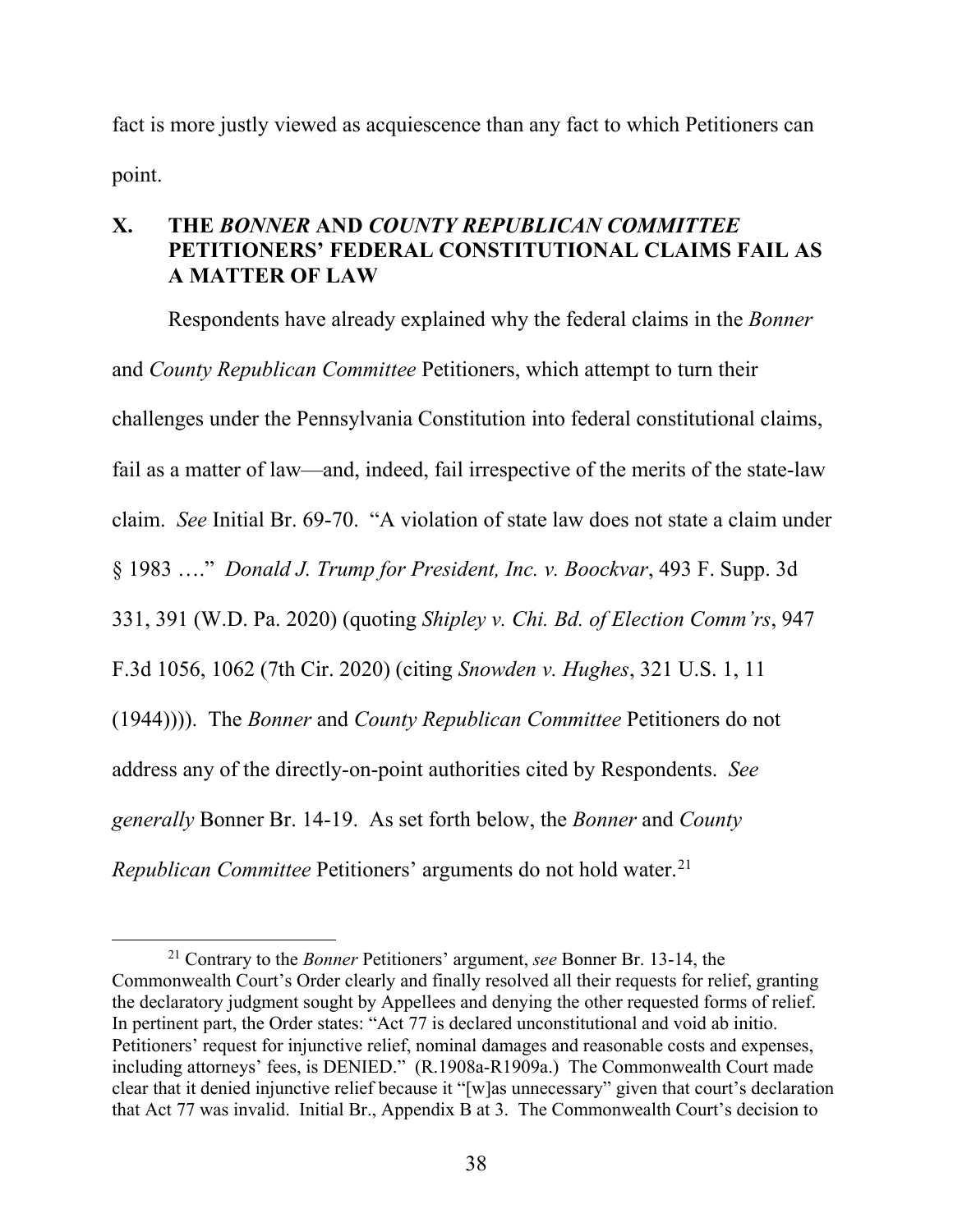fact is more justly viewed as acquiescence than any fact to which Petitioners can point.

## X. THE *BONNER* AND *COUNTY REPUBLICAN COMMITTEE* PETITIONERS' FEDERAL CONSTITUTIONAL CLAIMS FAIL AS A MATTER OF LAW

Respondents have already explained why the federal claims in the *Bonner* and *County Republican Committee* Petitioners, which attempt to turn their challenges under the Pennsylvania Constitution into federal constitutional claims, fail as a matter of law—and, indeed, fail irrespective of the merits of the state-law claim. *See* Initial Br. 69-70. "A violation of state law does not state a claim under § 1983 …." *Donald J. Trump for President, Inc. v. Boockvar*, 493 F. Supp. 3d 331, 391 (W.D. Pa. 2020) (quoting *Shipley v. Chi. Bd. of Election Comm'rs*, 947 F.3d 1056, 1062 (7th Cir. 2020) (citing *Snowden v. Hughes*, 321 U.S. 1, 11 (1944)))). The *Bonner* and *County Republican Committee* Petitioners do not address any of the directly-on-point authorities cited by Respondents. *See generally* Bonner Br. 14-19. As set forth below, the *Bonner* and *County Republican Committee* Petitioners' arguments do not hold water.[21]

---

[21] Contrary to the *Bonner* Petitioners' argument, *see* Bonner Br. 13-14, the Commonwealth Court's Order clearly and finally resolved all their requests for relief, granting the declaratory judgment sought by Appellees and denying the other requested forms of relief. In pertinent part, the Order states: "Act 77 is declared unconstitutional and void ab initio. Petitioners' request for injunctive relief, nominal damages and reasonable costs and expenses, including attorneys' fees, is DENIED." (R.1908a-R1909a.) The Commonwealth Court made clear that it denied injunctive relief because it "[w]as unnecessary" given that court's declaration that Act 77 was invalid. Initial Br., Appendix B at 3. The Commonwealth Court's decision to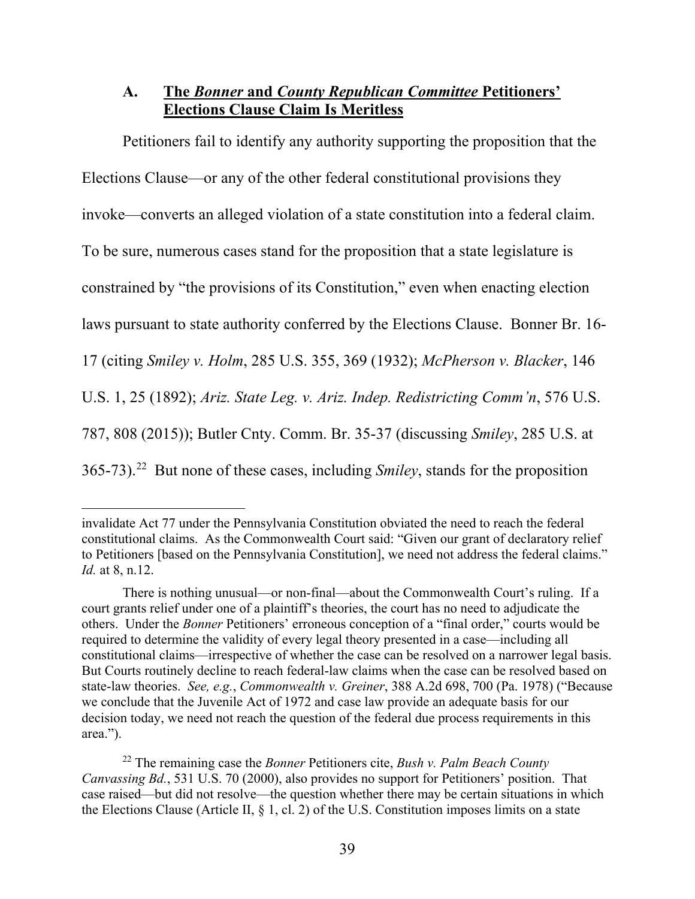### A. The *Bonner* and *County Republican Committee* Petitioners' Elections Clause Claim Is Meritless

Petitioners fail to identify any authority supporting the proposition that the Elections Clause—or any of the other federal constitutional provisions they invoke—converts an alleged violation of a state constitution into a federal claim. To be sure, numerous cases stand for the proposition that a state legislature is constrained by "the provisions of its Constitution," even when enacting election laws pursuant to state authority conferred by the Elections Clause. Bonner Br. 16-17 (citing *Smiley v. Holm*, 285 U.S. 355, 369 (1932); *McPherson v. Blacker*, 146 U.S. 1, 25 (1892); *Ariz. State Leg. v. Ariz. Indep. Redistricting Comm'n*, 576 U.S. 787, 808 (2015)); Butler Cnty. Comm. Br. 35-37 (discussing *Smiley*, 285 U.S. at 365-73).[22] But none of these cases, including *Smiley*, stands for the proposition

---

invalidate Act 77 under the Pennsylvania Constitution obviated the need to reach the federal constitutional claims. As the Commonwealth Court said: "Given our grant of declaratory relief to Petitioners [based on the Pennsylvania Constitution], we need not address the federal claims." *Id.* at 8, n.12.

There is nothing unusual—or non-final—about the Commonwealth Court's ruling. If a court grants relief under one of a plaintiff's theories, the court has no need to adjudicate the others. Under the *Bonner* Petitioners' erroneous conception of a "final order," courts would be required to determine the validity of every legal theory presented in a case—including all constitutional claims—irrespective of whether the case can be resolved on a narrower legal basis. But Courts routinely decline to reach federal-law claims when the case can be resolved based on state-law theories. *See, e.g.*, *Commonwealth v. Greiner*, 388 A.2d 698, 700 (Pa. 1978) ("Because we conclude that the Juvenile Act of 1972 and case law provide an adequate basis for our decision today, we need not reach the question of the federal due process requirements in this area.").

[22] The remaining case the *Bonner* Petitioners cite, *Bush v. Palm Beach County Canvassing Bd.*, 531 U.S. 70 (2000), also provides no support for Petitioners' position. That case raised—but did not resolve—the question whether there may be certain situations in which the Elections Clause (Article II, § 1, cl. 2) of the U.S. Constitution imposes limits on a state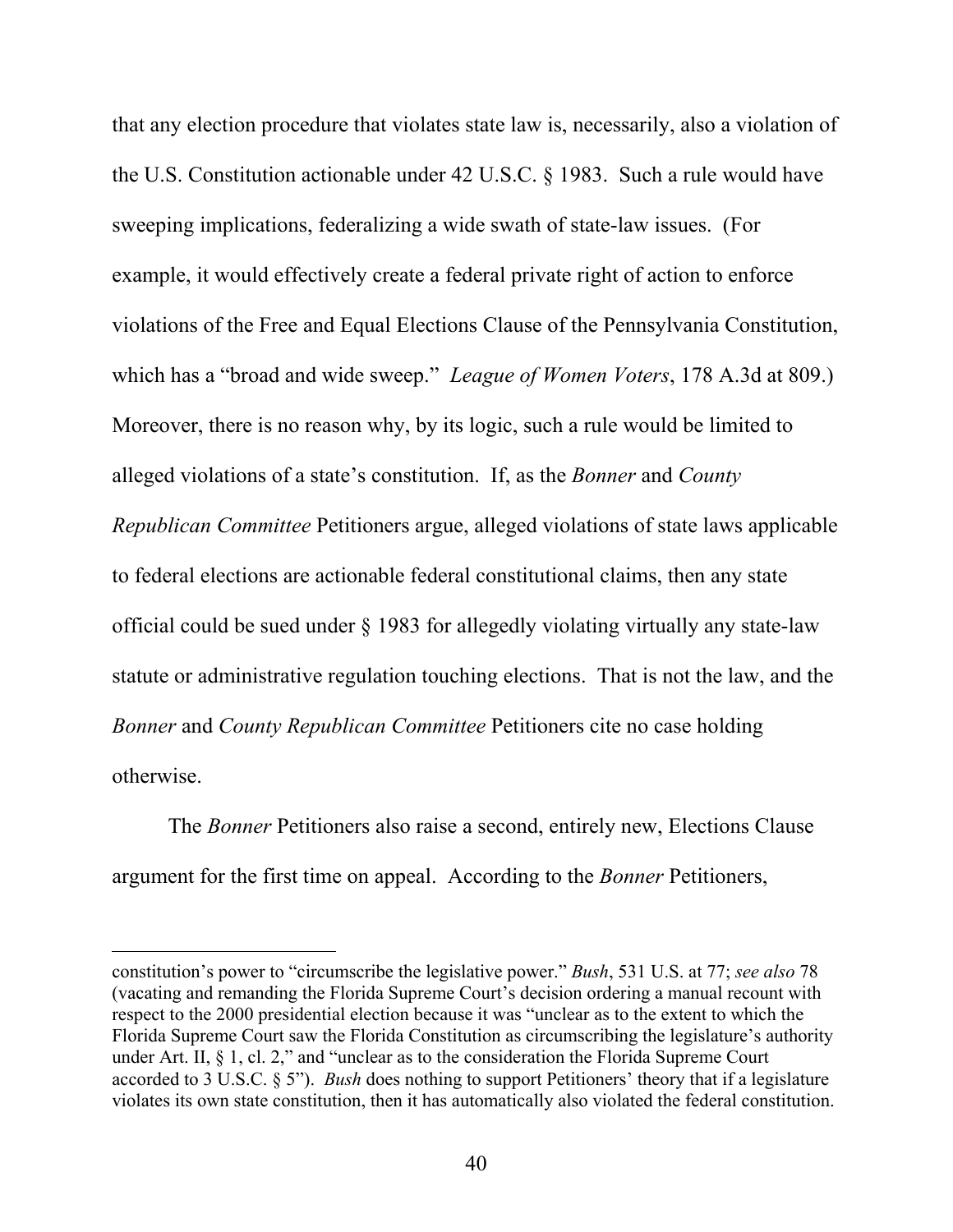that any election procedure that violates state law is, necessarily, also a violation of the U.S. Constitution actionable under 42 U.S.C. § 1983. Such a rule would have sweeping implications, federalizing a wide swath of state-law issues. (For example, it would effectively create a federal private right of action to enforce violations of the Free and Equal Elections Clause of the Pennsylvania Constitution, which has a "broad and wide sweep." *League of Women Voters*, 178 A.3d at 809.) Moreover, there is no reason why, by its logic, such a rule would be limited to alleged violations of a state's constitution. If, as the *Bonner* and *County Republican Committee* Petitioners argue, alleged violations of state laws applicable to federal elections are actionable federal constitutional claims, then any state official could be sued under § 1983 for allegedly violating virtually any state-law statute or administrative regulation touching elections. That is not the law, and the *Bonner* and *County Republican Committee* Petitioners cite no case holding otherwise.

The *Bonner* Petitioners also raise a second, entirely new, Elections Clause argument for the first time on appeal. According to the *Bonner* Petitioners,

---

constitution's power to "circumscribe the legislative power." *Bush*, 531 U.S. at 77; *see also* 78 (vacating and remanding the Florida Supreme Court's decision ordering a manual recount with respect to the 2000 presidential election because it was "unclear as to the extent to which the Florida Supreme Court saw the Florida Constitution as circumscribing the legislature's authority under Art. II, § 1, cl. 2," and "unclear as to the consideration the Florida Supreme Court accorded to 3 U.S.C. § 5"). *Bush* does nothing to support Petitioners' theory that if a legislature violates its own state constitution, then it has automatically also violated the federal constitution.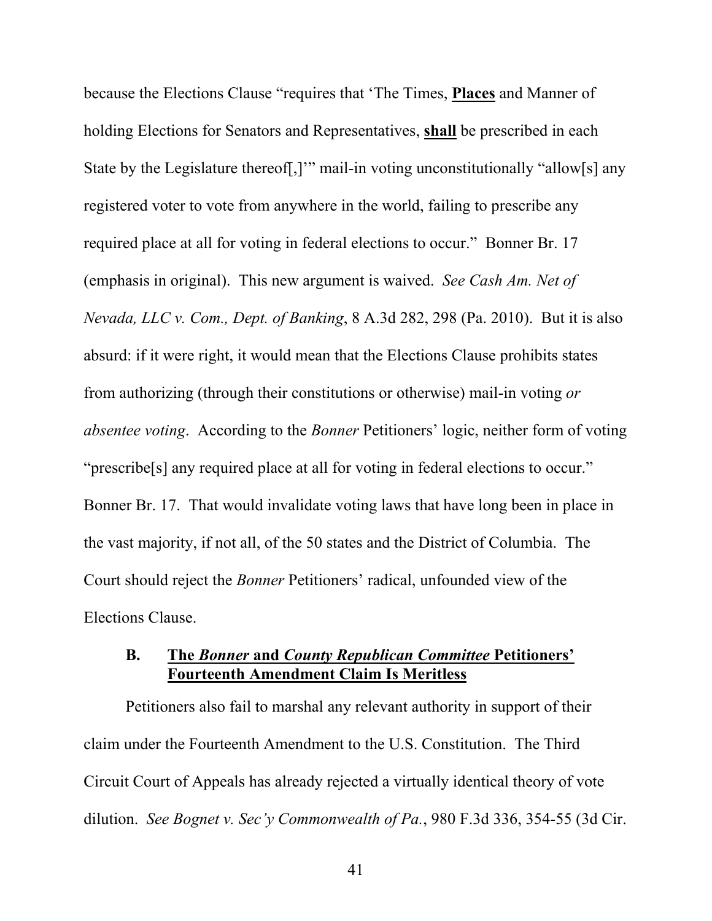because the Elections Clause "requires that 'The Times, **Places** and Manner of holding Elections for Senators and Representatives, **shall** be prescribed in each State by the Legislature thereof[,]'" mail-in voting unconstitutionally "allow[s] any registered voter to vote from anywhere in the world, failing to prescribe any required place at all for voting in federal elections to occur." Bonner Br. 17 (emphasis in original). This new argument is waived. *See Cash Am. Net of Nevada, LLC v. Com., Dept. of Banking*, 8 A.3d 282, 298 (Pa. 2010). But it is also absurd: if it were right, it would mean that the Elections Clause prohibits states from authorizing (through their constitutions or otherwise) mail-in voting *or absentee voting*. According to the *Bonner* Petitioners' logic, neither form of voting "prescribe[s] any required place at all for voting in federal elections to occur." Bonner Br. 17. That would invalidate voting laws that have long been in place in the vast majority, if not all, of the 50 states and the District of Columbia. The Court should reject the *Bonner* Petitioners' radical, unfounded view of the Elections Clause.

### B. The *Bonner* and *County Republican Committee* Petitioners' Fourteenth Amendment Claim Is Meritless

Petitioners also fail to marshal any relevant authority in support of their claim under the Fourteenth Amendment to the U.S. Constitution. The Third Circuit Court of Appeals has already rejected a virtually identical theory of vote dilution. *See Bognet v. Sec'y Commonwealth of Pa.*, 980 F.3d 336, 354-55 (3d Cir.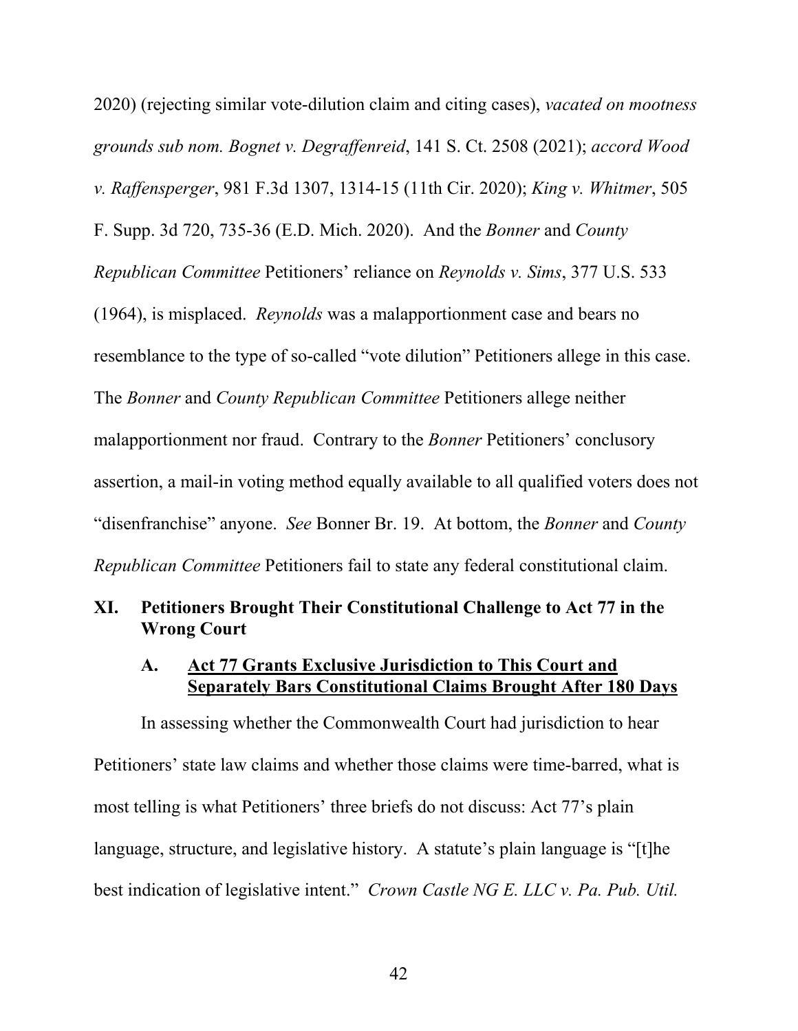2020) (rejecting similar vote-dilution claim and citing cases), *vacated on mootness grounds sub nom. Bognet v. Degraffenreid*, 141 S. Ct. 2508 (2021); *accord Wood v. Raffensperger*, 981 F.3d 1307, 1314-15 (11th Cir. 2020); *King v. Whitmer*, 505 F. Supp. 3d 720, 735-36 (E.D. Mich. 2020). And the *Bonner* and *County Republican Committee* Petitioners' reliance on *Reynolds v. Sims*, 377 U.S. 533 (1964), is misplaced. *Reynolds* was a malapportionment case and bears no resemblance to the type of so-called "vote dilution" Petitioners allege in this case. The *Bonner* and *County Republican Committee* Petitioners allege neither malapportionment nor fraud. Contrary to the *Bonner* Petitioners' conclusory assertion, a mail-in voting method equally available to all qualified voters does not "disenfranchise" anyone. *See* Bonner Br. 19. At bottom, the *Bonner* and *County Republican Committee* Petitioners fail to state any federal constitutional claim.

## XI. Petitioners Brought Their Constitutional Challenge to Act 77 in the Wrong Court

### A. Act 77 Grants Exclusive Jurisdiction to This Court and Separately Bars Constitutional Claims Brought After 180 Days

In assessing whether the Commonwealth Court had jurisdiction to hear Petitioners' state law claims and whether those claims were time-barred, what is most telling is what Petitioners' three briefs do not discuss: Act 77's plain language, structure, and legislative history. A statute's plain language is "[t]he best indication of legislative intent." *Crown Castle NG E. LLC v. Pa. Pub. Util.*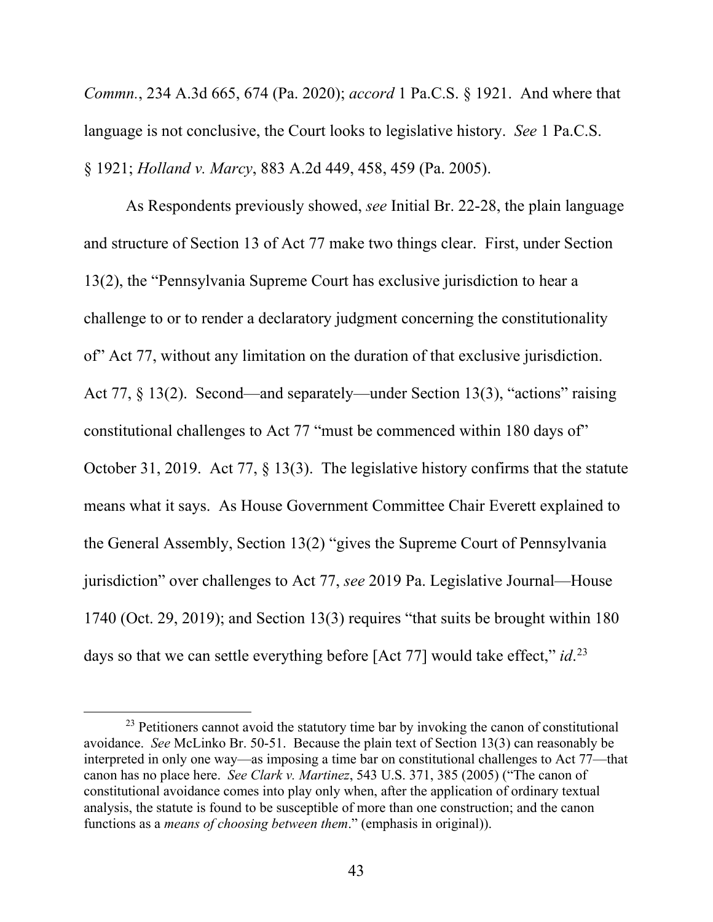*Commn.*, 234 A.3d 665, 674 (Pa. 2020); *accord* 1 Pa.C.S. § 1921. And where that language is not conclusive, the Court looks to legislative history. *See* 1 Pa.C.S. § 1921; *Holland v. Marcy*, 883 A.2d 449, 458, 459 (Pa. 2005).

As Respondents previously showed, *see* Initial Br. 22-28, the plain language and structure of Section 13 of Act 77 make two things clear. First, under Section 13(2), the "Pennsylvania Supreme Court has exclusive jurisdiction to hear a challenge to or to render a declaratory judgment concerning the constitutionality of" Act 77, without any limitation on the duration of that exclusive jurisdiction. Act 77, § 13(2). Second—and separately—under Section 13(3), "actions" raising constitutional challenges to Act 77 "must be commenced within 180 days of" October 31, 2019. Act 77, § 13(3). The legislative history confirms that the statute means what it says. As House Government Committee Chair Everett explained to the General Assembly, Section 13(2) "gives the Supreme Court of Pennsylvania jurisdiction" over challenges to Act 77, *see* 2019 Pa. Legislative Journal—House 1740 (Oct. 29, 2019); and Section 13(3) requires "that suits be brought within 180 days so that we can settle everything before [Act 77] would take effect," *id*.[23]

[23] Petitioners cannot avoid the statutory time bar by invoking the canon of constitutional avoidance. *See* McLinko Br. 50-51. Because the plain text of Section 13(3) can reasonably be interpreted in only one way—as imposing a time bar on constitutional challenges to Act 77—that canon has no place here. *See Clark v. Martinez*, 543 U.S. 371, 385 (2005) ("The canon of constitutional avoidance comes into play only when, after the application of ordinary textual analysis, the statute is found to be susceptible of more than one construction; and the canon functions as a *means of choosing between them*." (emphasis in original)).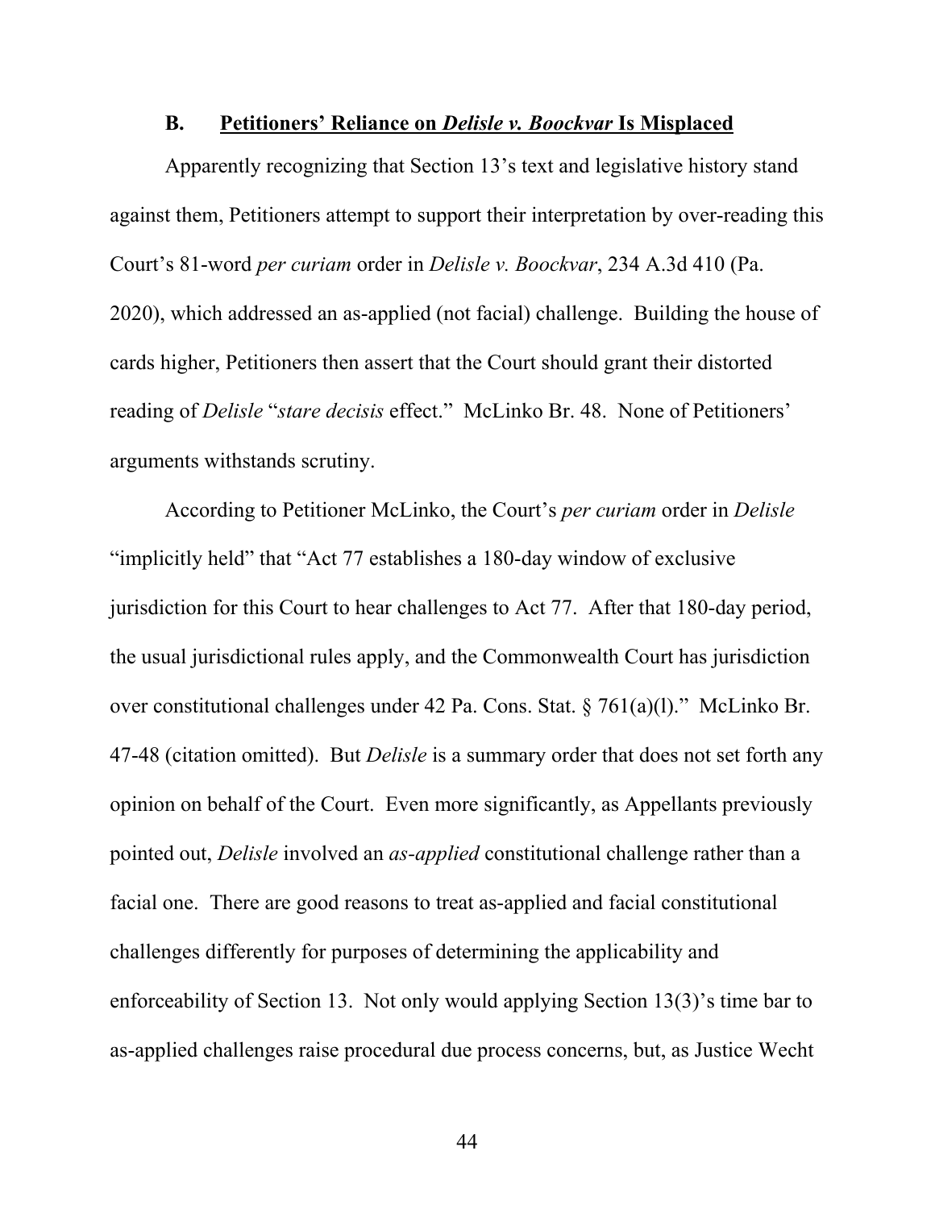### B. <u>Petitioners' Reliance on *Delisle v. Boockvar* Is Misplaced</u>

Apparently recognizing that Section 13's text and legislative history stand against them, Petitioners attempt to support their interpretation by over-reading this Court's 81-word *per curiam* order in *Delisle v. Boockvar*, 234 A.3d 410 (Pa. 2020), which addressed an as-applied (not facial) challenge. Building the house of cards higher, Petitioners then assert that the Court should grant their distorted reading of *Delisle* "*stare decisis* effect." McLinko Br. 48. None of Petitioners' arguments withstands scrutiny.

According to Petitioner McLinko, the Court's *per curiam* order in *Delisle* "implicitly held" that "Act 77 establishes a 180-day window of exclusive jurisdiction for this Court to hear challenges to Act 77. After that 180-day period, the usual jurisdictional rules apply, and the Commonwealth Court has jurisdiction over constitutional challenges under 42 Pa. Cons. Stat. § 761(a)(l)." McLinko Br. 47-48 (citation omitted). But *Delisle* is a summary order that does not set forth any opinion on behalf of the Court. Even more significantly, as Appellants previously pointed out, *Delisle* involved an *as-applied* constitutional challenge rather than a facial one. There are good reasons to treat as-applied and facial constitutional challenges differently for purposes of determining the applicability and enforceability of Section 13. Not only would applying Section 13(3)'s time bar to as-applied challenges raise procedural due process concerns, but, as Justice Wecht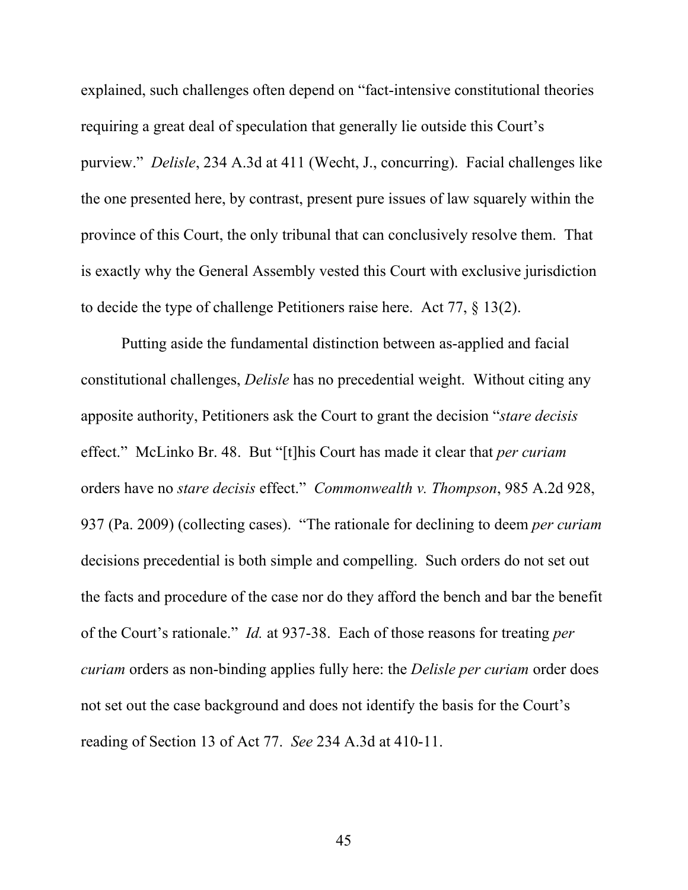explained, such challenges often depend on "fact-intensive constitutional theories requiring a great deal of speculation that generally lie outside this Court's purview." *Delisle*, 234 A.3d at 411 (Wecht, J., concurring). Facial challenges like the one presented here, by contrast, present pure issues of law squarely within the province of this Court, the only tribunal that can conclusively resolve them. That is exactly why the General Assembly vested this Court with exclusive jurisdiction to decide the type of challenge Petitioners raise here. Act 77, § 13(2).

Putting aside the fundamental distinction between as-applied and facial constitutional challenges, *Delisle* has no precedential weight. Without citing any apposite authority, Petitioners ask the Court to grant the decision "*stare decisis* effect." McLinko Br. 48. But "[t]his Court has made it clear that *per curiam* orders have no *stare decisis* effect." *Commonwealth v. Thompson*, 985 A.2d 928, 937 (Pa. 2009) (collecting cases). "The rationale for declining to deem *per curiam* decisions precedential is both simple and compelling. Such orders do not set out the facts and procedure of the case nor do they afford the bench and bar the benefit of the Court's rationale." *Id.* at 937-38. Each of those reasons for treating *per curiam* orders as non-binding applies fully here: the *Delisle per curiam* order does not set out the case background and does not identify the basis for the Court's reading of Section 13 of Act 77. *See* 234 A.3d at 410-11.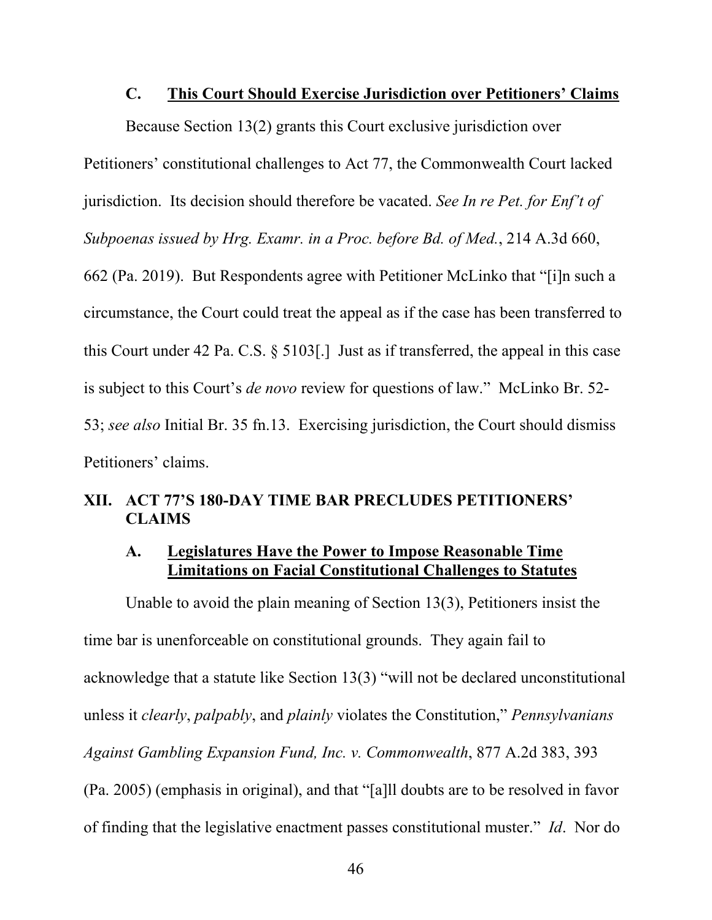### C. <u>This Court Should Exercise Jurisdiction over Petitioners' Claims</u>

Because Section 13(2) grants this Court exclusive jurisdiction over Petitioners' constitutional challenges to Act 77, the Commonwealth Court lacked jurisdiction. Its decision should therefore be vacated. *See In re Pet. for Enf't of Subpoenas issued by Hrg. Examr. in a Proc. before Bd. of Med.*, 214 A.3d 660, 662 (Pa. 2019). But Respondents agree with Petitioner McLinko that "[i]n such a circumstance, the Court could treat the appeal as if the case has been transferred to this Court under 42 Pa. C.S. § 5103[.] Just as if transferred, the appeal in this case is subject to this Court's *de novo* review for questions of law." McLinko Br. 52-53; *see also* Initial Br. 35 fn.13. Exercising jurisdiction, the Court should dismiss Petitioners' claims.

## XII. ACT 77'S 180-DAY TIME BAR PRECLUDES PETITIONERS' CLAIMS

### A. <u>Legislatures Have the Power to Impose Reasonable Time Limitations on Facial Constitutional Challenges to Statutes</u>

Unable to avoid the plain meaning of Section 13(3), Petitioners insist the time bar is unenforceable on constitutional grounds. They again fail to acknowledge that a statute like Section 13(3) "will not be declared unconstitutional unless it *clearly*, *palpably*, and *plainly* violates the Constitution," *Pennsylvanians Against Gambling Expansion Fund, Inc. v. Commonwealth*, 877 A.2d 383, 393 (Pa. 2005) (emphasis in original), and that "[a]ll doubts are to be resolved in favor of finding that the legislative enactment passes constitutional muster." *Id*. Nor do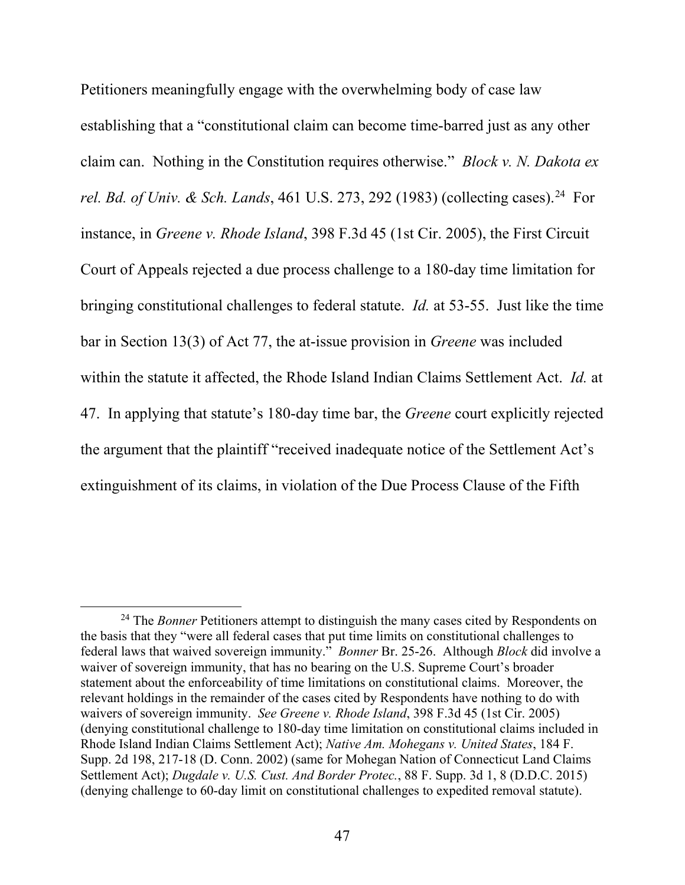Petitioners meaningfully engage with the overwhelming body of case law establishing that a "constitutional claim can become time-barred just as any other claim can. Nothing in the Constitution requires otherwise." *Block v. N. Dakota ex rel. Bd. of Univ. & Sch. Lands*, 461 U.S. 273, 292 (1983) (collecting cases).[24] For instance, in *Greene v. Rhode Island*, 398 F.3d 45 (1st Cir. 2005), the First Circuit Court of Appeals rejected a due process challenge to a 180-day time limitation for bringing constitutional challenges to federal statute. *Id.* at 53-55. Just like the time bar in Section 13(3) of Act 77, the at-issue provision in *Greene* was included within the statute it affected, the Rhode Island Indian Claims Settlement Act. *Id.* at 47. In applying that statute's 180-day time bar, the *Greene* court explicitly rejected the argument that the plaintiff "received inadequate notice of the Settlement Act's extinguishment of its claims, in violation of the Due Process Clause of the Fifth

---

[24] The *Bonner* Petitioners attempt to distinguish the many cases cited by Respondents on the basis that they "were all federal cases that put time limits on constitutional challenges to federal laws that waived sovereign immunity." *Bonner* Br. 25-26. Although *Block* did involve a waiver of sovereign immunity, that has no bearing on the U.S. Supreme Court's broader statement about the enforceability of time limitations on constitutional claims. Moreover, the relevant holdings in the remainder of the cases cited by Respondents have nothing to do with waivers of sovereign immunity. *See Greene v. Rhode Island*, 398 F.3d 45 (1st Cir. 2005) (denying constitutional challenge to 180-day time limitation on constitutional claims included in Rhode Island Indian Claims Settlement Act); *Native Am. Mohegans v. United States*, 184 F. Supp. 2d 198, 217-18 (D. Conn. 2002) (same for Mohegan Nation of Connecticut Land Claims Settlement Act); *Dugdale v. U.S. Cust. And Border Protec.*, 88 F. Supp. 3d 1, 8 (D.D.C. 2015) (denying challenge to 60-day limit on constitutional challenges to expedited removal statute).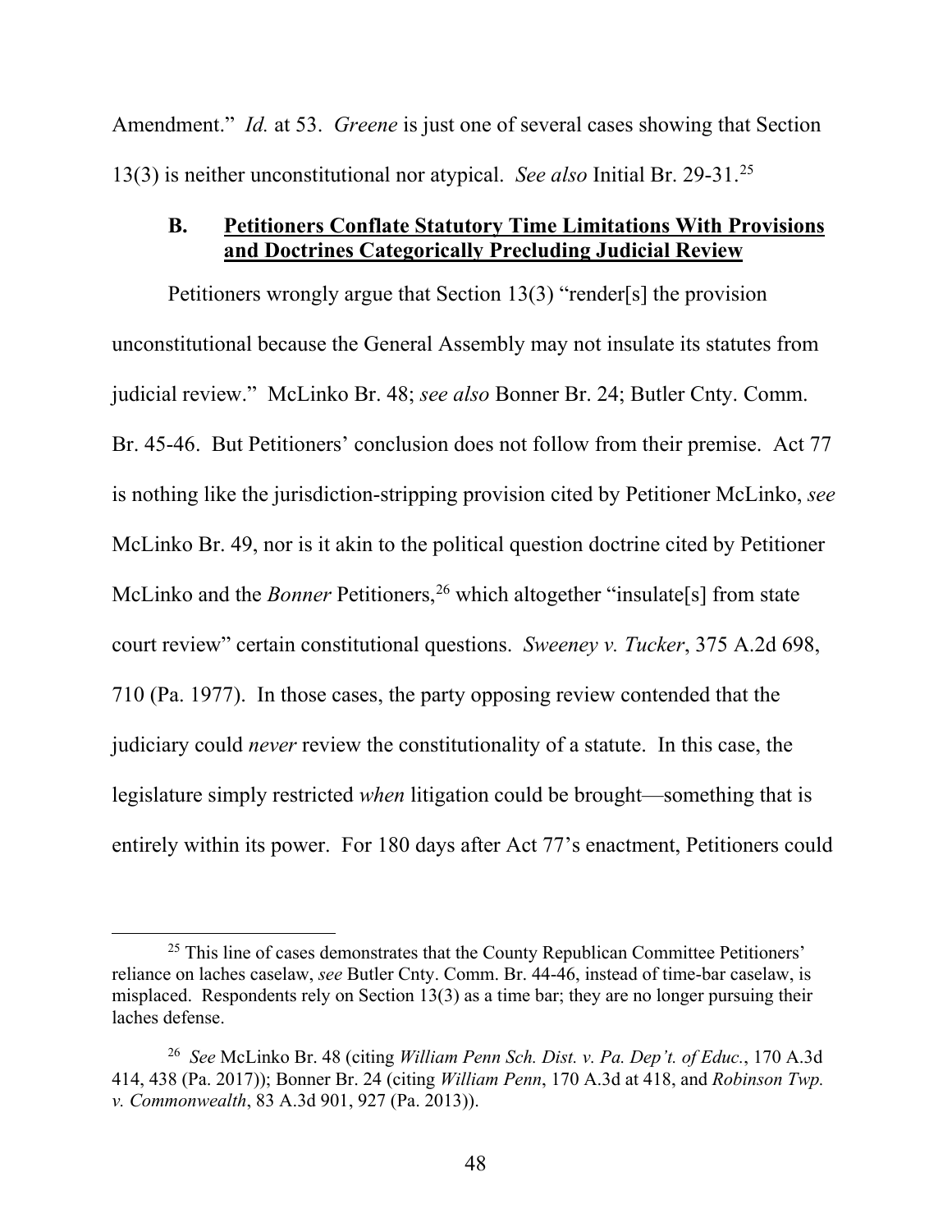Amendment." *Id.* at 53. *Greene* is just one of several cases showing that Section 13(3) is neither unconstitutional nor atypical. *See also* Initial Br. 29-31.[25]

### B. Petitioners Conflate Statutory Time Limitations With Provisions and Doctrines Categorically Precluding Judicial Review

Petitioners wrongly argue that Section 13(3) "render[s] the provision unconstitutional because the General Assembly may not insulate its statutes from judicial review." McLinko Br. 48; *see also* Bonner Br. 24; Butler Cnty. Comm. Br. 45-46. But Petitioners' conclusion does not follow from their premise. Act 77 is nothing like the jurisdiction-stripping provision cited by Petitioner McLinko, *see* McLinko Br. 49, nor is it akin to the political question doctrine cited by Petitioner McLinko and the *Bonner* Petitioners,[26] which altogether "insulate[s] from state court review" certain constitutional questions. *Sweeney v. Tucker*, 375 A.2d 698, 710 (Pa. 1977). In those cases, the party opposing review contended that the judiciary could *never* review the constitutionality of a statute. In this case, the legislature simply restricted *when* litigation could be brought—something that is entirely within its power. For 180 days after Act 77's enactment, Petitioners could

---

[25] This line of cases demonstrates that the County Republican Committee Petitioners' reliance on laches caselaw, *see* Butler Cnty. Comm. Br. 44-46, instead of time-bar caselaw, is misplaced. Respondents rely on Section 13(3) as a time bar; they are no longer pursuing their laches defense.

[26] *See* McLinko Br. 48 (citing *William Penn Sch. Dist. v. Pa. Dep't. of Educ.*, 170 A.3d 414, 438 (Pa. 2017)); Bonner Br. 24 (citing *William Penn*, 170 A.3d at 418, and *Robinson Twp. v. Commonwealth*, 83 A.3d 901, 927 (Pa. 2013)).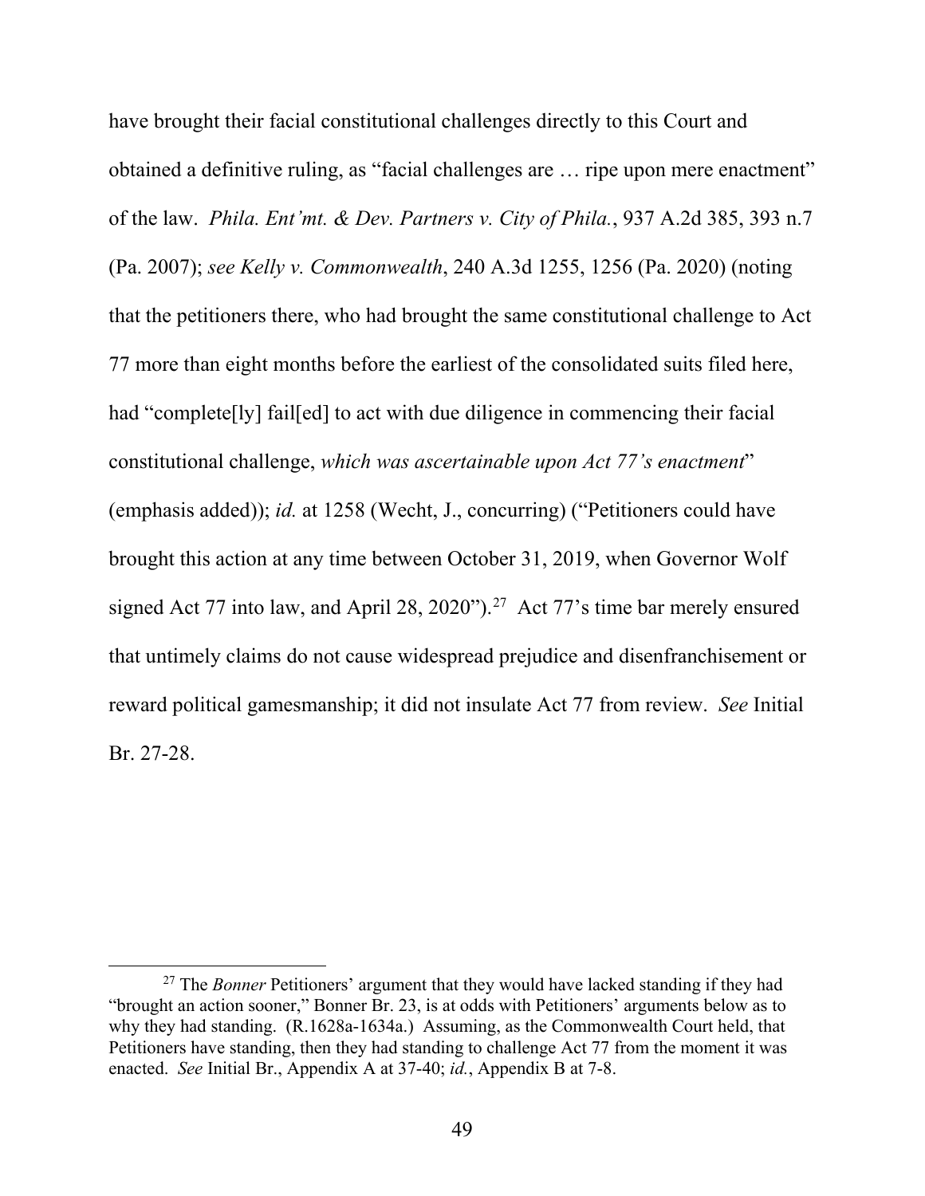have brought their facial constitutional challenges directly to this Court and obtained a definitive ruling, as "facial challenges are … ripe upon mere enactment" of the law. *Phila. Ent'mt. & Dev. Partners v. City of Phila.*, 937 A.2d 385, 393 n.7 (Pa. 2007); *see Kelly v. Commonwealth*, 240 A.3d 1255, 1256 (Pa. 2020) (noting that the petitioners there, who had brought the same constitutional challenge to Act 77 more than eight months before the earliest of the consolidated suits filed here, had "complete[ly] fail[ed] to act with due diligence in commencing their facial constitutional challenge, *which was ascertainable upon Act 77's enactment*" (emphasis added)); *id.* at 1258 (Wecht, J., concurring) ("Petitioners could have brought this action at any time between October 31, 2019, when Governor Wolf signed Act 77 into law, and April 28, 2020").[27] Act 77's time bar merely ensured that untimely claims do not cause widespread prejudice and disenfranchisement or reward political gamesmanship; it did not insulate Act 77 from review. *See* Initial Br. 27-28.

---

[27] The *Bonner* Petitioners' argument that they would have lacked standing if they had "brought an action sooner," Bonner Br. 23, is at odds with Petitioners' arguments below as to why they had standing. (R.1628a-1634a.) Assuming, as the Commonwealth Court held, that Petitioners have standing, then they had standing to challenge Act 77 from the moment it was enacted. *See* Initial Br., Appendix A at 37-40; *id.*, Appendix B at 7-8.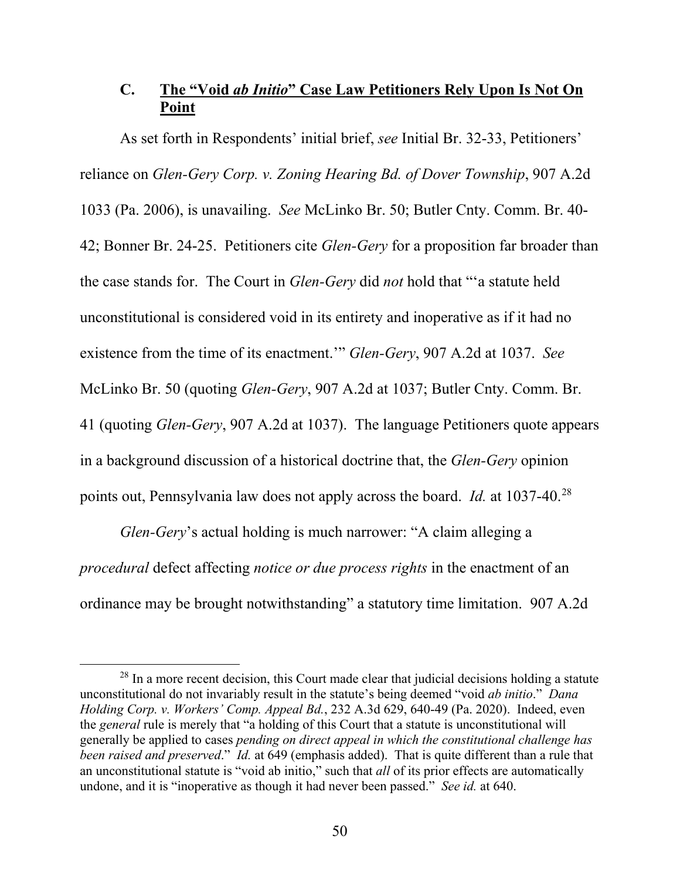### C. <u>The "Void *ab Initio*" Case Law Petitioners Rely Upon Is Not On Point</u>

As set forth in Respondents' initial brief, *see* Initial Br. 32-33, Petitioners' reliance on *Glen-Gery Corp. v. Zoning Hearing Bd. of Dover Township*, 907 A.2d 1033 (Pa. 2006), is unavailing. *See* McLinko Br. 50; Butler Cnty. Comm. Br. 40-42; Bonner Br. 24-25. Petitioners cite *Glen-Gery* for a proposition far broader than the case stands for. The Court in *Glen-Gery* did *not* hold that "'a statute held unconstitutional is considered void in its entirety and inoperative as if it had no existence from the time of its enactment.'" *Glen-Gery*, 907 A.2d at 1037. *See* McLinko Br. 50 (quoting *Glen-Gery*, 907 A.2d at 1037; Butler Cnty. Comm. Br. 41 (quoting *Glen-Gery*, 907 A.2d at 1037). The language Petitioners quote appears in a background discussion of a historical doctrine that, the *Glen-Gery* opinion points out, Pennsylvania law does not apply across the board. *Id.* at 1037-40.[28]

*Glen-Gery*'s actual holding is much narrower: "A claim alleging a *procedural* defect affecting *notice or due process rights* in the enactment of an ordinance may be brought notwithstanding" a statutory time limitation. 907 A.2d

---

[28] In a more recent decision, this Court made clear that judicial decisions holding a statute unconstitutional do not invariably result in the statute's being deemed "void *ab initio*." *Dana Holding Corp. v. Workers' Comp. Appeal Bd.*, 232 A.3d 629, 640-49 (Pa. 2020). Indeed, even the *general* rule is merely that "a holding of this Court that a statute is unconstitutional will generally be applied to cases *pending on direct appeal in which the constitutional challenge has been raised and preserved*." *Id.* at 649 (emphasis added). That is quite different than a rule that an unconstitutional statute is "void ab initio," such that *all* of its prior effects are automatically undone, and it is "inoperative as though it had never been passed." *See id.* at 640.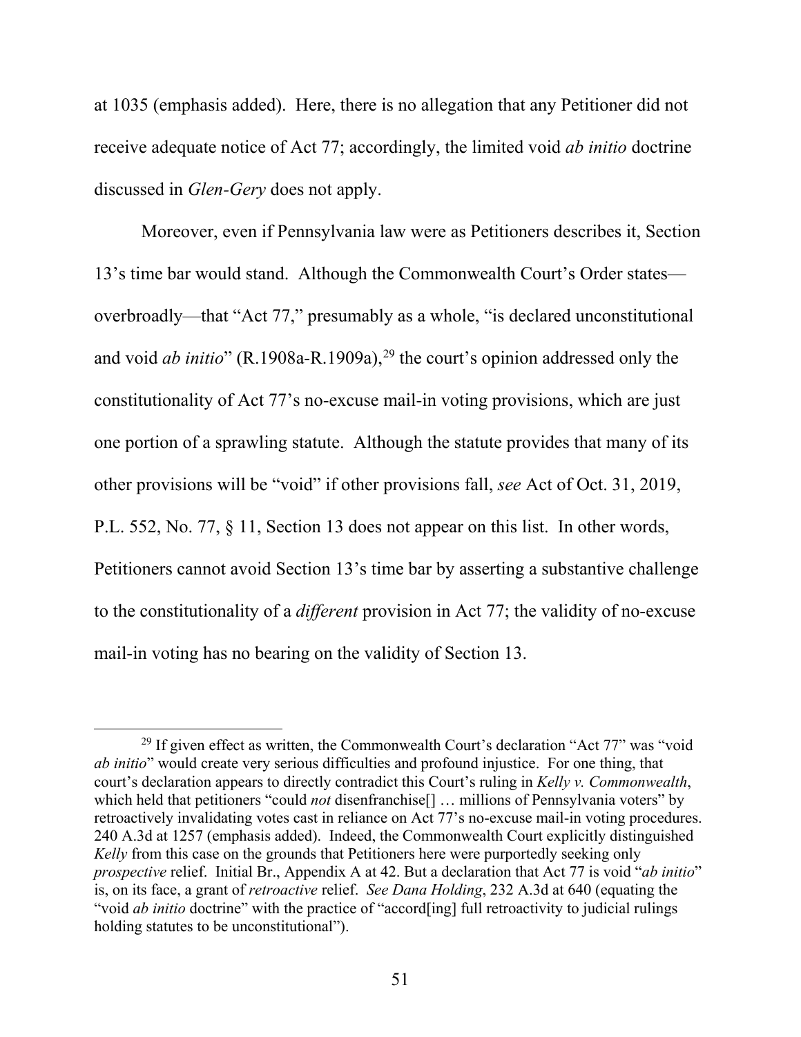at 1035 (emphasis added). Here, there is no allegation that any Petitioner did not receive adequate notice of Act 77; accordingly, the limited void *ab initio* doctrine discussed in *Glen-Gery* does not apply.

Moreover, even if Pennsylvania law were as Petitioners describes it, Section 13's time bar would stand. Although the Commonwealth Court's Order states—overbroadly—that "Act 77," presumably as a whole, "is declared unconstitutional and void *ab initio*" (R.1908a-R.1909a),[29] the court's opinion addressed only the constitutionality of Act 77's no-excuse mail-in voting provisions, which are just one portion of a sprawling statute. Although the statute provides that many of its other provisions will be "void" if other provisions fall, *see* Act of Oct. 31, 2019, P.L. 552, No. 77, § 11, Section 13 does not appear on this list. In other words, Petitioners cannot avoid Section 13's time bar by asserting a substantive challenge to the constitutionality of a *different* provision in Act 77; the validity of no-excuse mail-in voting has no bearing on the validity of Section 13.

[29] If given effect as written, the Commonwealth Court's declaration "Act 77" was "void *ab initio*" would create very serious difficulties and profound injustice. For one thing, that court's declaration appears to directly contradict this Court's ruling in *Kelly v. Commonwealth*, which held that petitioners "could *not* disenfranchise[] … millions of Pennsylvania voters" by retroactively invalidating votes cast in reliance on Act 77's no-excuse mail-in voting procedures. 240 A.3d at 1257 (emphasis added). Indeed, the Commonwealth Court explicitly distinguished *Kelly* from this case on the grounds that Petitioners here were purportedly seeking only *prospective* relief. Initial Br., Appendix A at 42. But a declaration that Act 77 is void "*ab initio*" is, on its face, a grant of *retroactive* relief. *See Dana Holding*, 232 A.3d at 640 (equating the "void *ab initio* doctrine" with the practice of "accord[ing] full retroactivity to judicial rulings holding statutes to be unconstitutional").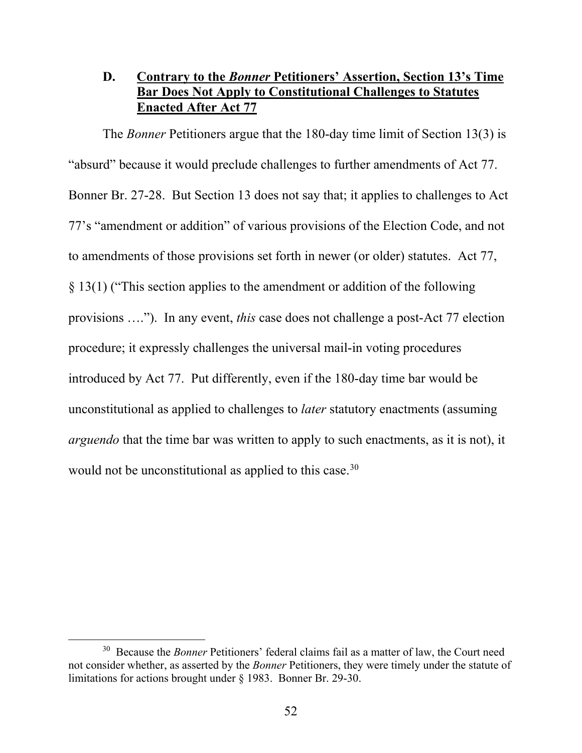### D. <u>Contrary to the *Bonner* Petitioners' Assertion, Section 13's Time Bar Does Not Apply to Constitutional Challenges to Statutes Enacted After Act 77</u>

The *Bonner* Petitioners argue that the 180-day time limit of Section 13(3) is "absurd" because it would preclude challenges to further amendments of Act 77. Bonner Br. 27-28. But Section 13 does not say that; it applies to challenges to Act 77's "amendment or addition" of various provisions of the Election Code, and not to amendments of those provisions set forth in newer (or older) statutes. Act 77, § 13(1) ("This section applies to the amendment or addition of the following provisions …."). In any event, *this* case does not challenge a post-Act 77 election procedure; it expressly challenges the universal mail-in voting procedures introduced by Act 77. Put differently, even if the 180-day time bar would be unconstitutional as applied to challenges to *later* statutory enactments (assuming *arguendo* that the time bar was written to apply to such enactments, as it is not), it would not be unconstitutional as applied to this case.[30]

---

[30] Because the *Bonner* Petitioners' federal claims fail as a matter of law, the Court need not consider whether, as asserted by the *Bonner* Petitioners, they were timely under the statute of limitations for actions brought under § 1983. Bonner Br. 29-30.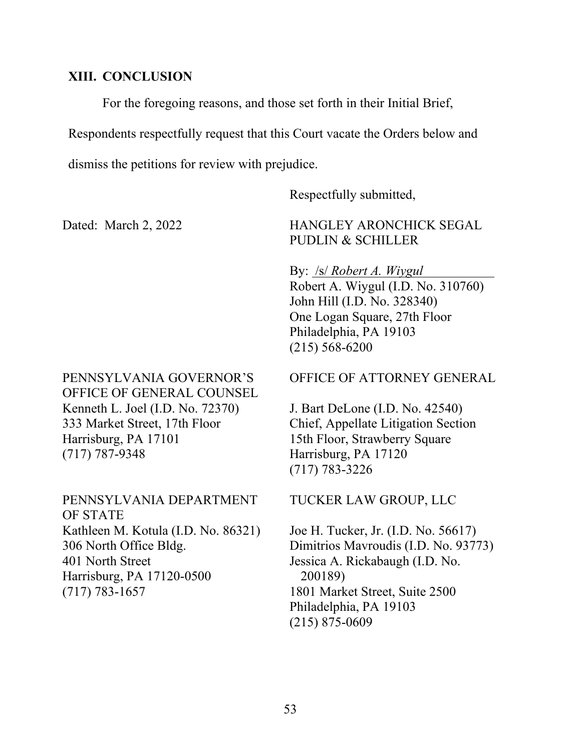## XIII. CONCLUSION

For the foregoing reasons, and those set forth in their Initial Brief, Respondents respectfully request that this Court vacate the Orders below and dismiss the petitions for review with prejudice.

Respectfully submitted,

Dated: March 2, 2022

HANGLEY ARONCHICK SEGAL PUDLIN & SCHILLER

By: /s/ *Robert A. Wiygul*
Robert A. Wiygul (I.D. No. 310760)
John Hill (I.D. No. 328340)
One Logan Square, 27th Floor
Philadelphia, PA 19103
(215) 568-6200

PENNSYLVANIA GOVERNOR'S OFFICE OF GENERAL COUNSEL
Kenneth L. Joel (I.D. No. 72370)
333 Market Street, 17th Floor
Harrisburg, PA 17101
(717) 787-9348

OFFICE OF ATTORNEY GENERAL
J. Bart DeLone (I.D. No. 42540)
Chief, Appellate Litigation Section
15th Floor, Strawberry Square
Harrisburg, PA 17120
(717) 783-3226

PENNSYLVANIA DEPARTMENT OF STATE
Kathleen M. Kotula (I.D. No. 86321)
306 North Office Bldg.
401 North Street
Harrisburg, PA 17120-0500
(717) 783-1657

TUCKER LAW GROUP, LLC
Joe H. Tucker, Jr. (I.D. No. 56617)
Dimitrios Mavroudis (I.D. No. 93773)
Jessica A. Rickabaugh (I.D. No. 200189)
1801 Market Street, Suite 2500
Philadelphia, PA 19103
(215) 875-0609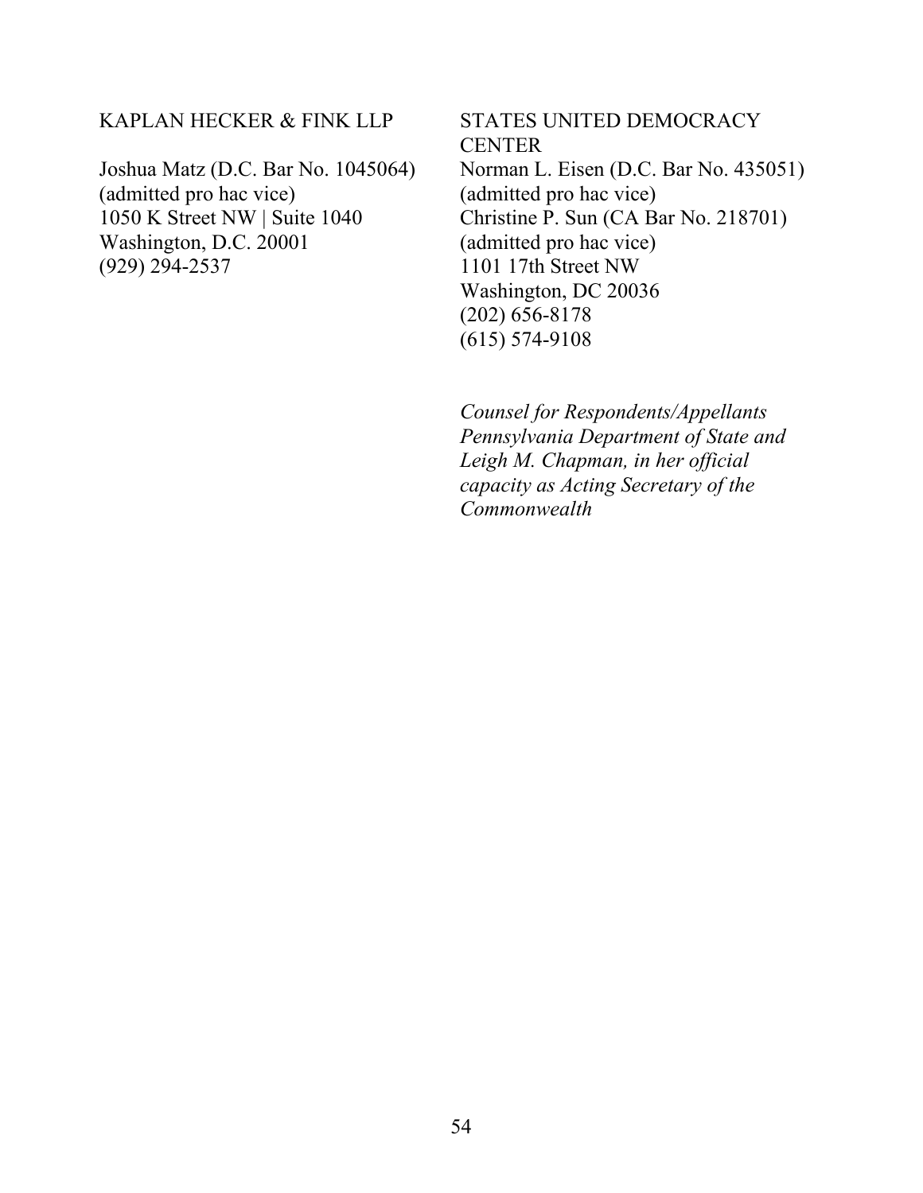KAPLAN HECKER & FINK LLP

Joshua Matz (D.C. Bar No. 1045064)
(admitted pro hac vice)
1050 K Street NW | Suite 1040
Washington, D.C. 20001
(929) 294-2537

STATES UNITED DEMOCRACY CENTER

Norman L. Eisen (D.C. Bar No. 435051)
(admitted pro hac vice)
Christine P. Sun (CA Bar No. 218701)
(admitted pro hac vice)
1101 17th Street NW
Washington, DC 20036
(202) 656-8178
(615) 574-9108

*Counsel for Respondents/Appellants Pennsylvania Department of State and Leigh M. Chapman, in her official capacity as Acting Secretary of the Commonwealth*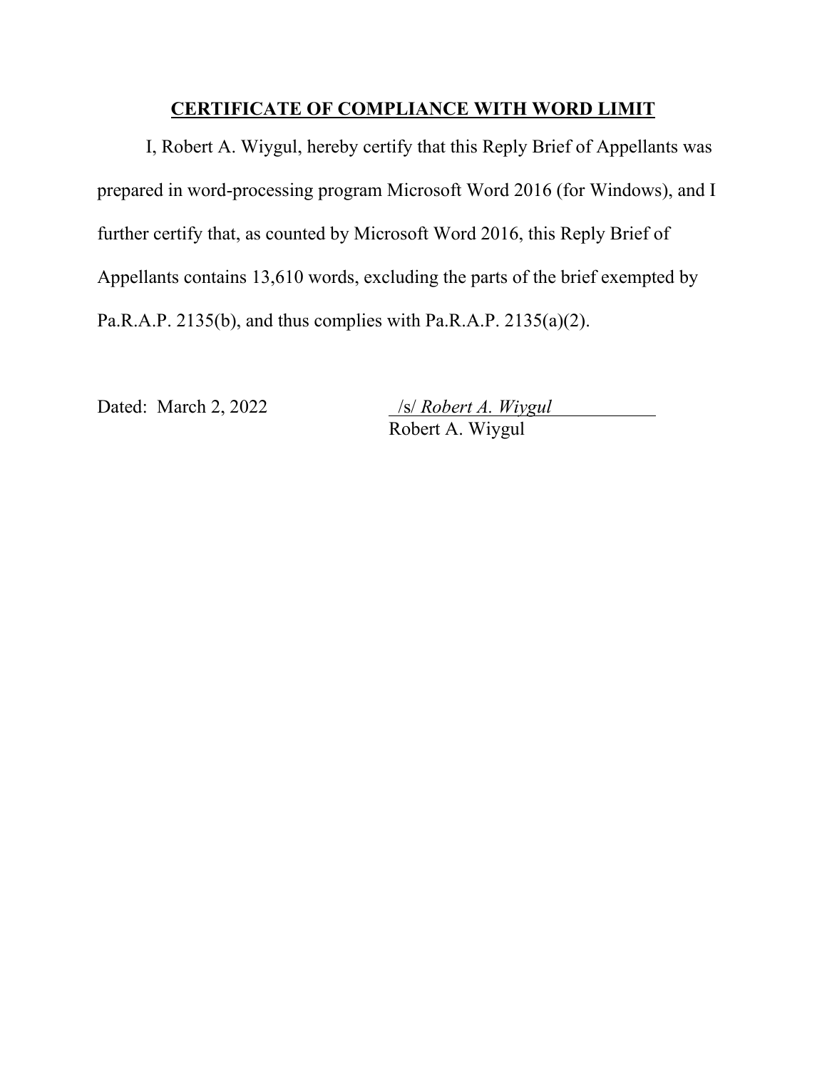## CERTIFICATE OF COMPLIANCE WITH WORD LIMIT

I, Robert A. Wiygul, hereby certify that this Reply Brief of Appellants was prepared in word-processing program Microsoft Word 2016 (for Windows), and I further certify that, as counted by Microsoft Word 2016, this Reply Brief of Appellants contains 13,610 words, excluding the parts of the brief exempted by Pa.R.A.P. 2135(b), and thus complies with Pa.R.A.P. 2135(a)(2).

Dated: March 2, 2022

/s/ *Robert A. Wiygul*
Robert A. Wiygul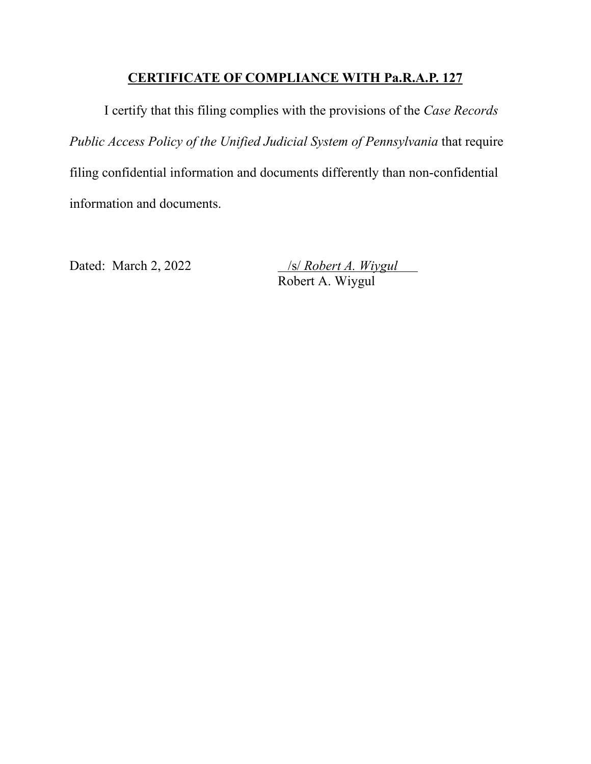## **CERTIFICATE OF COMPLIANCE WITH Pa.R.A.P. 127**

I certify that this filing complies with the provisions of the *Case Records Public Access Policy of the Unified Judicial System of Pennsylvania* that require filing confidential information and documents differently than non-confidential information and documents.

Dated: March 2, 2022

/s/ *Robert A. Wiygul*
Robert A. Wiygul